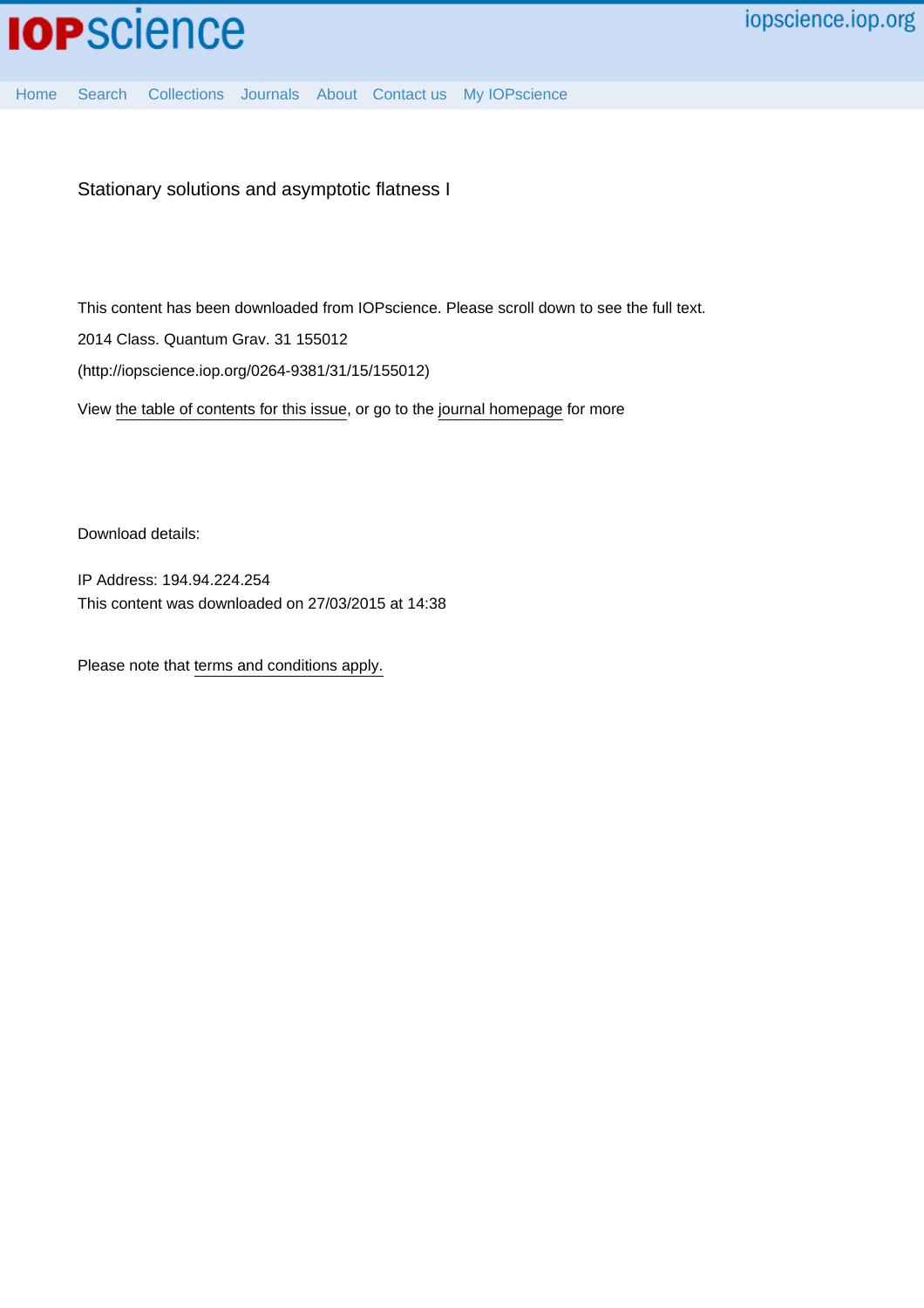# Stationary solutions and asymptotic flatness I

This content has been downloaded from IOPscience. Please scroll down to see the full text.

2014 Class. Quantum Grav. 31 155012

(http://iopscience.iop.org/0264-9381/31/15/155012)

View the table of contents for this issue, or go to the journal homepage for more

Download details:

IP Address: 194.94.224.254

This content was downloaded on 27/03/2015 at 14:38

Please note that terms and conditions apply.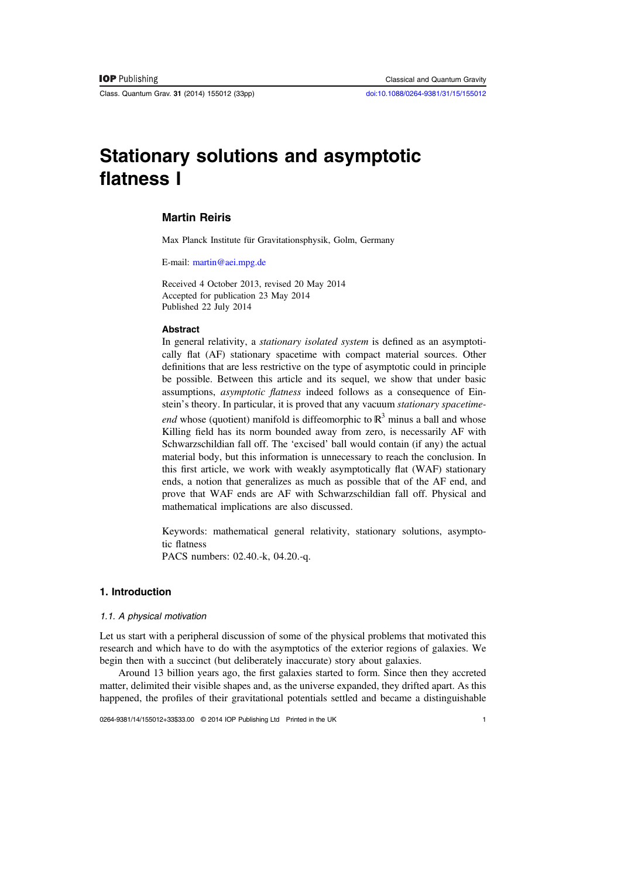# Stationary solutions and asymptotic flatness I

**Martin Reiris**

Max Planck Institute für Gravitationsphysik, Golm, Germany

E-mail: martin@aei.mpg.de

Received 4 October 2013, revised 20 May 2014
Accepted for publication 23 May 2014
Published 22 July 2014

### Abstract

In general relativity, a *stationary isolated system* is defined as an asymptotically flat (AF) stationary spacetime with compact material sources. Other definitions that are less restrictive on the type of asymptotic could in principle be possible. Between this article and its sequel, we show that under basic assumptions, *asymptotic flatness* indeed follows as a consequence of Einstein's theory. In particular, it is proved that any vacuum *stationary spacetime-end* whose (quotient) manifold is diffeomorphic to $\mathbb{R}^3$ minus a ball and whose Killing field has its norm bounded away from zero, is necessarily AF with Schwarzschildian fall off. The 'excised' ball would contain (if any) the actual material body, but this information is unnecessary to reach the conclusion. In this first article, we work with weakly asymptotically flat (WAF) stationary ends, a notion that generalizes as much as possible that of the AF end, and prove that WAF ends are AF with Schwarzschildian fall off. Physical and mathematical implications are also discussed.

Keywords: mathematical general relativity, stationary solutions, asymptotic flatness
PACS numbers: 02.40.-k, 04.20.-q.

## 1. Introduction

### 1.1. A physical motivation

Let us start with a peripheral discussion of some of the physical problems that motivated this research and which have to do with the asymptotics of the exterior regions of galaxies. We begin then with a succinct (but deliberately inaccurate) story about galaxies.

Around 13 billion years ago, the first galaxies started to form. Since then they accreted matter, delimited their visible shapes and, as the universe expanded, they drifted apart. As this happened, the profiles of their gravitational potentials settled and became a distinguishable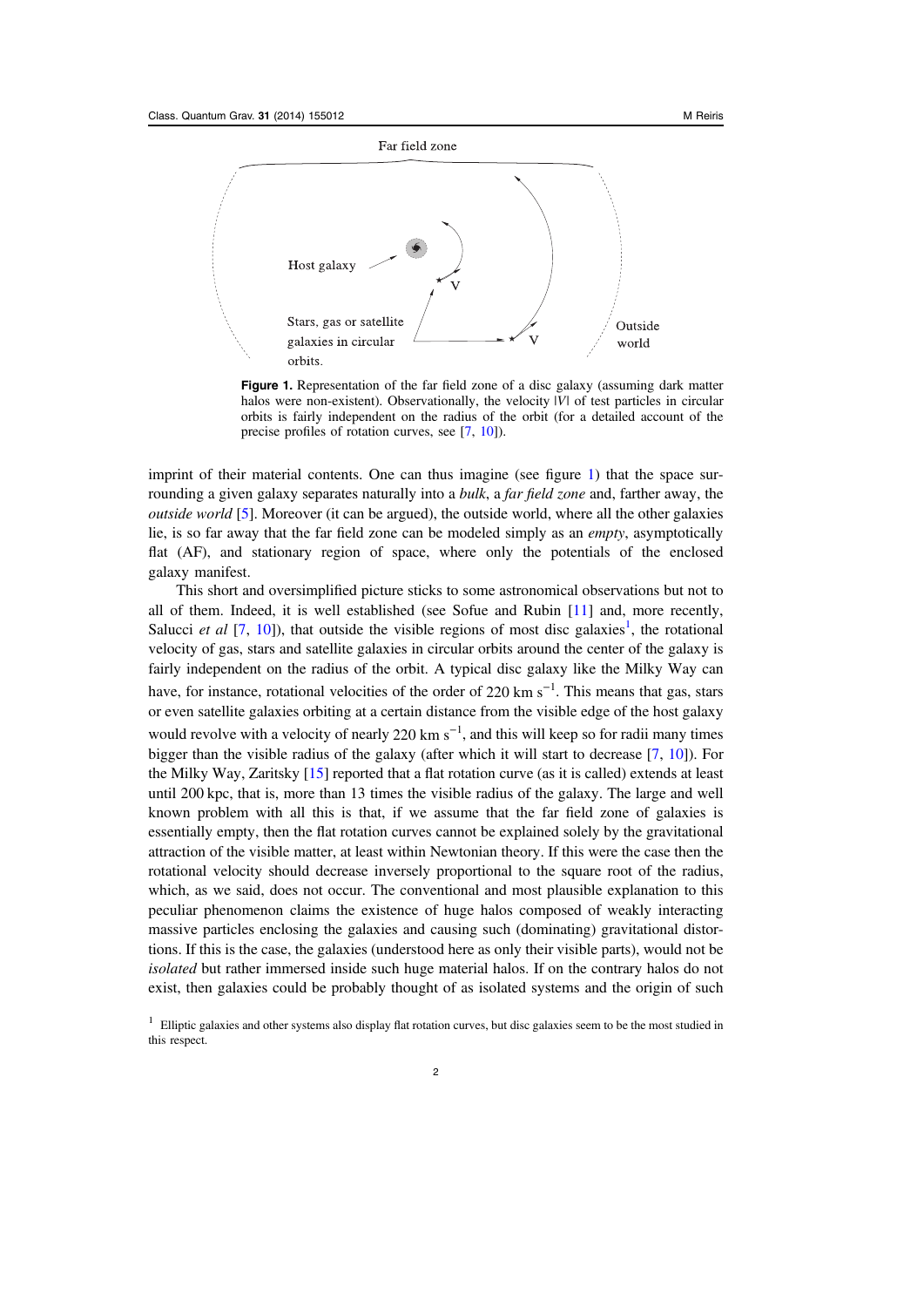**Figure 1.** Representation of the far field zone of a disc galaxy (assuming dark matter halos were non-existent). Observationally, the velocity $|V|$ of test particles in circular orbits is fairly independent on the radius of the orbit (for a detailed account of the precise profiles of rotation curves, see [7, 10]).

imprint of their material contents. One can thus imagine (see figure 1) that the space surrounding a given galaxy separates naturally into a *bulk*, a *far field zone* and, farther away, the *outside world* [5]. Moreover (it can be argued), the outside world, where all the other galaxies lie, is so far away that the far field zone can be modeled simply as an *empty*, asymptotically flat (AF), and stationary region of space, where only the potentials of the enclosed galaxy manifest.

This short and oversimplified picture sticks to some astronomical observations but not to all of them. Indeed, it is well established (see Sofue and Rubin [11] and, more recently, Salucci *et al* [7, 10]), that outside the visible regions of most disc galaxies[1], the rotational velocity of gas, stars and satellite galaxies in circular orbits around the center of the galaxy is fairly independent on the radius of the orbit. A typical disc galaxy like the Milky Way can have, for instance, rotational velocities of the order of 220 km $s^{-1}$. This means that gas, stars or even satellite galaxies orbiting at a certain distance from the visible edge of the host galaxy would revolve with a velocity of nearly 220 km $s^{-1}$, and this will keep so for radii many times bigger than the visible radius of the galaxy (after which it will start to decrease [7, 10]). For the Milky Way, Zaritsky [15] reported that a flat rotation curve (as it is called) extends at least until 200 kpc, that is, more than 13 times the visible radius of the galaxy. The large and well known problem with all this is that, if we assume that the far field zone of galaxies is essentially empty, then the flat rotation curves cannot be explained solely by the gravitational attraction of the visible matter, at least within Newtonian theory. If this were the case then the rotational velocity should decrease inversely proportional to the square root of the radius, which, as we said, does not occur. The conventional and most plausible explanation to this peculiar phenomenon claims the existence of huge halos composed of weakly interacting massive particles enclosing the galaxies and causing such (dominating) gravitational distortions. If this is the case, the galaxies (understood here as only their visible parts), would not be *isolated* but rather immersed inside such huge material halos. If on the contrary halos do not exist, then galaxies could be probably thought of as isolated systems and the origin of such

[1] Elliptic galaxies and other systems also display flat rotation curves, but disc galaxies seem to be the most studied in this respect.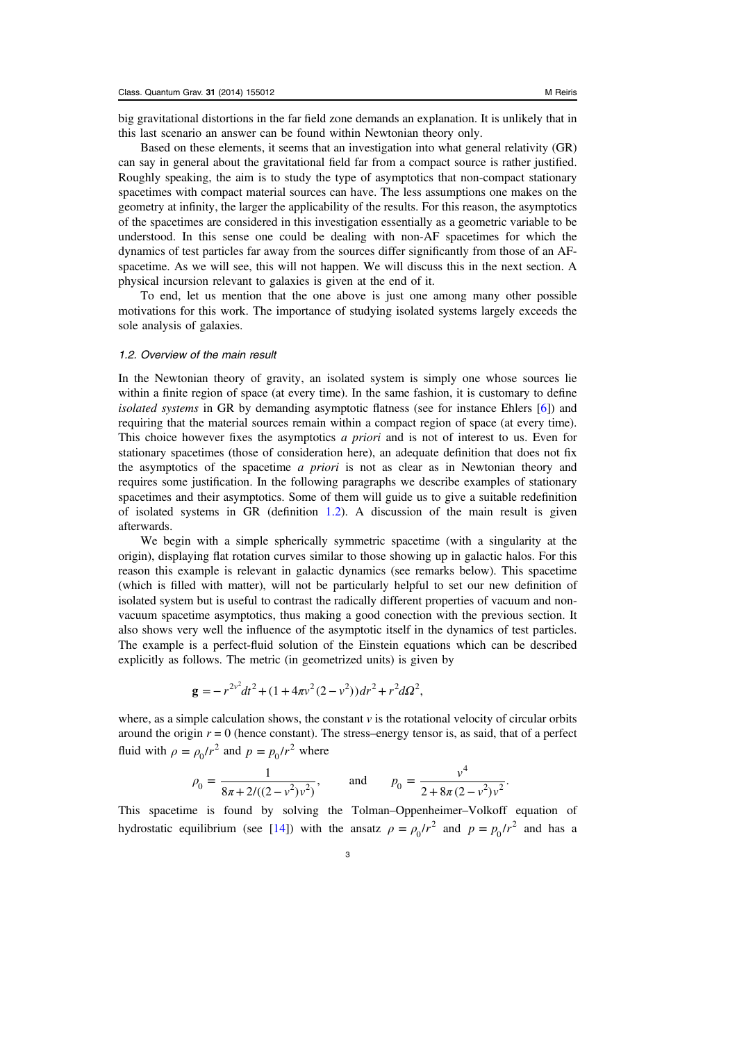big gravitational distortions in the far field zone demands an explanation. It is unlikely that in this last scenario an answer can be found within Newtonian theory only.

Based on these elements, it seems that an investigation into what general relativity (GR) can say in general about the gravitational field far from a compact source is rather justified. Roughly speaking, the aim is to study the type of asymptotics that non-compact stationary spacetimes with compact material sources can have. The less assumptions one makes on the geometry at infinity, the larger the applicability of the results. For this reason, the asymptotics of the spacetimes are considered in this investigation essentially as a geometric variable to be understood. In this sense one could be dealing with non-AF spacetimes for which the dynamics of test particles far away from the sources differ significantly from those of an AF-spacetime. As we will see, this will not happen. We will discuss this in the next section. A physical incursion relevant to galaxies is given at the end of it.

To end, let us mention that the one above is just one among many other possible motivations for this work. The importance of studying isolated systems largely exceeds the sole analysis of galaxies.

### 1.2. Overview of the main result

In the Newtonian theory of gravity, an isolated system is simply one whose sources lie within a finite region of space (at every time). In the same fashion, it is customary to define *isolated systems* in GR by demanding asymptotic flatness (see for instance Ehlers [6]) and requiring that the material sources remain within a compact region of space (at every time). This choice however fixes the asymptotics *a priori* and is not of interest to us. Even for stationary spacetimes (those of consideration here), an adequate definition that does not fix the asymptotics of the spacetime *a priori* is not as clear as in Newtonian theory and requires some justification. In the following paragraphs we describe examples of stationary spacetimes and their asymptotics. Some of them will guide us to give a suitable redefinition of isolated systems in GR (definition 1.2). A discussion of the main result is given afterwards.

We begin with a simple spherically symmetric spacetime (with a singularity at the origin), displaying flat rotation curves similar to those showing up in galactic halos. For this reason this example is relevant in galactic dynamics (see remarks below). This spacetime (which is filled with matter), will not be particularly helpful to set our new definition of isolated system but is useful to contrast the radically different properties of vacuum and non-vacuum spacetime asymptotics, thus making a good conection with the previous section. It also shows very well the influence of the asymptotic itself in the dynamics of test particles. The example is a perfect-fluid solution of the Einstein equations which can be described explicitly as follows. The metric (in geometrized units) is given by

$$\mathbf{g} = -r^{2v^2}dt^2 + (1 + 4\pi v^2(2 - v^2))dr^2 + r^2 d\Omega^2,$$

where, as a simple calculation shows, the constant $v$ is the rotational velocity of circular orbits around the origin $r = 0$ (hence constant). The stress–energy tensor is, as said, that of a perfect fluid with $\rho = \rho_0/r^2$ and $p = p_0/r^2$ where

$$\rho_0 = \frac{1}{8\pi + 2/((2 - v^2)v^2)}, \qquad \text{and} \qquad p_0 = \frac{v^4}{2 + 8\pi(2 - v^2)v^2}.$$

This spacetime is found by solving the Tolman–Oppenheimer–Volkoff equation of hydrostatic equilibrium (see [14]) with the ansatz $\rho = \rho_0/r^2$ and $p = p_0/r^2$ and has a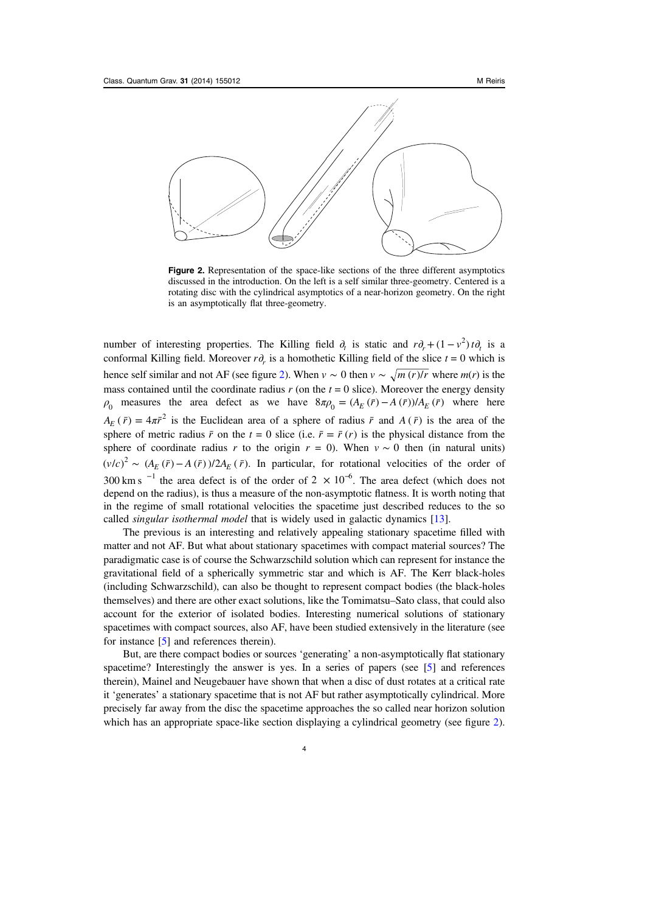**Figure 2.** Representation of the space-like sections of the three different asymptotics discussed in the introduction. On the left is a self similar three-geometry. Centered is a rotating disc with the cylindrical asymptotics of a near-horizon geometry. On the right is an asymptotically flat three-geometry.

number of interesting properties. The Killing field $\partial_t$ is static and $r\partial_r + (1 - v^2)\, t\partial_t$ is a conformal Killing field. Moreover $r\partial_r$ is a homothetic Killing field of the slice $t = 0$ which is hence self similar and not AF (see figure 2). When $v \sim 0$ then $v \sim \sqrt{m(r)/r}$ where $m(r)$ is the mass contained until the coordinate radius $r$ (on the $t = 0$ slice). Moreover the energy density $\rho_0$ measures the area defect as we have $8\pi\rho_0 = (A_E(\bar{r}) - A(\bar{r}))/A_E(\bar{r})$ where here $A_E(\bar{r}) = 4\pi\bar{r}^2$ is the Euclidean area of a sphere of radius $\bar{r}$ and $A(\bar{r})$ is the area of the sphere of metric radius $\bar{r}$ on the $t = 0$ slice (i.e. $\bar{r} = \bar{r}(r)$ is the physical distance from the sphere of coordinate radius $r$ to the origin $r = 0$). When $v \sim 0$ then (in natural units) $(v/c)^2 \sim (A_E(\bar{r}) - A(\bar{r}))/2A_E(\bar{r})$. In particular, for rotational velocities of the order of $300\ \mathrm{km\ s}^{-1}$ the area defect is of the order of $2 \times 10^{-6}$. The area defect (which does not depend on the radius), is thus a measure of the non-asymptotic flatness. It is worth noting that in the regime of small rotational velocities the spacetime just described reduces to the so called *singular isothermal model* that is widely used in galactic dynamics [13].

The previous is an interesting and relatively appealing stationary spacetime filled with matter and not AF. But what about stationary spacetimes with compact material sources? The paradigmatic case is of course the Schwarzschild solution which can represent for instance the gravitational field of a spherically symmetric star and which is AF. The Kerr black-holes (including Schwarzschild), can also be thought to represent compact bodies (the black-holes themselves) and there are other exact solutions, like the Tomimatsu–Sato class, that could also account for the exterior of isolated bodies. Interesting numerical solutions of stationary spacetimes with compact sources, also AF, have been studied extensively in the literature (see for instance [5] and references therein).

But, are there compact bodies or sources 'generating' a non-asymptotically flat stationary spacetime? Interestingly the answer is yes. In a series of papers (see [5] and references therein), Mainel and Neugebauer have shown that when a disc of dust rotates at a critical rate it 'generates' a stationary spacetime that is not AF but rather asymptotically cylindrical. More precisely far away from the disc the spacetime approaches the so called near horizon solution which has an appropriate space-like section displaying a cylindrical geometry (see figure 2).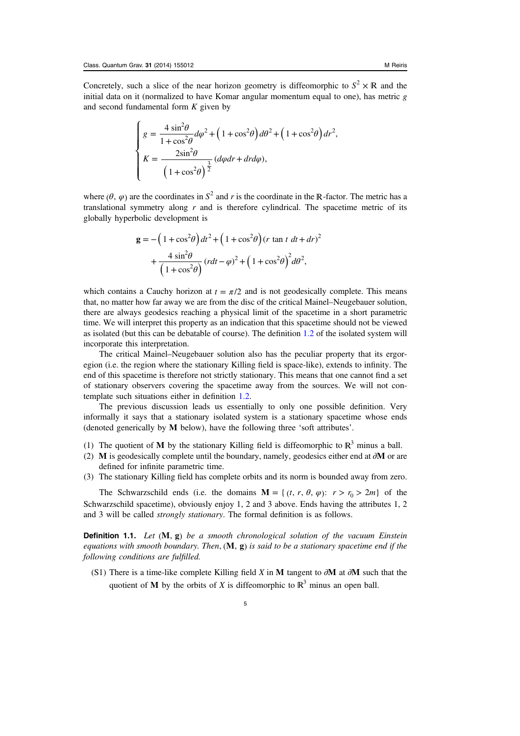Concretely, such a slice of the near horizon geometry is diffeomorphic to $S^2 \times \mathbb{R}$ and the initial data on it (normalized to have Komar angular momentum equal to one), has metric $g$ and second fundamental form $K$ given by

$$
\begin{cases}
g = \dfrac{4\sin^2\theta}{1+\cos^2\theta}d\varphi^2 + \left(1+\cos^2\theta\right)d\theta^2 + \left(1+\cos^2\theta\right)dr^2, \\[2ex]
K = \dfrac{2\sin^2\theta}{\left(1+\cos^2\theta\right)^{\frac{3}{2}}}\left(d\varphi dr + dr d\varphi\right),
\end{cases}
$$

where $(\theta, \varphi)$ are the coordinates in $S^2$ and $r$ is the coordinate in the $\mathbb{R}$-factor. The metric has a translational symmetry along $r$ and is therefore cylindrical. The spacetime metric of its globally hyperbolic development is

$$
\begin{aligned}
\mathbf{g} = &-\left(1+\cos^2\theta\right)dt^2 + \left(1+\cos^2\theta\right)(r\tan t\, dt + dr)^2 \\
&+ \frac{4\sin^2\theta}{\left(1+\cos^2\theta\right)}(rdt - \varphi)^2 + \left(1+\cos^2\theta\right)^2 d\theta^2,
\end{aligned}
$$

which contains a Cauchy horizon at $t = \pi/2$ and is not geodesically complete. This means that, no matter how far away we are from the disc of the critical Mainel–Neugebauer solution, there are always geodesics reaching a physical limit of the spacetime in a short parametric time. We will interpret this property as an indication that this spacetime should not be viewed as isolated (but this can be debatable of course). The definition 1.2 of the isolated system will incorporate this interpretation.

The critical Mainel–Neugebauer solution also has the peculiar property that its ergoregion (i.e. the region where the stationary Killing field is space-like), extends to infinity. The end of this spacetime is therefore not strictly stationary. This means that one cannot find a set of stationary observers covering the spacetime away from the sources. We will not contemplate such situations either in definition 1.2.

The previous discussion leads us essentially to only one possible definition. Very informally it says that a stationary isolated system is a stationary spacetime whose ends (denoted generically by $\mathbf{M}$ below), have the following three 'soft attributes'.

1. The quotient of $\mathbf{M}$ by the stationary Killing field is diffeomorphic to $\mathbb{R}^3$ minus a ball.
2. $\mathbf{M}$ is geodesically complete until the boundary, namely, geodesics either end at $\partial\mathbf{M}$ or are defined for infinite parametric time.
3. The stationary Killing field has complete orbits and its norm is bounded away from zero.

The Schwarzschild ends (i.e. the domains $\mathbf{M} = \{(t, r, \theta, \varphi):\ r > r_0 > 2m\}$ of the Schwarzschild spacetime), obviously enjoy 1, 2 and 3 above. Ends having the attributes 1, 2 and 3 will be called *strongly stationary*. The formal definition is as follows.

**Definition 1.1.** *Let* $(\mathbf{M}, \mathbf{g})$ *be a smooth chronological solution of the vacuum Einstein equations with smooth boundary. Then,* $(\mathbf{M}, \mathbf{g})$ *is said to be a stationary spacetime end if the following conditions are fulfilled.*

(S1) There is a time-like complete Killing field $X$ in $\mathbf{M}$ tangent to $\partial\mathbf{M}$ at $\partial\mathbf{M}$ such that the quotient of $\mathbf{M}$ by the orbits of $X$ is diffeomorphic to $\mathbb{R}^3$ minus an open ball.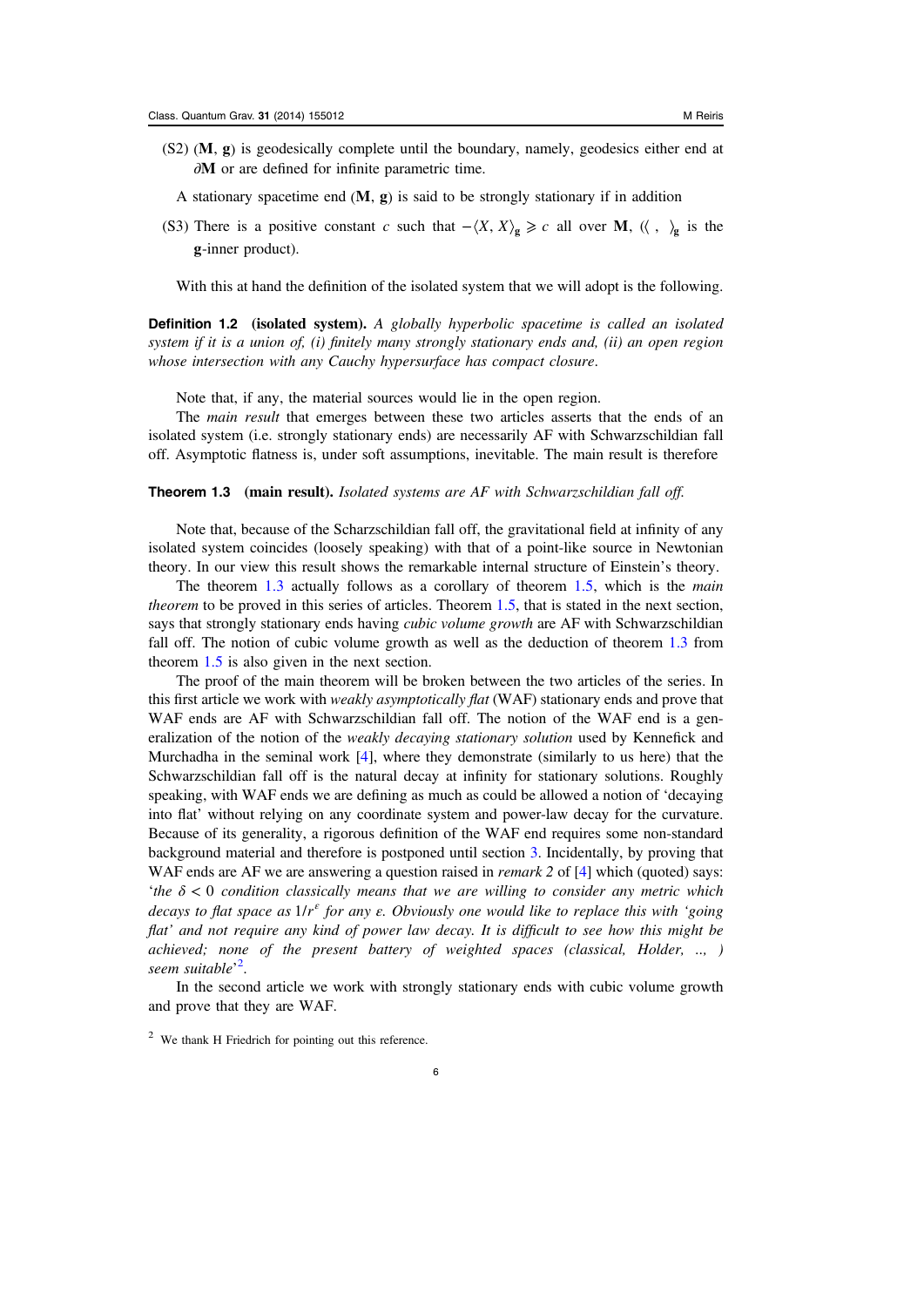(S2) $(\mathbf{M}, \mathbf{g})$ is geodesically complete until the boundary, namely, geodesics either end at $\partial\mathbf{M}$ or are defined for infinite parametric time.

A stationary spacetime end $(\mathbf{M}, \mathbf{g})$ is said to be strongly stationary if in addition

(S3) There is a positive constant $c$ such that $-\langle X, X\rangle_{\mathbf{g}} \geqslant c$ all over $\mathbf{M}$, ($\langle\ ,\ \rangle_{\mathbf{g}}$ is the $\mathbf{g}$-inner product).

With this at hand the definition of the isolated system that we will adopt is the following.

**Definition 1.2 (isolated system).** *A globally hyperbolic spacetime is called an isolated system if it is a union of, (i) finitely many strongly stationary ends and, (ii) an open region whose intersection with any Cauchy hypersurface has compact closure.*

Note that, if any, the material sources would lie in the open region.

The *main result* that emerges between these two articles asserts that the ends of an isolated system (i.e. strongly stationary ends) are necessarily AF with Schwarzschildian fall off. Asymptotic flatness is, under soft assumptions, inevitable. The main result is therefore

**Theorem 1.3 (main result).** *Isolated systems are AF with Schwarzschildian fall off.*

Note that, because of the Scharzschildian fall off, the gravitational field at infinity of any isolated system coincides (loosely speaking) with that of a point-like source in Newtonian theory. In our view this result shows the remarkable internal structure of Einstein's theory.

The theorem 1.3 actually follows as a corollary of theorem 1.5, which is the *main theorem* to be proved in this series of articles. Theorem 1.5, that is stated in the next section, says that strongly stationary ends having *cubic volume growth* are AF with Schwarzschildian fall off. The notion of cubic volume growth as well as the deduction of theorem 1.3 from theorem 1.5 is also given in the next section.

The proof of the main theorem will be broken between the two articles of the series. In this first article we work with *weakly asymptotically flat* (WAF) stationary ends and prove that WAF ends are AF with Schwarzschildian fall off. The notion of the WAF end is a generalization of the notion of the *weakly decaying stationary solution* used by Kennefick and Murchadha in the seminal work [4], where they demonstrate (similarly to us here) that the Schwarzschildian fall off is the natural decay at infinity for stationary solutions. Roughly speaking, with WAF ends we are defining as much as could be allowed a notion of 'decaying into flat' without relying on any coordinate system and power-law decay for the curvature. Because of its generality, a rigorous definition of the WAF end requires some non-standard background material and therefore is postponed until section 3. Incidentally, by proving that WAF ends are AF we are answering a question raised in *remark 2* of [4] which (quoted) says: '*the $\delta < 0$ condition classically means that we are willing to consider any metric which decays to flat space as $1/r^{\epsilon}$ for any $\epsilon$. Obviously one would like to replace this with 'going flat' and not require any kind of power law decay. It is difficult to see how this might be achieved; none of the present battery of weighted spaces (classical, Holder, .., ) seem suitable*'[2].

In the second article we work with strongly stationary ends with cubic volume growth and prove that they are WAF.

[2] We thank H Friedrich for pointing out this reference.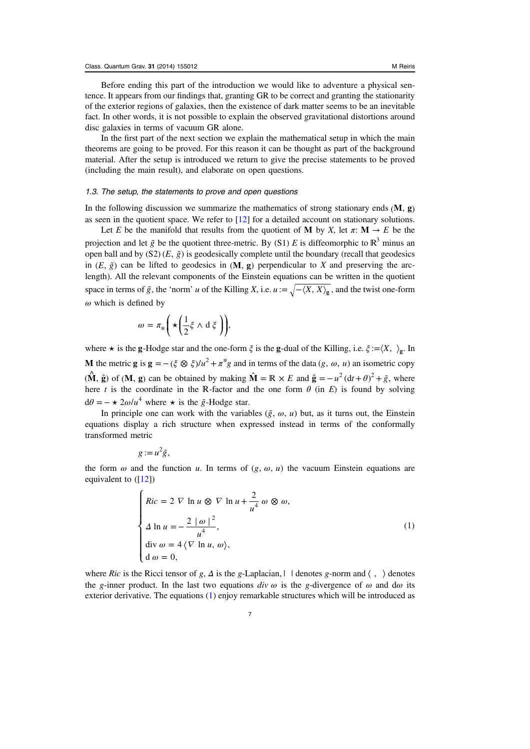Before ending this part of the introduction we would like to adventure a physical sentence. It appears from our findings that, granting GR to be correct and granting the stationarity of the exterior regions of galaxies, then the existence of dark matter seems to be an inevitable fact. In other words, it is not possible to explain the observed gravitational distortions around disc galaxies in terms of vacuum GR alone.

In the first part of the next section we explain the mathematical setup in which the main theorems are going to be proved. For this reason it can be thought as part of the background material. After the setup is introduced we return to give the precise statements to be proved (including the main result), and elaborate on open questions.

### 1.3. The setup, the statements to prove and open questions

In the following discussion we summarize the mathematics of strong stationary ends $(\mathbf{M}, \mathbf{g})$ as seen in the quotient space. We refer to [12] for a detailed account on stationary solutions.

Let $E$ be the manifold that results from the quotient of $\mathbf{M}$ by $X$, let $\pi: \mathbf{M} \to E$ be the projection and let $\tilde{g}$ be the quotient three-metric. By (S1) $E$ is diffeomorphic to $\mathbb{R}^3$ minus an open ball and by (S2) $(E, \tilde{g})$ is geodesically complete until the boundary (recall that geodesics in $(E, \tilde{g})$ can be lifted to geodesics in $(\mathbf{M}, \mathbf{g})$ perpendicular to $X$ and preserving the arc-length). All the relevant components of the Einstein equations can be written in the quotient space in terms of $\tilde{g}$, the 'norm' $u$ of the Killing $X$, i.e. $u := \sqrt{-\langle X, X\rangle_{\mathbf{g}}}$, and the twist one-form $\omega$ which is defined by

$$\omega = \pi_*\left(\star\left(\frac{1}{2}\xi \wedge \mathrm{d}\,\xi\right)\right),$$

where $\star$ is the $\mathbf{g}$-Hodge star and the one-form $\xi$ is the $\mathbf{g}$-dual of the Killing, i.e. $\xi := \langle X,\ \rangle_{\mathbf{g}}$. In $\mathbf{M}$ the metric $\mathbf{g}$ is $\mathbf{g} = -(\xi \otimes \xi)/u^2 + \pi^* g$ and in terms of the data $(g, \omega, u)$ an isometric copy $(\hat{\mathbf{M}}, \hat{\mathbf{g}})$ of $(\mathbf{M}, \mathbf{g})$ can be obtained by making $\hat{\mathbf{M}} = \mathbb{R} \times E$ and $\hat{\mathbf{g}} = -u^2(\mathrm{d}t + \theta)^2 + \tilde{g}$, where here $t$ is the coordinate in the $\mathbb{R}$-factor and the one form $\theta$ (in $E$) is found by solving $\mathrm{d}\theta = -\star 2\omega/u^4$ where $\star$ is the $\tilde{g}$-Hodge star.

In principle one can work with the variables $(\tilde{g}, \omega, u)$ but, as it turns out, the Einstein equations display a rich structure when expressed instead in terms of the conformally transformed metric

$$g := u^2\tilde{g},$$

the form $\omega$ and the function $u$. In terms of $(g, \omega, u)$ the vacuum Einstein equations are equivalent to ([12])

$$\begin{cases} Ric = 2\,\nabla \ln u \otimes \nabla \ln u + \dfrac{2}{u^4}\,\omega \otimes \omega, \\ \Delta \ln u = -\dfrac{2\,|\omega|^2}{u^4}, \\ \operatorname{div} \omega = 4\,\langle \nabla \ln u, \omega\rangle, \\ \mathrm{d}\,\omega = 0, \end{cases} \tag{1}$$

where $Ric$ is the Ricci tensor of $g$, $\Delta$ is the $g$-Laplacian, $|\ |$ denotes $g$-norm and $\langle\ ,\ \rangle$ denotes the $g$-inner product. In the last two equations $div\ \omega$ is the $g$-divergence of $\omega$ and $\mathrm{d}\omega$ its exterior derivative. The equations (1) enjoy remarkable structures which will be introduced as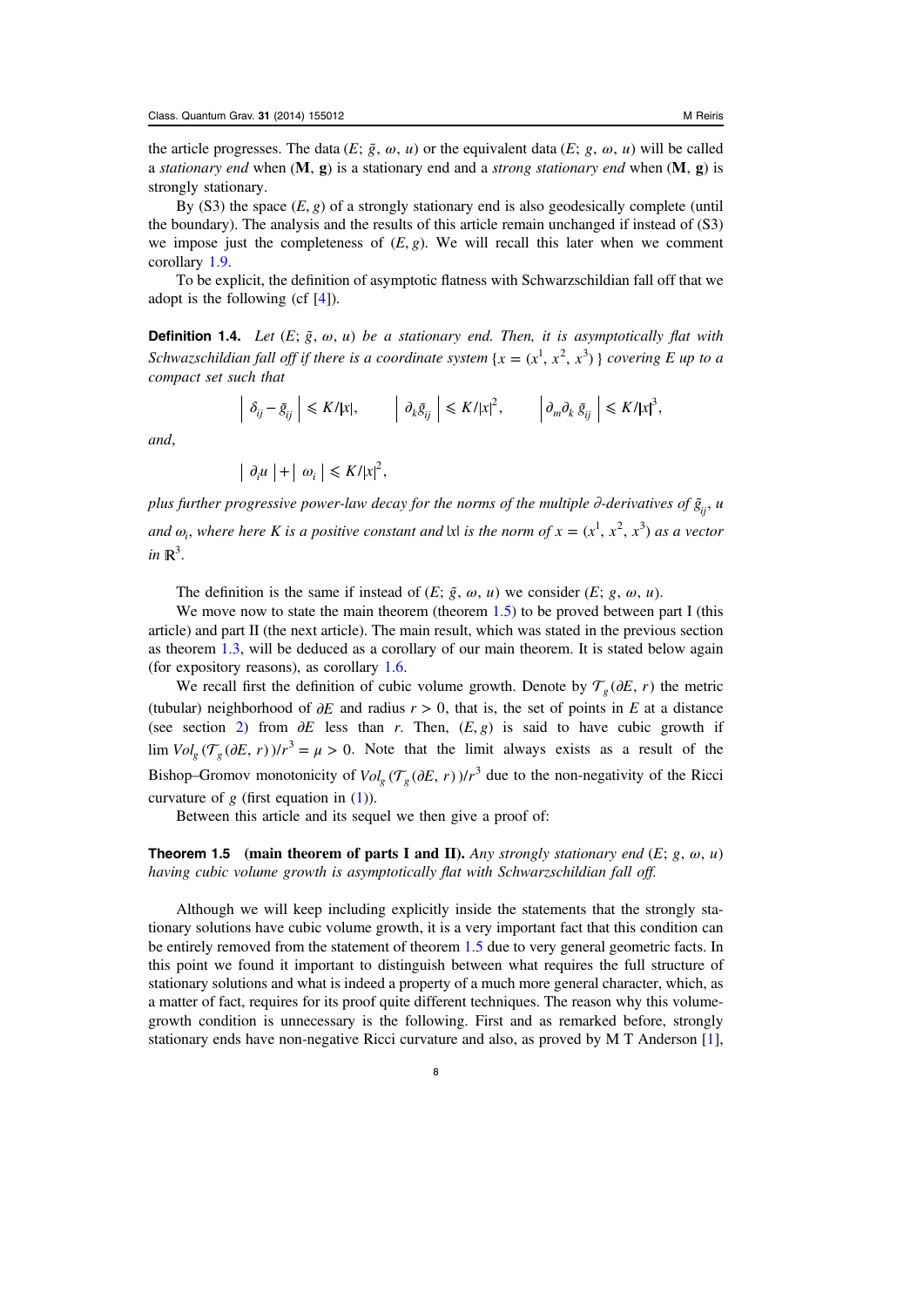the article progresses. The data $(E;\, \tilde{g},\, \omega,\, u)$ or the equivalent data $(E;\, g,\, \omega,\, u)$ will be called a *stationary end* when $(\mathbf{M},\, \mathbf{g})$ is a stationary end and a *strong stationary end* when $(\mathbf{M},\, \mathbf{g})$ is strongly stationary.

By (S3) the space $(E, g)$ of a strongly stationary end is also geodesically complete (until the boundary). The analysis and the results of this article remain unchanged if instead of (S3) we impose just the completeness of $(E, g)$. We will recall this later when we comment corollary 1.9.

To be explicit, the definition of asymptotic flatness with Schwarzschildian fall off that we adopt is the following (cf [4]).

**Definition 1.4.** *Let $(E;\, \tilde{g},\, \omega,\, u)$ be a stationary end. Then, it is asymptotically flat with Schwazschildian fall off if there is a coordinate system $\{x = (x^1, x^2, x^3)\}$ covering $E$ up to a compact set such that*

$$\left| \delta_{ij} - \tilde{g}_{ij} \right| \leqslant K/|x|, \qquad \left| \partial_k \tilde{g}_{ij} \right| \leqslant K/|x|^2, \qquad \left| \partial_m \partial_k \tilde{g}_{ij} \right| \leqslant K/|x|^3,$$

*and,*

$$\left| \partial_i u \right| + \left| \omega_i \right| \leqslant K/|x|^2,$$

*plus further progressive power-law decay for the norms of the multiple $\partial$-derivatives of $\tilde{g}_{ij}$, $u$ and $\omega_i$, where here $K$ is a positive constant and $|x|$ is the norm of $x = (x^1, x^2, x^3)$ as a vector in $\mathbb{R}^3$.*

The definition is the same if instead of $(E;\, \tilde{g},\, \omega,\, u)$ we consider $(E;\, g,\, \omega,\, u)$.

We move now to state the main theorem (theorem 1.5) to be proved between part I (this article) and part II (the next article). The main result, which was stated in the previous section as theorem 1.3, will be deduced as a corollary of our main theorem. It is stated below again (for expository reasons), as corollary 1.6.

We recall first the definition of cubic volume growth. Denote by $\mathcal{T}_g(\partial E,\, r)$ the metric (tubular) neighborhood of $\partial E$ and radius $r > 0$, that is, the set of points in $E$ at a distance (see section 2) from $\partial E$ less than $r$. Then, $(E, g)$ is said to have cubic growth if $\lim Vol_g(\mathcal{T}_g(\partial E,\, r))/r^3 = \mu > 0$. Note that the limit always exists as a result of the Bishop–Gromov monotonicity of $Vol_g(\mathcal{T}_g(\partial E,\, r))/r^3$ due to the non-negativity of the Ricci curvature of $g$ (first equation in (1)).

Between this article and its sequel we then give a proof of:

**Theorem 1.5 (main theorem of parts I and II).** *Any strongly stationary end $(E;\, g,\, \omega,\, u)$ having cubic volume growth is asymptotically flat with Schwarzschildian fall off.*

Although we will keep including explicitly inside the statements that the strongly stationary solutions have cubic volume growth, it is a very important fact that this condition can be entirely removed from the statement of theorem 1.5 due to very general geometric facts. In this point we found it important to distinguish between what requires the full structure of stationary solutions and what is indeed a property of a much more general character, which, as a matter of fact, requires for its proof quite different techniques. The reason why this volume-growth condition is unnecessary is the following. First and as remarked before, strongly stationary ends have non-negative Ricci curvature and also, as proved by M T Anderson [1],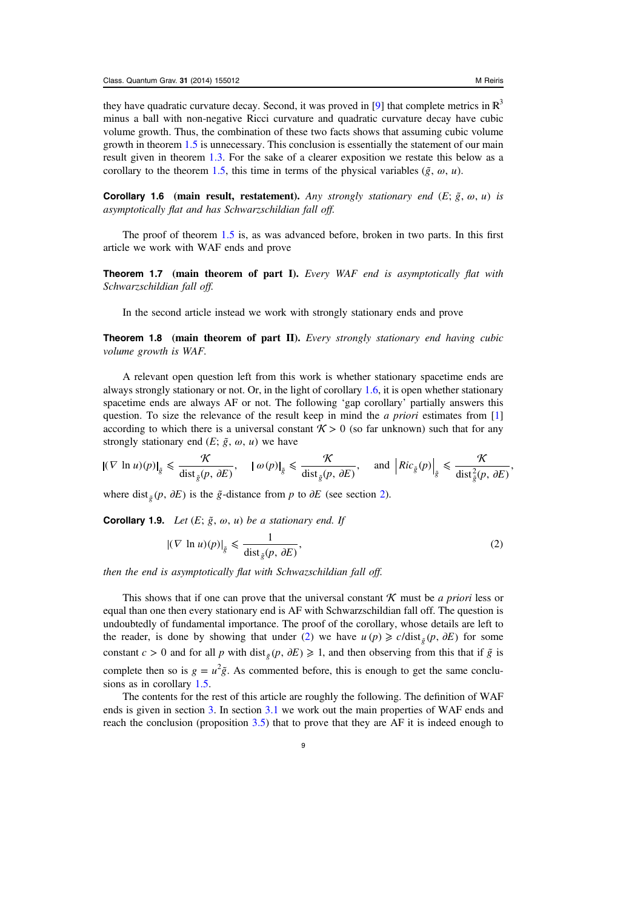they have quadratic curvature decay. Second, it was proved in [9] that complete metrics in $\mathbb{R}^3$ minus a ball with non-negative Ricci curvature and quadratic curvature decay have cubic volume growth. Thus, the combination of these two facts shows that assuming cubic volume growth in theorem 1.5 is unnecessary. This conclusion is essentially the statement of our main result given in theorem 1.3. For the sake of a clearer exposition we restate this below as a corollary to the theorem 1.5, this time in terms of the physical variables $(\tilde{g}, \omega, u)$.

**Corollary 1.6 (main result, restatement).** *Any strongly stationary end $(E; \tilde{g}, \omega, u)$ is asymptotically flat and has Schwarzschildian fall off.*

The proof of theorem 1.5 is, as was advanced before, broken in two parts. In this first article we work with WAF ends and prove

**Theorem 1.7 (main theorem of part I).** *Every WAF end is asymptotically flat with Schwarzschildian fall off.*

In the second article instead we work with strongly stationary ends and prove

**Theorem 1.8 (main theorem of part II).** *Every strongly stationary end having cubic volume growth is WAF.*

A relevant open question left from this work is whether stationary spacetime ends are always strongly stationary or not. Or, in the light of corollary 1.6, it is open whether stationary spacetime ends are always AF or not. The following 'gap corollary' partially answers this question. To size the relevance of the result keep in mind the *a priori* estimates from [1] according to which there is a universal constant $\mathcal{K} > 0$ (so far unknown) such that for any strongly stationary end $(E; \tilde{g}, \omega, u)$ we have

$$|(\nabla \ln u)(p)|_{\tilde{g}} \leqslant \frac{\mathcal{K}}{\mathrm{dist}_{\tilde{g}}(p, \partial E)}, \quad |\omega(p)|_{\tilde{g}} \leqslant \frac{\mathcal{K}}{\mathrm{dist}_{\tilde{g}}(p, \partial E)}, \quad \text{and } \left|Ric_{\tilde{g}}(p)\right|_{\tilde{g}} \leqslant \frac{\mathcal{K}}{\mathrm{dist}^2_{\tilde{g}}(p, \partial E)},$$

where $\mathrm{dist}_{\tilde{g}}(p, \partial E)$ is the $\tilde{g}$-distance from $p$ to $\partial E$ (see section 2).

**Corollary 1.9.** *Let $(E; \tilde{g}, \omega, u)$ be a stationary end. If*

$$|(\nabla \ln u)(p)|_{\tilde{g}} \leqslant \frac{1}{\mathrm{dist}_{\tilde{g}}(p, \partial E)}, \tag{2}$$

*then the end is asymptotically flat with Schwazschildian fall off.*

This shows that if one can prove that the universal constant $\mathcal{K}$ must be *a priori* less or equal than one then every stationary end is AF with Schwarzschildian fall off. The question is undoubtedly of fundamental importance. The proof of the corollary, whose details are left to the reader, is done by showing that under (2) we have $u(p) \geqslant c/\mathrm{dist}_{\tilde{g}}(p, \partial E)$ for some constant $c > 0$ and for all $p$ with $\mathrm{dist}_g(p, \partial E) \geqslant 1$, and then observing from this that if $\tilde{g}$ is complete then so is $g = u^2\tilde{g}$. As commented before, this is enough to get the same conclusions as in corollary 1.5.

The contents for the rest of this article are roughly the following. The definition of WAF ends is given in section 3. In section 3.1 we work out the main properties of WAF ends and reach the conclusion (proposition 3.5) that to prove that they are AF it is indeed enough to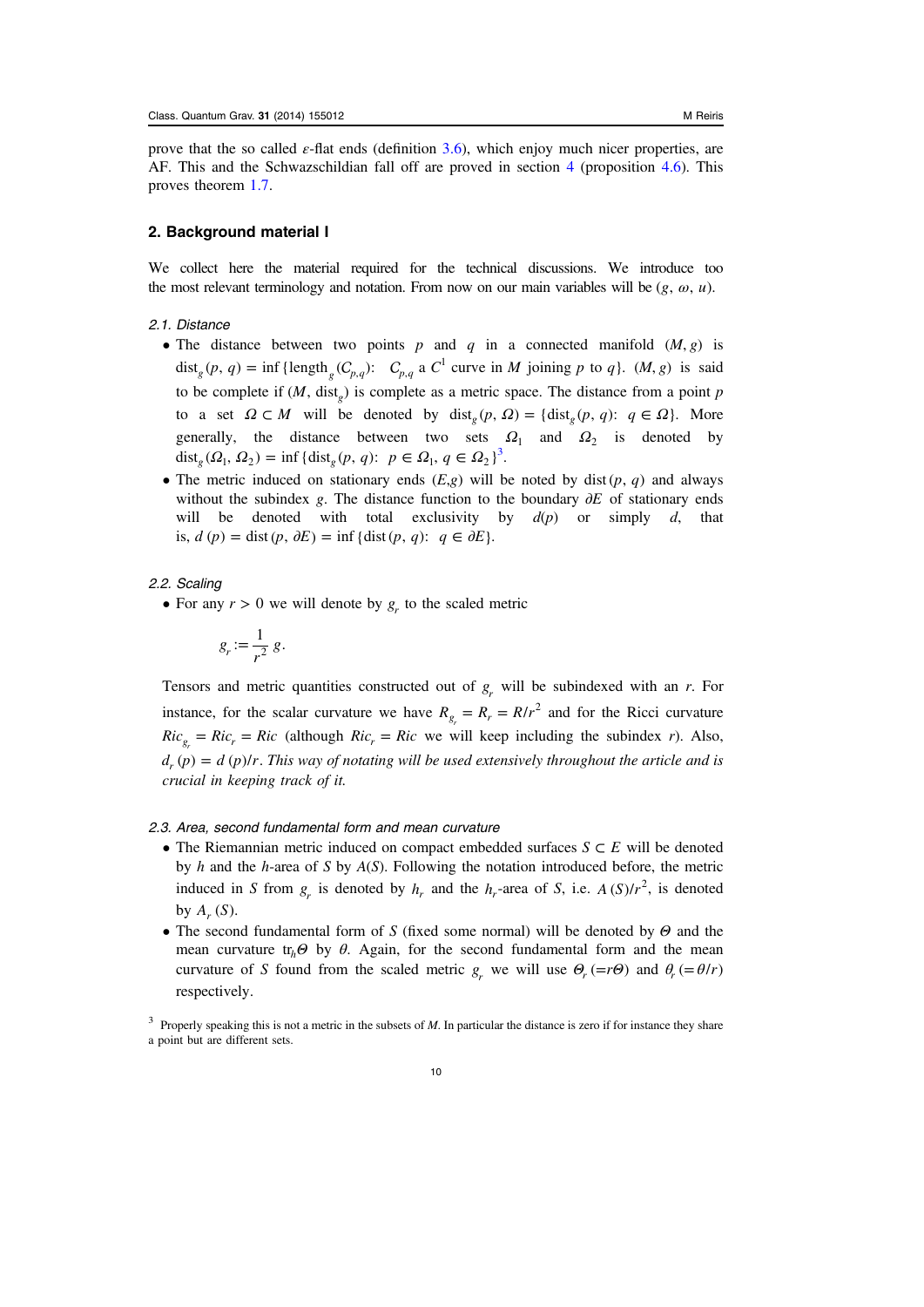prove that the so called $\varepsilon$-flat ends (definition 3.6), which enjoy much nicer properties, are AF. This and the Schwazschildian fall off are proved in section 4 (proposition 4.6). This proves theorem 1.7.

## 2. Background material I

We collect here the material required for the technical discussions. We introduce too the most relevant terminology and notation. From now on our main variables will be $(g, \omega, u)$.

### 2.1. Distance

- The distance between two points $p$ and $q$ in a connected manifold $(M, g)$ is $\text{dist}_g(p, q) = \inf\{\text{length}_g(C_{p,q}):\ C_{p,q}$ a $C^1$ curve in $M$ joining $p$ to $q\}$. $(M, g)$ is said to be complete if $(M, \text{dist}_g)$ is complete as a metric space. The distance from a point $p$ to a set $\Omega \subset M$ will be denoted by $\text{dist}_g(p, \Omega) = \{\text{dist}_g(p, q):\ q \in \Omega\}$. More generally, the distance between two sets $\Omega_1$ and $\Omega_2$ is denoted by $\text{dist}_g(\Omega_1, \Omega_2) = \inf\{\text{dist}_g(p, q):\ p \in \Omega_1, q \in \Omega_2\}$[3].
- The metric induced on stationary ends $(E,g)$ will be noted by $\text{dist}(p, q)$ and always without the subindex $g$. The distance function to the boundary $\partial E$ of stationary ends will be denoted with total exclusivity by $d(p)$ or simply $d$, that is, $d(p) = \text{dist}(p, \partial E) = \inf\{\text{dist}(p, q):\ q \in \partial E\}$.

### 2.2. Scaling

- For any $r > 0$ we will denote by $g_r$ to the scaled metric

$$g_r := \frac{1}{r^2}\, g.$$

Tensors and metric quantities constructed out of $g_r$ will be subindexed with an $r$. For instance, for the scalar curvature we have $R_{g_r} = R_r = R/r^2$ and for the Ricci curvature $Ric_{g_r} = Ric_r = Ric$ (although $Ric_r = Ric$ we will keep including the subindex $r$). Also, $d_r(p) = d(p)/r$. *This way of notating will be used extensively throughout the article and is crucial in keeping track of it.*

### 2.3. Area, second fundamental form and mean curvature

- The Riemannian metric induced on compact embedded surfaces $S \subset E$ will be denoted by $h$ and the $h$-area of $S$ by $A(S)$. Following the notation introduced before, the metric induced in $S$ from $g_r$ is denoted by $h_r$ and the $h_r$-area of $S$, i.e. $A(S)/r^2$, is denoted by $A_r(S)$.
- The second fundamental form of $S$ (fixed some normal) will be denoted by $\Theta$ and the mean curvature $\text{tr}_h\Theta$ by $\theta$. Again, for the second fundamental form and the mean curvature of $S$ found from the scaled metric $g_r$ we will use $\Theta_r(=r\Theta)$ and $\theta_r(=\theta/r)$ respectively.

[3] Properly speaking this is not a metric in the subsets of $M$. In particular the distance is zero if for instance they share a point but are different sets.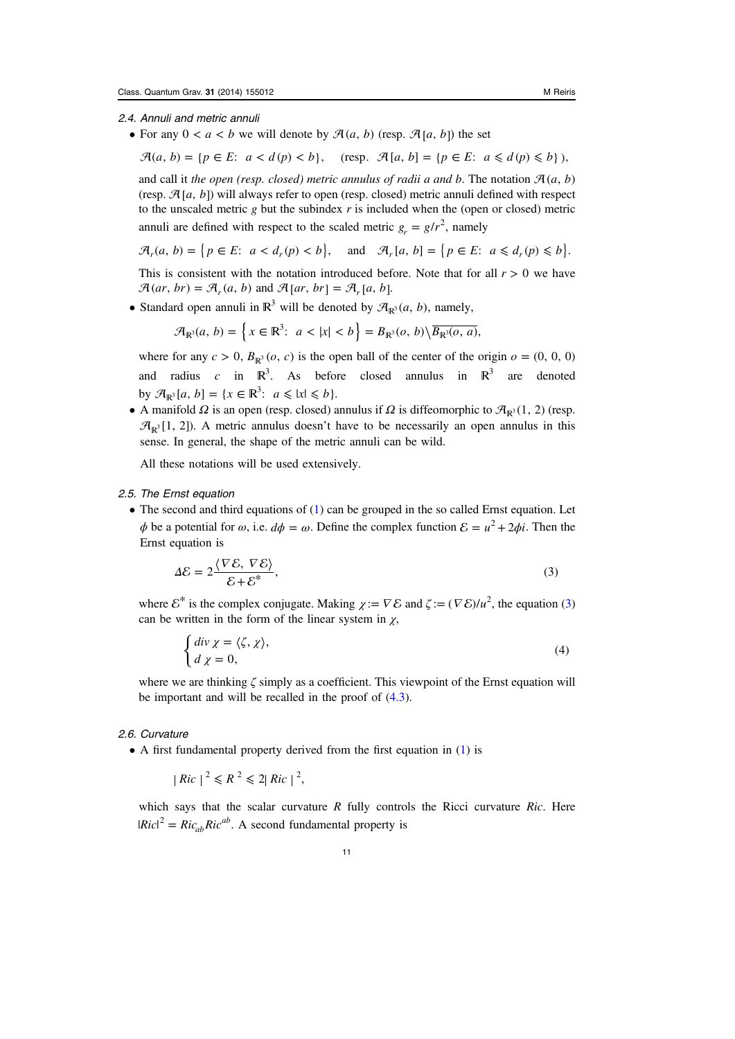### 2.4. Annuli and metric annuli

- For any $0 < a < b$ we will denote by $\mathcal{A}(a, b)$ (resp. $\mathcal{A}[a, b]$) the set

  $$\mathcal{A}(a, b) = \{p \in E:\ a < d(p) < b\}, \quad (\text{resp. } \mathcal{A}[a, b] = \{p \in E:\ a \leqslant d(p) \leqslant b\}),$$

  and call it *the open (resp. closed) metric annulus of radii a and b*. The notation $\mathcal{A}(a, b)$ (resp. $\mathcal{A}[a, b]$) will always refer to open (resp. closed) metric annuli defined with respect to the unscaled metric $g$ but the subindex $r$ is included when the (open or closed) metric annuli are defined with respect to the scaled metric $g_r = g/r^2$, namely

  $$\mathcal{A}_r(a, b) = \left\{p \in E:\ a < d_r(p) < b\right\}, \quad \text{and} \quad \mathcal{A}_r[a, b] = \left\{p \in E:\ a \leqslant d_r(p) \leqslant b\right\}.$$

  This is consistent with the notation introduced before. Note that for all $r > 0$ we have $\mathcal{A}(ar, br) = \mathcal{A}_r(a, b)$ and $\mathcal{A}[ar, br] = \mathcal{A}_r[a, b]$.

- Standard open annuli in $\mathbb{R}^3$ will be denoted by $\mathcal{A}_{\mathbb{R}^3}(a, b)$, namely,

  $$\mathcal{A}_{\mathbb{R}^3}(a, b) = \left\{x \in \mathbb{R}^3:\ a < |x| < b\right\} = B_{\mathbb{R}^3}(o, b) \backslash \overline{B_{\mathbb{R}^3}(o, a)},$$

  where for any $c > 0$, $B_{\mathbb{R}^3}(o, c)$ is the open ball of the center of the origin $o = (0, 0, 0)$ and radius $c$ in $\mathbb{R}^3$. As before closed annulus in $\mathbb{R}^3$ are denoted by $\mathcal{A}_{\mathbb{R}^3}[a, b] = \{x \in \mathbb{R}^3:\ a \leqslant |x| \leqslant b\}$.

- A manifold $\Omega$ is an open (resp. closed) annulus if $\Omega$ is diffeomorphic to $\mathcal{A}_{\mathbb{R}^3}(1, 2)$ (resp. $\mathcal{A}_{\mathbb{R}^3}[1, 2]$). A metric annulus doesn't have to be necessarily an open annulus in this sense. In general, the shape of the metric annuli can be wild.

  All these notations will be used extensively.

### 2.5. The Ernst equation

- The second and third equations of (1) can be grouped in the so called Ernst equation. Let $\phi$ be a potential for $\omega$, i.e. $d\phi = \omega$. Define the complex function $\mathcal{E} = u^2 + 2\phi i$. Then the Ernst equation is

  $$\Delta\mathcal{E} = 2\frac{\langle \nabla\mathcal{E}, \nabla\mathcal{E}\rangle}{\mathcal{E} + \mathcal{E}^*}, \tag{3}$$

  where $\mathcal{E}^*$ is the complex conjugate. Making $\chi := \nabla\mathcal{E}$ and $\zeta := (\nabla\mathcal{E})/u^2$, the equation (3) can be written in the form of the linear system in $\chi$,

  $$\begin{cases} div\, \chi = \langle \zeta, \chi\rangle, \\ d\, \chi = 0, \end{cases} \tag{4}$$

  where we are thinking $\zeta$ simply as a coefficient. This viewpoint of the Ernst equation will be important and will be recalled in the proof of (4.3).

### 2.6. Curvature

- A first fundamental property derived from the first equation in (1) is

  $$|\, Ric\, |^2 \leqslant R^2 \leqslant 2|\, Ric\, |^2,$$

  which says that the scalar curvature $R$ fully controls the Ricci curvature $Ric$. Here $|Ric|^2 = Ric_{ab}Ric^{ab}$. A second fundamental property is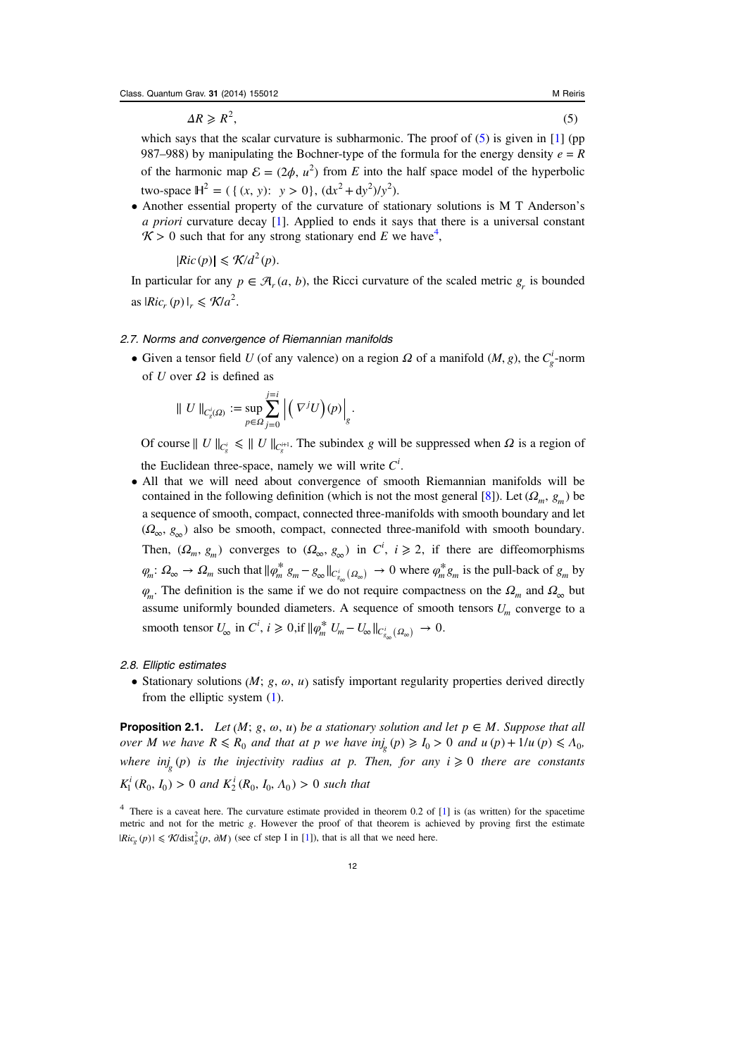$$\Delta R \geqslant R^2, \tag{5}$$

which says that the scalar curvature is subharmonic. The proof of (5) is given in [1] (pp 987–988) by manipulating the Bochner-type of the formula for the energy density $e = R$ of the harmonic map $\mathcal{E} = (2\phi, u^2)$ from $E$ into the half space model of the hyperbolic two-space $\mathbb{H}^2 = (\{(x, y) : \ y > 0\}, (dx^2 + dy^2)/y^2)$.

- Another essential property of the curvature of stationary solutions is M T Anderson's *a priori* curvature decay [1]. Applied to ends it says that there is a universal constant $\mathcal{K} > 0$ such that for any strong stationary end $E$ we have[4],

$$|Ric(p)| \leqslant \mathcal{K}/d^2(p).$$

In particular for any $p \in \mathcal{A}_r(a, b)$, the Ricci curvature of the scaled metric $g_r$ is bounded as $|Ric_r(p)|_r \leqslant \mathcal{K}/a^2$.

### 2.7. Norms and convergence of Riemannian manifolds

- Given a tensor field $U$ (of any valence) on a region $\Omega$ of a manifold $(M, g)$, the $C^i_g$-norm of $U$ over $\Omega$ is defined as

$$\| U \|_{C^i_g(\Omega)} := \sup_{p \in \Omega} \sum_{j=0}^{j=i} \left| \left( \nabla^j U \right)(p) \right|_g .$$

Of course $\| U \|_{C^i_g} \leqslant \| U \|_{C^{i+1}_g}$. The subindex $g$ will be suppressed when $\Omega$ is a region of the Euclidean three-space, namely we will write $C^i$.

- All that we will need about convergence of smooth Riemannian manifolds will be contained in the following definition (which is not the most general [8]). Let $(\Omega_m, g_m)$ be a sequence of smooth, compact, connected three-manifolds with smooth boundary and let $(\Omega_\infty, g_\infty)$ also be smooth, compact, connected three-manifold with smooth boundary. Then, $(\Omega_m, g_m)$ converges to $(\Omega_\infty, g_\infty)$ in $C^i$, $i \geqslant 2$, if there are diffeomorphisms $\varphi_m : \Omega_\infty \to \Omega_m$ such that $\|\varphi_m^* g_m - g_\infty\|_{C^i_{g_\infty}(\Omega_\infty)} \to 0$ where $\varphi_m^* g_m$ is the pull-back of $g_m$ by $\varphi_m$. The definition is the same if we do not require compactness on the $\Omega_m$ and $\Omega_\infty$ but assume uniformly bounded diameters. A sequence of smooth tensors $U_m$ converge to a smooth tensor $U_\infty$ in $C^i$, $i \geqslant 0$,if $\|\varphi_m^* U_m - U_\infty\|_{C^i_{g_\infty}(\Omega_\infty)} \to 0$.

### 2.8. Elliptic estimates

- Stationary solutions $(M; g, \omega, u)$ satisfy important regularity properties derived directly from the elliptic system (1).

**Proposition 2.1.** *Let $(M; g, \omega, u)$ be a stationary solution and let $p \in M$. Suppose that all over $M$ we have $R \leqslant R_0$ and that at $p$ we have $inj_g(p) \geqslant I_0 > 0$ and $u(p) + 1/u(p) \leqslant \Lambda_0$, where $inj_g(p)$ is the injectivity radius at $p$. Then, for any $i \geqslant 0$ there are constants $K^i_1(R_0, I_0) > 0$ and $K^i_2(R_0, I_0, \Lambda_0) > 0$ such that*

[4] There is a caveat here. The curvature estimate provided in theorem 0.2 of [1] is (as written) for the spacetime metric and not for the metric $g$. However the proof of that theorem is achieved by proving first the estimate $|Ric_g(p)| \leqslant \mathcal{K}/\text{dist}^2_g(p, \partial M)$ (see cf step I in [1]), that is all that we need here.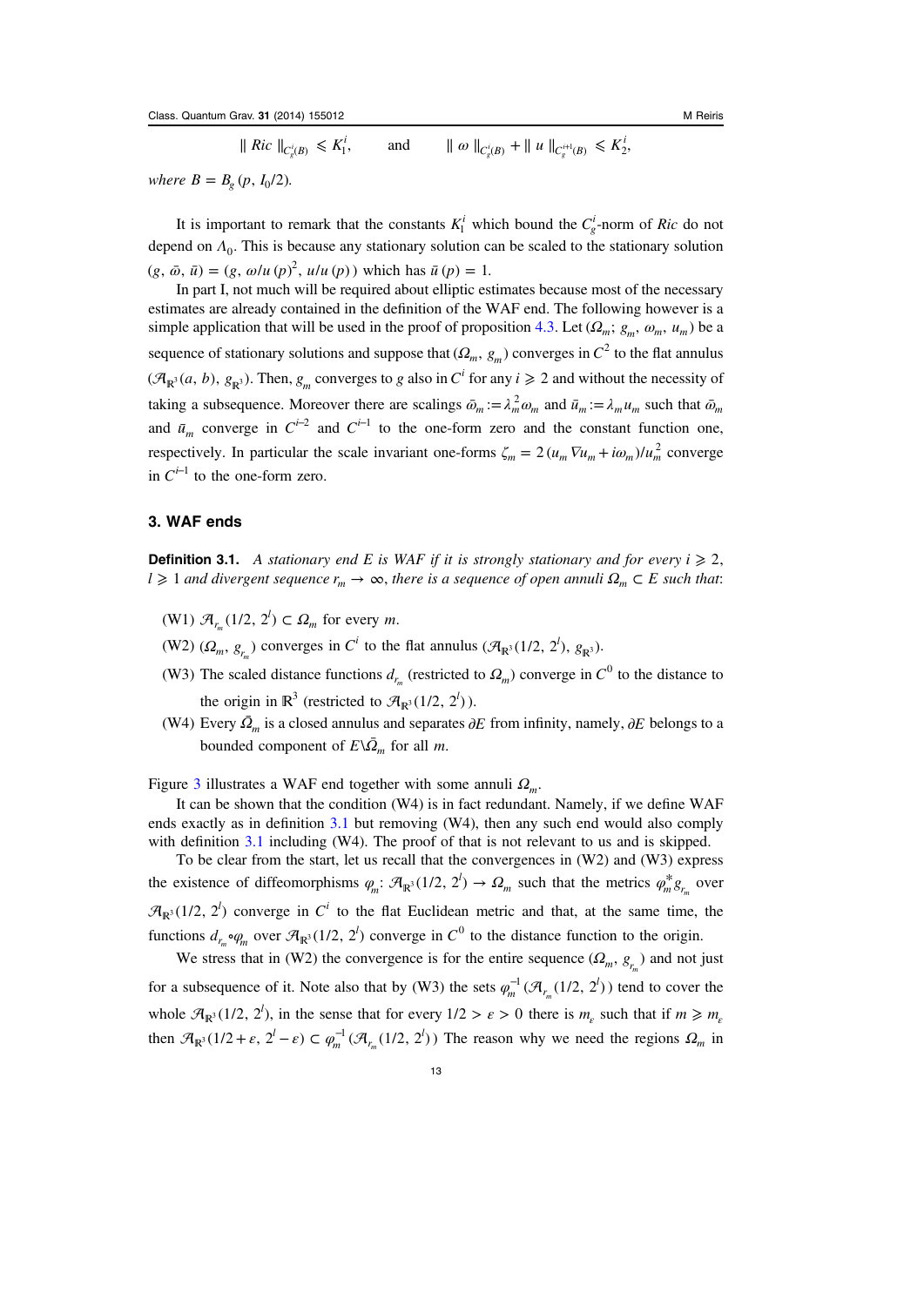$$\| Ric \|_{C^i_g(B)} \leqslant K^i_1, \qquad \text{and} \qquad \| \omega \|_{C^i_g(B)} + \| u \|_{C^{i+1}_g(B)} \leqslant K^i_2,$$

*where* $B = B_g(p, l_0/2)$.

It is important to remark that the constants $K^i_1$ which bound the $C^i_g$-norm of $Ric$ do not depend on $\Lambda_0$. This is because any stationary solution can be scaled to the stationary solution $(g, \bar{\omega}, \bar{u}) = (g, \omega/u(p)^2, u/u(p))$ which has $\bar{u}(p) = 1$.

In part I, not much will be required about elliptic estimates because most of the necessary estimates are already contained in the definition of the WAF end. The following however is a simple application that will be used in the proof of proposition 4.3. Let $(\Omega_m; g_m, \omega_m, u_m)$ be a sequence of stationary solutions and suppose that $(\Omega_m, g_m)$ converges in $C^2$ to the flat annulus $(\mathcal{A}_{\mathbb{R}^3}(a, b), g_{\mathbb{R}^3})$. Then, $g_m$ converges to $g$ also in $C^i$ for any $i \geqslant 2$ and without the necessity of taking a subsequence. Moreover there are scalings $\bar{\omega}_m := \lambda^2_m \omega_m$ and $\bar{u}_m := \lambda_m u_m$ such that $\bar{\omega}_m$ and $\bar{u}_m$ converge in $C^{i-2}$ and $C^{i-1}$ to the one-form zero and the constant function one, respectively. In particular the scale invariant one-forms $\zeta_m = 2(u_m \nabla u_m + i\omega_m)/u^2_m$ converge in $C^{i-1}$ to the one-form zero.

## 3. WAF ends

**Definition 3.1.** *A stationary end $E$ is WAF if it is strongly stationary and for every $i \geqslant 2$, $l \geqslant 1$ and divergent sequence $r_m \to \infty$, there is a sequence of open annuli $\Omega_m \subset E$ such that*:

(W1) $\mathcal{A}_{r_m}(1/2, 2^l) \subset \Omega_m$ for every $m$.

(W2) $(\Omega_m, g_{r_m})$ converges in $C^i$ to the flat annulus $(\mathcal{A}_{\mathbb{R}^3}(1/2, 2^l), g_{\mathbb{R}^3})$.

(W3) The scaled distance functions $d_{r_m}$ (restricted to $\Omega_m$) converge in $C^0$ to the distance to the origin in $\mathbb{R}^3$ (restricted to $\mathcal{A}_{\mathbb{R}^3}(1/2, 2^l)$).

(W4) Every $\bar{\Omega}_m$ is a closed annulus and separates $\partial E$ from infinity, namely, $\partial E$ belongs to a bounded component of $E\setminus\bar{\Omega}_m$ for all $m$.

Figure 3 illustrates a WAF end together with some annuli $\Omega_m$.

It can be shown that the condition (W4) is in fact redundant. Namely, if we define WAF ends exactly as in definition 3.1 but removing (W4), then any such end would also comply with definition 3.1 including (W4). The proof of that is not relevant to us and is skipped.

To be clear from the start, let us recall that the convergences in (W2) and (W3) express the existence of diffeomorphisms $\varphi_m: \mathcal{A}_{\mathbb{R}^3}(1/2, 2^l) \to \Omega_m$ such that the metrics $\varphi^*_m g_{r_m}$ over $\mathcal{A}_{\mathbb{R}^3}(1/2, 2^l)$ converge in $C^i$ to the flat Euclidean metric and that, at the same time, the functions $d_{r_m} \circ \varphi_m$ over $\mathcal{A}_{\mathbb{R}^3}(1/2, 2^l)$ converge in $C^0$ to the distance function to the origin.

We stress that in (W2) the convergence is for the entire sequence $(\Omega_m, g_{r_m})$ and not just for a subsequence of it. Note also that by (W3) the sets $\varphi^{-1}_m(\mathcal{A}_{r_m}(1/2, 2^l))$ tend to cover the whole $\mathcal{A}_{\mathbb{R}^3}(1/2, 2^l)$, in the sense that for every $1/2 > \varepsilon > 0$ there is $m_\varepsilon$ such that if $m \geqslant m_\varepsilon$ then $\mathcal{A}_{\mathbb{R}^3}(1/2 + \varepsilon, 2^l - \varepsilon) \subset \varphi^{-1}_m(\mathcal{A}_{r_m}(1/2, 2^l))$ The reason why we need the regions $\Omega_m$ in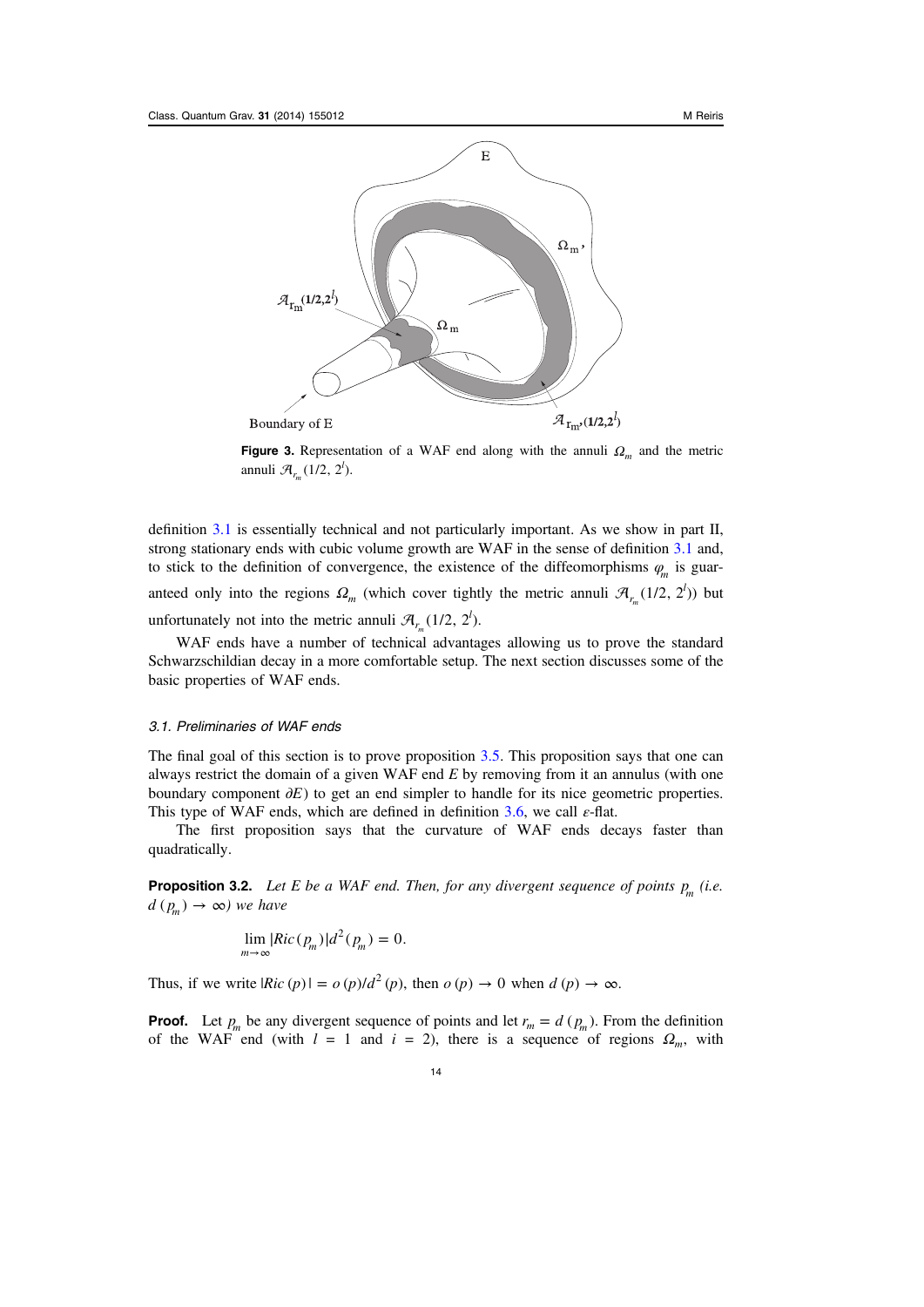**Figure 3.** Representation of a WAF end along with the annuli $\Omega_m$ and the metric annuli $\mathcal{A}_{r_m}(1/2, 2^l)$.

definition 3.1 is essentially technical and not particularly important. As we show in part II, strong stationary ends with cubic volume growth are WAF in the sense of definition 3.1 and, to stick to the definition of convergence, the existence of the diffeomorphisms $\varphi_m$ is guaranteed only into the regions $\Omega_m$ (which cover tightly the metric annuli $\mathcal{A}_{r_m}(1/2, 2^l)$) but unfortunately not into the metric annuli $\mathcal{A}_{r_m}(1/2, 2^l)$.

WAF ends have a number of technical advantages allowing us to prove the standard Schwarzschildian decay in a more comfortable setup. The next section discusses some of the basic properties of WAF ends.

### 3.1. Preliminaries of WAF ends

The final goal of this section is to prove proposition 3.5. This proposition says that one can always restrict the domain of a given WAF end $E$ by removing from it an annulus (with one boundary component $\partial E$) to get an end simpler to handle for its nice geometric properties. This type of WAF ends, which are defined in definition 3.6, we call $\epsilon$-flat.

The first proposition says that the curvature of WAF ends decays faster than quadratically.

**Proposition 3.2.** *Let $E$ be a WAF end. Then, for any divergent sequence of points $p_m$ (i.e. $d(p_m) \to \infty$) we have*

$$\lim_{m\to\infty} |Ric(p_m)| d^2(p_m) = 0.$$

Thus, if we write $|Ric(p)| = o(p)/d^2(p)$, then $o(p) \to 0$ when $d(p) \to \infty$.

**Proof.** Let $p_m$ be any divergent sequence of points and let $r_m = d(p_m)$. From the definition of the WAF end (with $l = 1$ and $i = 2$), there is a sequence of regions $\Omega_m$, with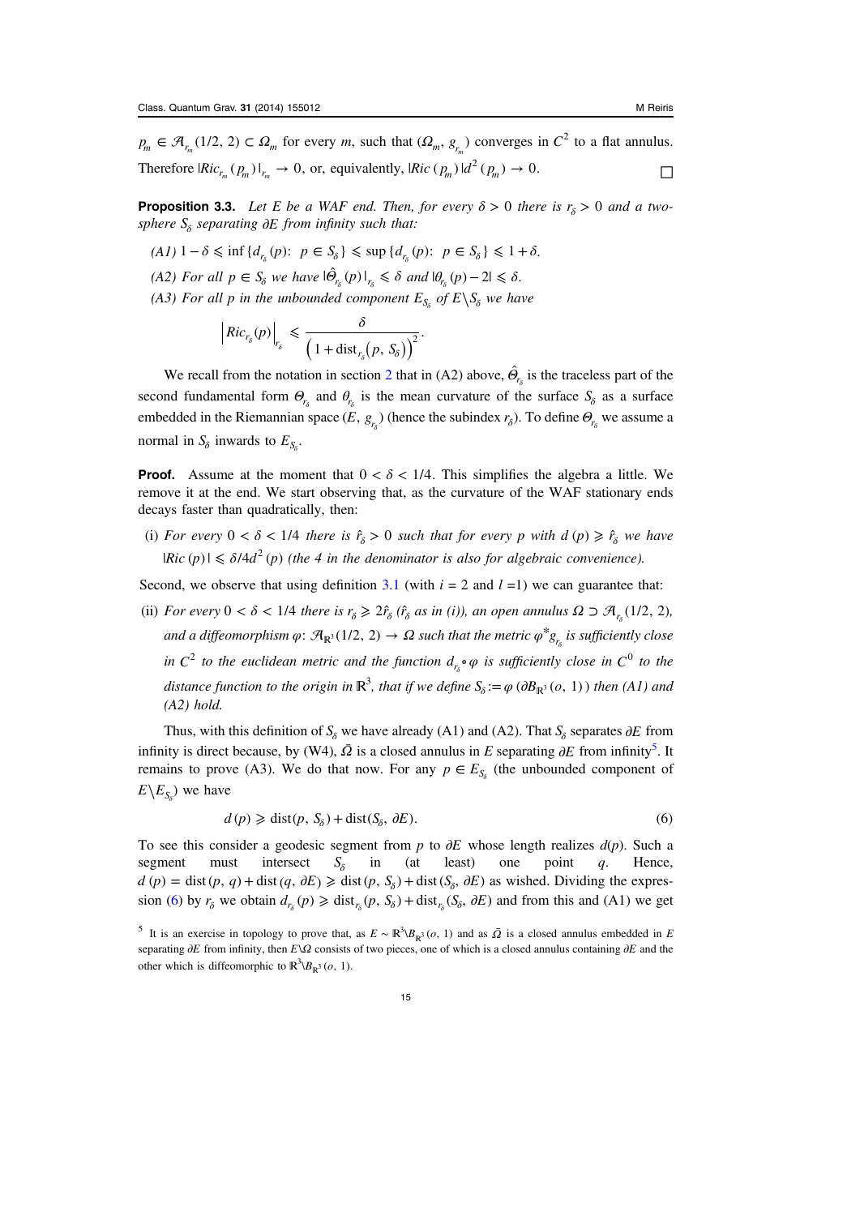$p_m \in \mathcal{A}_{r_m}(1/2, 2) \subset \Omega_m$ for every $m$, such that $(\Omega_m, g_{r_m})$ converges in $C^2$ to a flat annulus. Therefore $|Ric_{r_m}(p_m)|_{r_m} \to 0$, or, equivalently, $|Ric(p_m)|d^2(p_m) \to 0$. □

**Proposition 3.3.** *Let $E$ be a WAF end. Then, for every $\delta > 0$ there is $r_\delta > 0$ and a two-sphere $S_\delta$ separating $\partial E$ from infinity such that:*

*(A1) $1 - \delta \leqslant \inf\{d_{r_\delta}(p)\colon\ p \in S_\delta\} \leqslant \sup\{d_{r_\delta}(p)\colon\ p \in S_\delta\} \leqslant 1 + \delta$.*

*(A2) For all $p \in S_\delta$ we have $|\hat{\Theta}_{r_\delta}(p)|_{r_\delta} \leqslant \delta$ and $|\theta_{r_\delta}(p) - 2| \leqslant \delta$.*

*(A3) For all $p$ in the unbounded component $E_{S_\delta}$ of $E \backslash S_\delta$ we have*

$$\left|Ric_{r_\delta}(p)\right|_{r_\delta} \leqslant \frac{\delta}{\left(1 + \text{dist}_{r_\delta}(p, S_\delta)\right)^2}.$$

We recall from the notation in section 2 that in (A2) above, $\hat{\Theta}_{r_\delta}$ is the traceless part of the second fundamental form $\Theta_{r_\delta}$ and $\theta_{r_\delta}$ is the mean curvature of the surface $S_\delta$ as a surface embedded in the Riemannian space $(E, g_{r_\delta})$ (hence the subindex $r_\delta$). To define $\Theta_{r_\delta}$ we assume a normal in $S_\delta$ inwards to $E_{S_\delta}$.

**Proof.** Assume at the moment that $0 < \delta < 1/4$. This simplifies the algebra a little. We remove it at the end. We start observing that, as the curvature of the WAF stationary ends decays faster than quadratically, then:

(i) *For every $0 < \delta < 1/4$ there is $\hat{r}_\delta > 0$ such that for every $p$ with $d(p) \geqslant \hat{r}_\delta$ we have $|Ric(p)| \leqslant \delta/4d^2(p)$ (the 4 in the denominator is also for algebraic convenience).*

Second, we observe that using definition 3.1 (with $i = 2$ and $l = 1$) we can guarantee that:

(ii) *For every $0 < \delta < 1/4$ there is $r_\delta \geqslant 2\hat{r}_\delta$ ($\hat{r}_\delta$ as in (i)), an open annulus $\Omega \supset \mathcal{A}_{r_\delta}(1/2, 2)$, and a diffeomorphism $\varphi\colon \mathcal{A}_{\mathbb{R}^3}(1/2, 2) \to \Omega$ such that the metric $\varphi^* g_{r_\delta}$ is sufficiently close in $C^2$ to the euclidean metric and the function $d_{r_\delta} \circ \varphi$ is sufficiently close in $C^0$ to the distance function to the origin in $\mathbb{R}^3$, that if we define $S_\delta := \varphi(\partial B_{\mathbb{R}^3}(o, 1))$ then (A1) and (A2) hold.*

Thus, with this definition of $S_\delta$ we have already (A1) and (A2). That $S_\delta$ separates $\partial E$ from infinity is direct because, by (W4), $\bar{\Omega}$ is a closed annulus in $E$ separating $\partial E$ from infinity[5]. It remains to prove (A3). We do that now. For any $p \in E_{S_\delta}$ (the unbounded component of $E \backslash E_{S_\delta}$) we have

$$d(p) \geqslant \text{dist}(p, S_\delta) + \text{dist}(S_\delta, \partial E). \tag{6}$$

To see this consider a geodesic segment from $p$ to $\partial E$ whose length realizes $d(p)$. Such a segment must intersect $S_\delta$ in (at least) one point $q$. Hence, $d(p) = \text{dist}(p, q) + \text{dist}(q, \partial E) \geqslant \text{dist}(p, S_\delta) + \text{dist}(S_\delta, \partial E)$ as wished. Dividing the expression (6) by $r_\delta$ we obtain $d_{r_\delta}(p) \geqslant \text{dist}_{r_\delta}(p, S_\delta) + \text{dist}_{r_\delta}(S_\delta, \partial E)$ and from this and (A1) we get

[5] It is an exercise in topology to prove that, as $E \sim \mathbb{R}^3 \backslash B_{\mathbb{R}^3}(o, 1)$ and as $\bar{\Omega}$ is a closed annulus embedded in $E$ separating $\partial E$ from infinity, then $E \backslash \Omega$ consists of two pieces, one of which is a closed annulus containing $\partial E$ and the other which is diffeomorphic to $\mathbb{R}^3 \backslash B_{\mathbb{R}^3}(o, 1)$.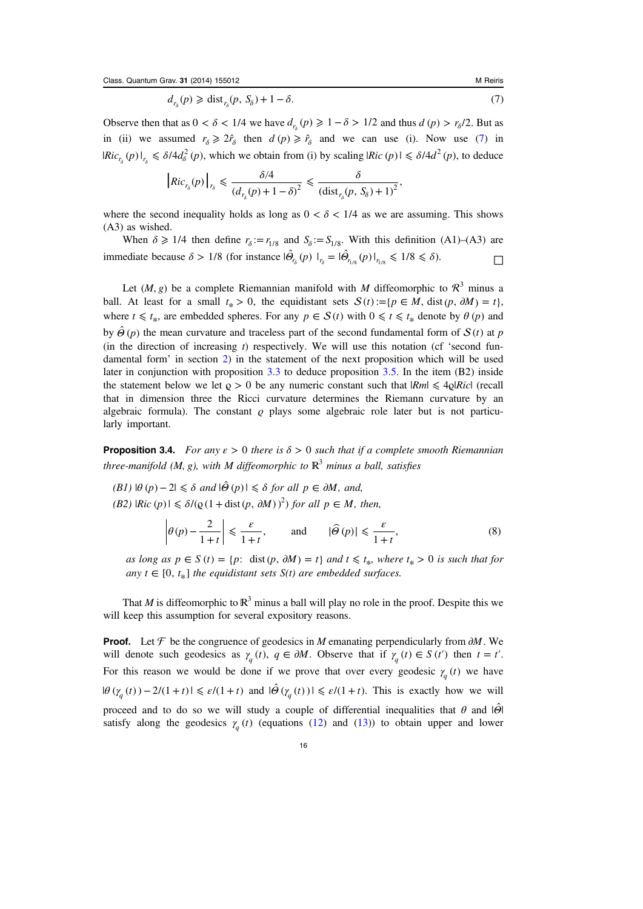$$d_{r_\delta}(p) \geqslant \text{dist}_{r_\delta}(p, S_\delta) + 1 - \delta. \tag{7}$$

Observe then that as $0 < \delta < 1/4$ we have $d_{r_\delta}(p) \geqslant 1 - \delta > 1/2$ and thus $d(p) > r_\delta/2$. But as in (ii) we assumed $r_\delta \geqslant 2\hat{r}_\delta$ then $d(p) \geqslant \hat{r}_\delta$ and we can use (i). Now use (7) in $|Ric_{r_\delta}(p)|_{r_\delta} \leqslant \delta/4d_\delta^2(p)$, which we obtain from (i) by scaling $|Ric(p)| \leqslant \delta/4d^2(p)$, to deduce

$$\left|Ric_{r_\delta}(p)\right|_{r_\delta} \leqslant \frac{\delta/4}{(d_{r_\delta}(p) + 1 - \delta)^2} \leqslant \frac{\delta}{(\text{dist}_{r_\delta}(p, S_\delta) + 1)^2},$$

where the second inequality holds as long as $0 < \delta < 1/4$ as we are assuming. This shows (A3) as wished.

When $\delta \geqslant 1/4$ then define $r_\delta := r_{1/8}$ and $S_\delta := S_{1/8}$. With this definition (A1)–(A3) are immediate because $\delta > 1/8$ (for instance $|\hat{\Theta}_\delta(p)|_{r_\delta} = |\hat{\Theta}_{r_{1/8}}(p)|_{r_{1/8}} \leqslant 1/8 \leqslant \delta$). $\square$

Let $(M, g)$ be a complete Riemannian manifold with $M$ diffeomorphic to $\mathcal{R}^3$ minus a ball. At least for a small $t_* > 0$, the equidistant sets $\mathcal{S}(t) := \{p \in M, \text{dist}(p, \partial M) = t\}$, where $t \leqslant t_*$, are embedded spheres. For any $p \in \mathcal{S}(t)$ with $0 \leqslant t \leqslant t_*$ denote by $\theta(p)$ and by $\hat{\Theta}(p)$ the mean curvature and traceless part of the second fundamental form of $\mathcal{S}(t)$ at $p$ (in the direction of increasing $t$) respectively. We will use this notation (cf 'second fundamental form' in section 2) in the statement of the next proposition which will be used later in conjunction with proposition 3.3 to deduce proposition 3.5. In the item (B2) inside the statement below we let $\varrho > 0$ be any numeric constant such that $|Rm| \leqslant 4\varrho|Ric|$ (recall that in dimension three the Ricci curvature determines the Riemann curvature by an algebraic formula). The constant $\varrho$ plays some algebraic role later but is not particularly important.

**Proposition 3.4.** *For any $\varepsilon > 0$ there is $\delta > 0$ such that if a complete smooth Riemannian three-manifold $(M, g)$, with $M$ diffeomorphic to $\mathbb{R}^3$ minus a ball, satisfies*

*(B1) $|\theta(p) - 2| \leqslant \delta$ and $|\hat{\Theta}(p)| \leqslant \delta$ for all $p \in \partial M$, and,*

*(B2) $|Ric(p)| \leqslant \delta/(\varrho(1 + \text{dist}(p, \partial M))^2)$ for all $p \in M$, then,*

$$\left|\theta(p) - \frac{2}{1+t}\right| \leqslant \frac{\varepsilon}{1+t}, \qquad \text{and} \qquad |\widehat{\Theta}(p)| \leqslant \frac{\varepsilon}{1+t}, \tag{8}$$

*as long as $p \in S(t) = \{p: \text{dist}(p, \partial M) = t\}$ and $t \leqslant t_*$, where $t_* > 0$ is such that for any $t \in [0, t_*]$ the equidistant sets $S(t)$ are embedded surfaces.*

That $M$ is diffeomorphic to $\mathbb{R}^3$ minus a ball will play no role in the proof. Despite this we will keep this assumption for several expository reasons.

**Proof.** Let $\mathcal{F}$ be the congruence of geodesics in $M$ emanating perpendicularly from $\partial M$. We will denote such geodesics as $\gamma_q(t)$, $q \in \partial M$. Observe that if $\gamma_q(t) \in S(t')$ then $t = t'$. For this reason we would be done if we prove that over every geodesic $\gamma_q(t)$ we have $|\theta(\gamma_q(t)) - 2/(1+t)| \leqslant \varepsilon/(1+t)$ and $|\hat{\Theta}(\gamma_q(t))| \leqslant \varepsilon/(1+t)$. This is exactly how we will proceed and to do so we will study a couple of differential inequalities that $\theta$ and $|\hat{\Theta}|$ satisfy along the geodesics $\gamma_q(t)$ (equations (12) and (13)) to obtain upper and lower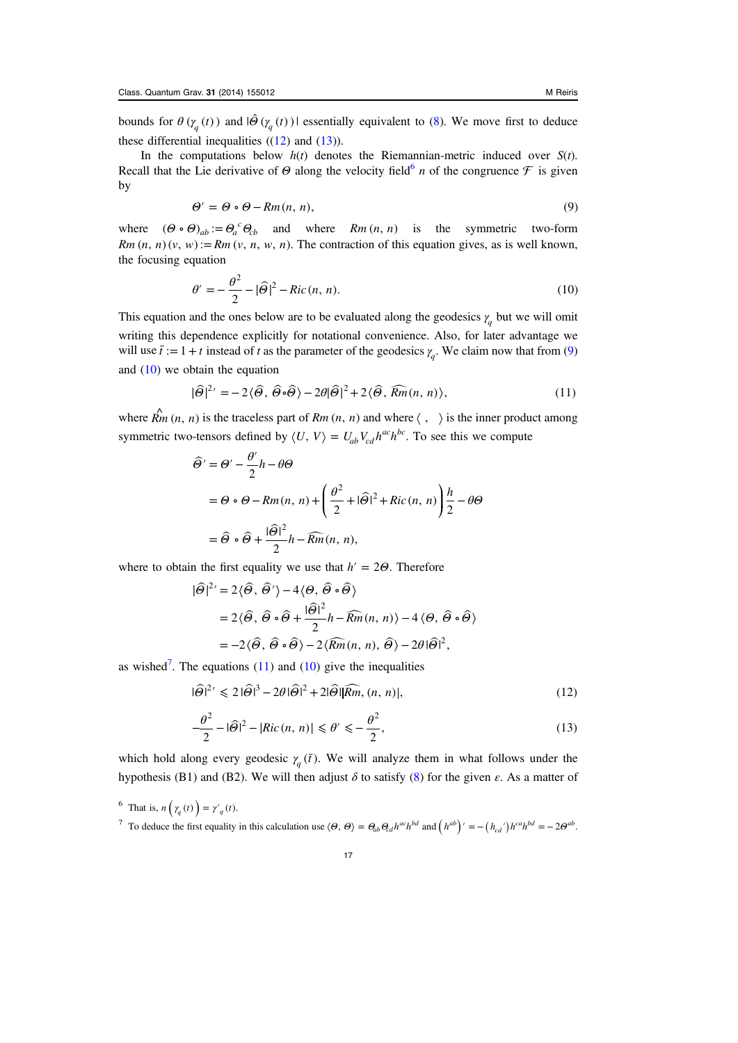bounds for $\theta(\gamma_q(t))$ and $|\hat{\Theta}(\gamma_q(t))|$ essentially equivalent to (8). We move first to deduce these differential inequalities ((12) and (13)).

In the computations below $h(t)$ denotes the Riemannian-metric induced over $S(t)$. Recall that the Lie derivative of $\Theta$ along the velocity field[6] $n$ of the congruence $\mathcal{F}$ is given by

$$\Theta' = \Theta \circ \Theta - Rm(n, n), \tag{9}$$

where $(\Theta \circ \Theta)_{ab} := \Theta_a{}^c \Theta_{cb}$ and where $Rm(n, n)$ is the symmetric two-form $Rm(n, n)(v, w) := Rm(v, n, w, n)$. The contraction of this equation gives, as is well known, the focusing equation

$$\theta' = -\frac{\theta^2}{2} - |\hat{\Theta}|^2 - Ric(n, n). \tag{10}$$

This equation and the ones below are to be evaluated along the geodesics $\gamma_q$ but we will omit writing this dependence explicitly for notational convenience. Also, for later advantage we will use $\bar{t} := 1 + t$ instead of $t$ as the parameter of the geodesics $\gamma_q$. We claim now that from (9) and (10) we obtain the equation

$$|\hat{\Theta}|^{2\prime} = -2\langle \hat{\Theta}, \hat{\Theta} \circ \hat{\Theta} \rangle - 2\theta |\hat{\Theta}|^2 + 2\langle \hat{\Theta}, \widehat{Rm}(n, n) \rangle, \tag{11}$$

where $\hat{Rm}(n, n)$ is the traceless part of $Rm(n, n)$ and where $\langle\ ,\ \rangle$ is the inner product among symmetric two-tensors defined by $\langle U, V \rangle = U_{ab} V_{cd} h^{ac} h^{bc}$. To see this we compute

$$\begin{aligned}
\hat{\Theta}' &= \Theta' - \frac{\theta'}{2} h - \theta \Theta \\
&= \Theta \circ \Theta - Rm(n, n) + \left( \frac{\theta^2}{2} + |\hat{\Theta}|^2 + Ric(n, n) \right) \frac{h}{2} - \theta \Theta \\
&= \hat{\Theta} \circ \hat{\Theta} + \frac{|\hat{\Theta}|^2}{2} h - \widehat{Rm}(n, n),
\end{aligned}$$

where to obtain the first equality we use that $h' = 2\Theta$. Therefore

$$\begin{aligned}
|\hat{\Theta}|^{2\prime} &= 2\langle \hat{\Theta}, \hat{\Theta}' \rangle - 4\langle \Theta, \hat{\Theta} \circ \hat{\Theta} \rangle \\
&= 2\langle \hat{\Theta}, \hat{\Theta} \circ \hat{\Theta} + \frac{|\hat{\Theta}|^2}{2} h - \widehat{Rm}(n, n) \rangle - 4\langle \Theta, \hat{\Theta} \circ \hat{\Theta} \rangle \\
&= -2\langle \hat{\Theta}, \hat{\Theta} \circ \hat{\Theta} \rangle - 2\langle \widehat{Rm}(n, n), \hat{\Theta} \rangle - 2\theta |\hat{\Theta}|^2,
\end{aligned}$$

as wished[7]. The equations (11) and (10) give the inequalities

$$|\hat{\Theta}|^{2\prime} \leqslant 2|\hat{\Theta}|^3 - 2\theta |\hat{\Theta}|^2 + 2|\hat{\Theta}||\widehat{Rm}, (n, n)|, \tag{12}$$

$$-\frac{\theta^2}{2} - |\hat{\Theta}|^2 - |Ric(n, n)| \leqslant \theta' \leqslant -\frac{\theta^2}{2}, \tag{13}$$

which hold along every geodesic $\gamma_q(\bar{t})$. We will analyze them in what follows under the hypothesis (B1) and (B2). We will then adjust $\delta$ to satisfy (8) for the given $\epsilon$. As a matter of

[6] That is, $n\left(\gamma_q(t)\right) = \gamma'_q(t)$.

[7] To deduce the first equality in this calculation use $\langle \Theta, \Theta \rangle = \Theta_{ab} \Theta_{cd} h^{ac} h^{bd}$ and $\left(h^{ab}\right)' = -\left(h_{cd}{}'\right) h^{ca} h^{bd} = -2\Theta^{ab}$.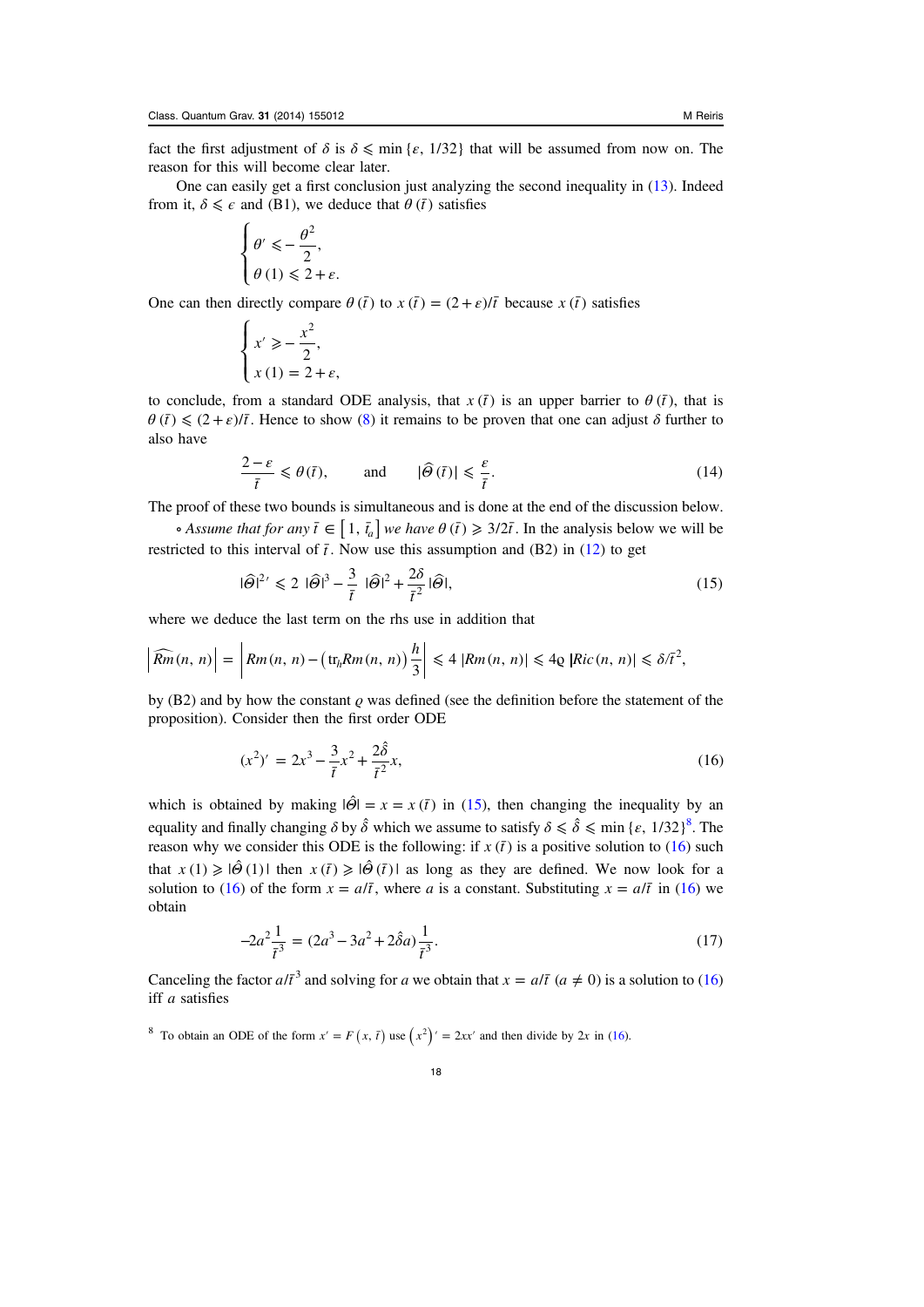fact the first adjustment of $\delta$ is $\delta \leqslant \min\{\varepsilon, 1/32\}$ that will be assumed from now on. The reason for this will become clear later.

One can easily get a first conclusion just analyzing the second inequality in (13). Indeed from it, $\delta \leqslant \epsilon$ and (B1), we deduce that $\theta(\bar{t})$ satisfies

$$\begin{cases} \theta' \leqslant -\dfrac{\theta^2}{2}, \\ \theta(1) \leqslant 2 + \varepsilon. \end{cases}$$

One can then directly compare $\theta(\bar{t})$ to $x(\bar{t}) = (2+\varepsilon)/\bar{t}$ because $x(\bar{t})$ satisfies

$$\begin{cases} x' \geqslant -\dfrac{x^2}{2}, \\ x(1) = 2 + \varepsilon, \end{cases}$$

to conclude, from a standard ODE analysis, that $x(\bar{t})$ is an upper barrier to $\theta(\bar{t})$, that is $\theta(\bar{t}) \leqslant (2+\varepsilon)/\bar{t}$. Hence to show (8) it remains to be proven that one can adjust $\delta$ further to also have

$$\frac{2-\varepsilon}{\bar{t}} \leqslant \theta(\bar{t}), \qquad \text{and} \qquad |\widehat{\Theta}(\bar{t})| \leqslant \frac{\varepsilon}{\bar{t}}. \tag{14}$$

The proof of these two bounds is simultaneous and is done at the end of the discussion below.

∘ *Assume that for any* $\bar{t} \in [1, \bar{t}_a]$ *we have* $\theta(\bar{t}) \geqslant 3/2\bar{t}$. In the analysis below we will be restricted to this interval of $\bar{t}$. Now use this assumption and (B2) in (12) to get

$$|\widehat{\Theta}|^{2\,\prime} \leqslant 2\,|\widehat{\Theta}|^3 - \frac{3}{\bar{t}}\,|\widehat{\Theta}|^2 + \frac{2\delta}{\bar{t}^2}\,|\widehat{\Theta}|, \tag{15}$$

where we deduce the last term on the rhs use in addition that

$$\left|\widehat{Rm}(n,n)\right| = \left|Rm(n,n) - \left(\mathrm{tr}_h Rm(n,n)\right)\frac{h}{3}\right| \leqslant 4\,|Rm(n,n)| \leqslant 4\varrho\,|Ric(n,n)| \leqslant \delta/\bar{t}^2,$$

by (B2) and by how the constant $\varrho$ was defined (see the definition before the statement of the proposition). Consider then the first order ODE

$$(x^2)' = 2x^3 - \frac{3}{\bar{t}}x^2 + \frac{2\hat{\delta}}{\bar{t}^2}x, \tag{16}$$

which is obtained by making $|\hat{\Theta}| = x = x(\bar{t})$ in (15), then changing the inequality by an equality and finally changing $\delta$ by $\hat{\delta}$ which we assume to satisfy $\delta \leqslant \hat{\delta} \leqslant \min\{\varepsilon, 1/32\}$[8]. The reason why we consider this ODE is the following: if $x(\bar{t})$ is a positive solution to (16) such that $x(1) \geqslant |\hat{\Theta}(1)|$ then $x(\bar{t}) \geqslant |\hat{\Theta}(\bar{t})|$ as long as they are defined. We now look for a solution to (16) of the form $x = a/\bar{t}$, where $a$ is a constant. Substituting $x = a/\bar{t}$ in (16) we obtain

$$-2a^2\frac{1}{\bar{t}^3} = (2a^3 - 3a^2 + 2\hat{\delta}a)\frac{1}{\bar{t}^3}. \tag{17}$$

Canceling the factor $a/\bar{t}^3$ and solving for $a$ we obtain that $x = a/\bar{t}$ ($a \neq 0$) is a solution to (16) iff $a$ satisfies

[8] To obtain an ODE of the form $x' = F(x, \bar{t})$ use $(x^2)' = 2xx'$ and then divide by $2x$ in (16).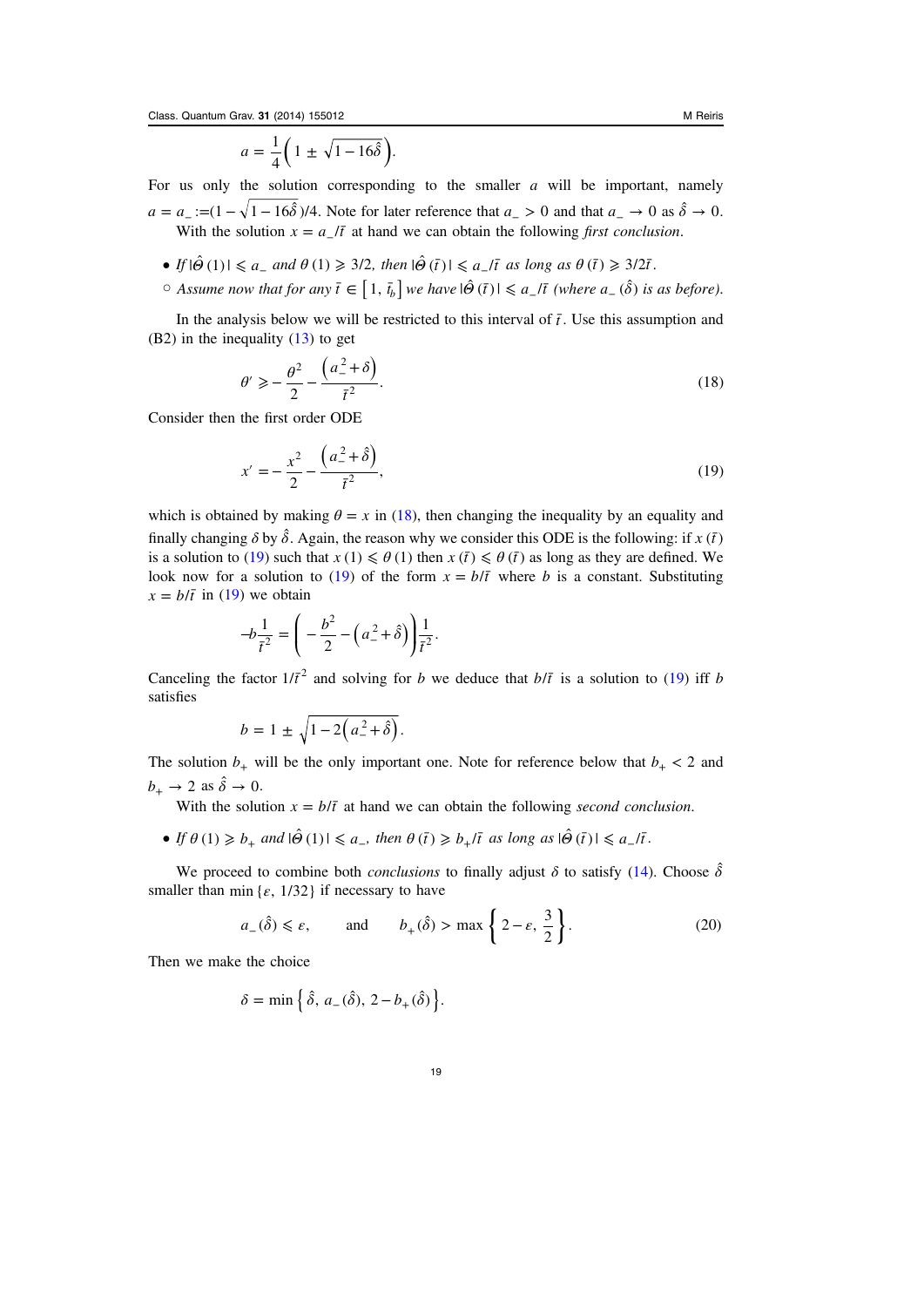$$a = \frac{1}{4}\left(1 \pm \sqrt{1 - 16\hat{\delta}}\right).$$

For us only the solution corresponding to the smaller $a$ will be important, namely $a = a_- := (1 - \sqrt{1 - 16\hat{\delta}})/4$. Note for later reference that $a_- > 0$ and that $a_- \to 0$ as $\hat{\delta} \to 0$.

With the solution $x = a_-/\bar{t}$ at hand we can obtain the following *first conclusion*.

- *If* $|\hat{\Theta}(1)| \leqslant a_-$ *and* $\theta(1) \geqslant 3/2$, *then* $|\hat{\Theta}(\bar{t})| \leqslant a_-/\bar{t}$ *as long as* $\theta(\bar{t}) \geqslant 3/2\bar{t}$.
  - ○ *Assume now that for any* $\bar{t} \in [1, \bar{t}_b]$ *we have* $|\hat{\Theta}(\bar{t})| \leqslant a_-/\bar{t}$ *(where* $a_-(\hat{\delta})$ *is as before).*

In the analysis below we will be restricted to this interval of $\bar{t}$. Use this assumption and (B2) in the inequality (13) to get

$$\theta' \geqslant -\frac{\theta^2}{2} - \frac{\left(a_-^2 + \delta\right)}{\bar{t}^2}. \tag{18}$$

Consider then the first order ODE

$$x' = -\frac{x^2}{2} - \frac{\left(a_-^2 + \hat{\delta}\right)}{\bar{t}^2}, \tag{19}$$

which is obtained by making $\theta = x$ in (18), then changing the inequality by an equality and finally changing $\delta$ by $\hat{\delta}$. Again, the reason why we consider this ODE is the following: if $x(\bar{t})$ is a solution to (19) such that $x(1) \leqslant \theta(1)$ then $x(\bar{t}) \leqslant \theta(\bar{t})$ as long as they are defined. We look now for a solution to (19) of the form $x = b/\bar{t}$ where $b$ is a constant. Substituting $x = b/\bar{t}$ in (19) we obtain

$$-b\frac{1}{\bar{t}^2} = \left(-\frac{b^2}{2} - \left(a_-^2 + \hat{\delta}\right)\right)\frac{1}{\bar{t}^2}.$$

Canceling the factor $1/\bar{t}^2$ and solving for $b$ we deduce that $b/\bar{t}$ is a solution to (19) iff $b$ satisfies

$$b = 1 \pm \sqrt{1 - 2\left(a_-^2 + \hat{\delta}\right)}.$$

The solution $b_+$ will be the only important one. Note for reference below that $b_+ < 2$ and $b_+ \to 2$ as $\hat{\delta} \to 0$.

With the solution $x = b/\bar{t}$ at hand we can obtain the following *second conclusion*.

- *If* $\theta(1) \geqslant b_+$ *and* $|\hat{\Theta}(1)| \leqslant a_-$, *then* $\theta(\bar{t}) \geqslant b_+/\bar{t}$ *as long as* $|\hat{\Theta}(\bar{t})| \leqslant a_-/\bar{t}$.

We proceed to combine both *conclusions* to finally adjust $\delta$ to satisfy (14). Choose $\hat{\delta}$ smaller than $\min\{\epsilon, 1/32\}$ if necessary to have

$$a_-(\hat{\delta}) \leqslant \epsilon, \qquad \text{and} \qquad b_+(\hat{\delta}) > \max\left\{2 - \epsilon, \frac{3}{2}\right\}. \tag{20}$$

Then we make the choice

$$\delta = \min\left\{\hat{\delta},\, a_-(\hat{\delta}),\, 2 - b_+(\hat{\delta})\right\}.$$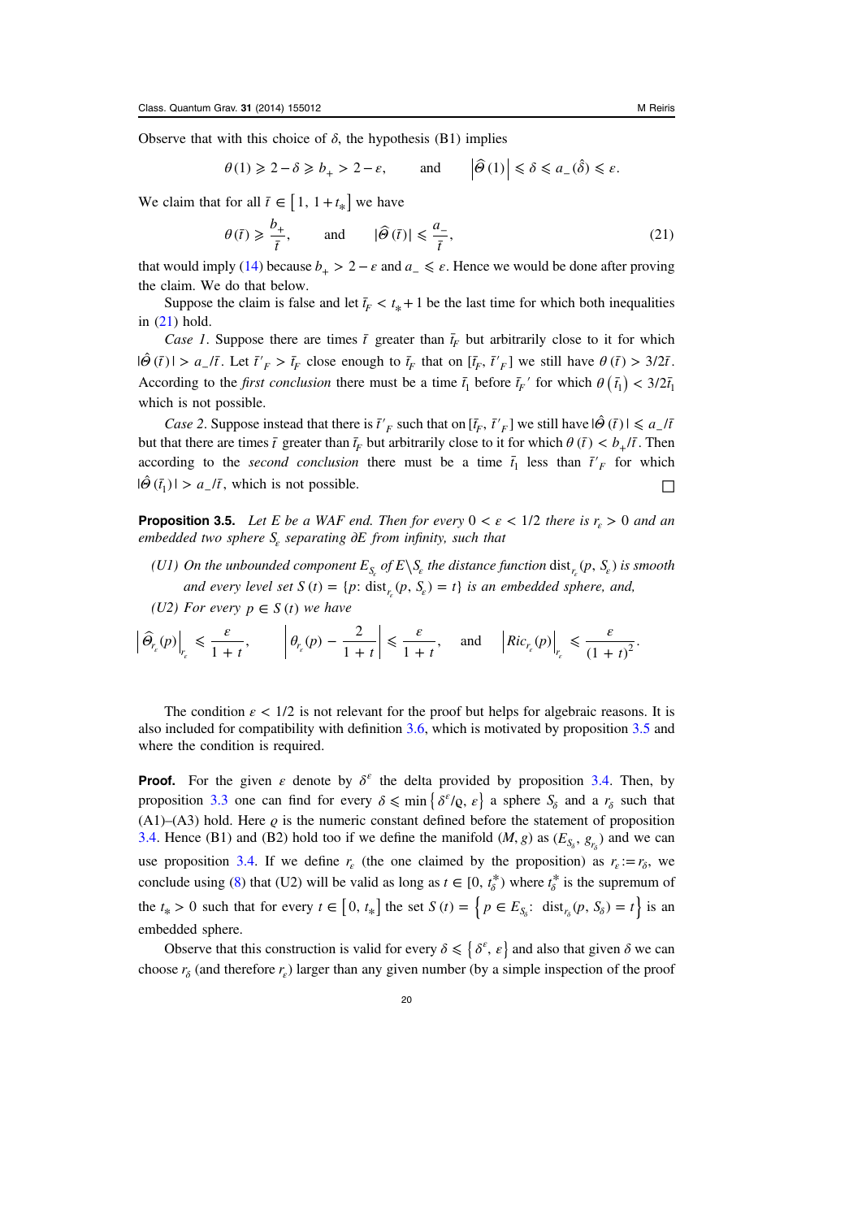Observe that with this choice of $\delta$, the hypothesis (B1) implies

$$\theta(1) \geqslant 2 - \delta \geqslant b_+ > 2 - \varepsilon, \qquad \text{and} \qquad \left|\widehat{\Theta}(1)\right| \leqslant \delta \leqslant a_-(\hat{\delta}) \leqslant \varepsilon.$$

We claim that for all $\bar{t} \in [1, 1 + t_*]$ we have

$$\theta(\bar{t}) \geqslant \frac{b_+}{\bar{t}}, \qquad \text{and} \qquad |\widehat{\Theta}(\bar{t})| \leqslant \frac{a_-}{\bar{t}}, \tag{21}$$

that would imply (14) because $b_+ > 2 - \varepsilon$ and $a_- \leqslant \varepsilon$. Hence we would be done after proving the claim. We do that below.

Suppose the claim is false and let $\bar{t}_F < t_* + 1$ be the last time for which both inequalities in (21) hold.

*Case 1*. Suppose there are times $\bar{t}$ greater than $\bar{t}_F$ but arbitrarily close to it for which $|\hat{\Theta}(\bar{t})| > a_-/\bar{t}$. Let $\bar{t}'_F > \bar{t}_F$ close enough to $\bar{t}_F$ that on $[\bar{t}_F, \bar{t}'_F]$ we still have $\theta(\bar{t}) > 3/2\bar{t}$. According to the *first conclusion* there must be a time $\bar{t}_1$ before $\bar{t}_F{}'$ for which $\theta(\bar{t}_1) < 3/2\bar{t}_1$ which is not possible.

*Case 2*. Suppose instead that there is $\bar{t}'_F$ such that on $[\bar{t}_F, \bar{t}'_F]$ we still have $|\hat{\Theta}(\bar{t})| \leqslant a_-/\bar{t}$ but that there are times $\bar{t}$ greater than $\bar{t}_F$ but arbitrarily close to it for which $\theta(\bar{t}) < b_+/\bar{t}$. Then according to the *second conclusion* there must be a time $\bar{t}_1$ less than $\bar{t}'_F$ for which $|\hat{\Theta}(\bar{t}_1)| > a_-/\bar{t}$, which is not possible. $\square$

**Proposition 3.5.** *Let $E$ be a WAF end. Then for every $0 < \varepsilon < 1/2$ there is $r_\varepsilon > 0$ and an embedded two sphere $S_\varepsilon$ separating $\partial E$ from infinity, such that*

*(U1) On the unbounded component $E_{S_\varepsilon}$ of $E \backslash S_\varepsilon$ the distance function $\text{dist}_{r_\varepsilon}(p, S_\varepsilon)$ is smooth and every level set $S(t) = \{p : \text{dist}_{r_\varepsilon}(p, S_\varepsilon) = t\}$ is an embedded sphere, and,*

*(U2) For every $p \in S(t)$ we have*

$$\left|\widehat{\Theta}_{r_\varepsilon}(p)\right|_{r_\varepsilon} \leqslant \frac{\varepsilon}{1+t}, \qquad \left|\theta_{r_\varepsilon}(p) - \frac{2}{1+t}\right| \leqslant \frac{\varepsilon}{1+t}, \qquad \text{and} \qquad \left|Ric_{r_\varepsilon}(p)\right|_{r_\varepsilon} \leqslant \frac{\varepsilon}{(1+t)^2}.$$

The condition $\varepsilon < 1/2$ is not relevant for the proof but helps for algebraic reasons. It is also included for compatibility with definition 3.6, which is motivated by proposition 3.5 and where the condition is required.

**Proof.** For the given $\varepsilon$ denote by $\delta^\varepsilon$ the delta provided by proposition 3.4. Then, by proposition 3.3 one can find for every $\delta \leqslant \min\{\delta^\varepsilon/\varrho, \varepsilon\}$ a sphere $S_\delta$ and a $r_\delta$ such that (A1)–(A3) hold. Here $\varrho$ is the numeric constant defined before the statement of proposition 3.4. Hence (B1) and (B2) hold too if we define the manifold $(M, g)$ as $(E_{S_\delta}, g_{r_\delta})$ and we can use proposition 3.4. If we define $r_\varepsilon$ (the one claimed by the proposition) as $r_\varepsilon := r_\delta$, we conclude using (8) that (U2) will be valid as long as $t \in [0, t^*_\delta)$ where $t^*_\delta$ is the supremum of the $t_* > 0$ such that for every $t \in [0, t_*]$ the set $S(t) = \left\{p \in E_{S_\delta}: \ \text{dist}_{r_\delta}(p, S_\delta) = t\right\}$ is an embedded sphere.

Observe that this construction is valid for every $\delta \leqslant \{\delta^\varepsilon, \varepsilon\}$ and also that given $\delta$ we can choose $r_\delta$ (and therefore $r_\varepsilon$) larger than any given number (by a simple inspection of the proof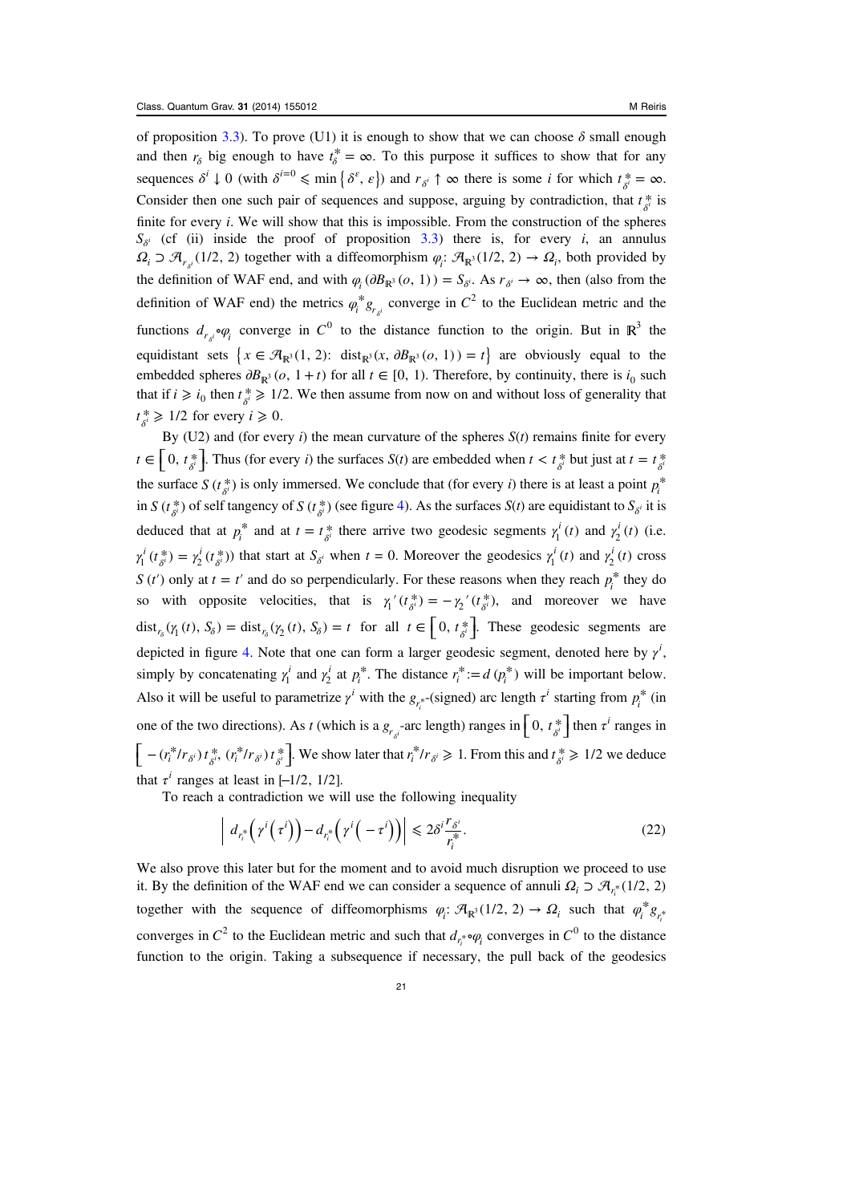of proposition 3.3). To prove (U1) it is enough to show that we can choose $\delta$ small enough and then $r_\delta$ big enough to have $t^*_\delta = \infty$. To this purpose it suffices to show that for any sequences $\delta^i \downarrow 0$ (with $\delta^{i=0} \leqslant \min\{\delta^\epsilon, \epsilon\}$) and $r_{\delta^i} \uparrow \infty$ there is some $i$ for which $t^*_{\delta^i} = \infty$. Consider then one such pair of sequences and suppose, arguing by contradiction, that $t^*_{\delta^i}$ is finite for every $i$. We will show that this is impossible. From the construction of the spheres $S_{\delta^i}$ (cf (ii) inside the proof of proposition 3.3) there is, for every $i$, an annulus $\Omega_i \supset \mathcal{A}_{r_{\delta^i}}(1/2, 2)$ together with a diffeomorphism $\varphi_i: \mathcal{A}_{\mathbb{R}^3}(1/2, 2) \to \Omega_i$, both provided by the definition of WAF end, and with $\varphi_i(\partial B_{\mathbb{R}^3}(o, 1)) = S_{\delta^i}$. As $r_{\delta^i} \to \infty$, then (also from the definition of WAF end) the metrics $\varphi_i^* g_{r_{\delta^i}}$ converge in $C^2$ to the Euclidean metric and the functions $d_{r_{\delta^i}} \circ \varphi_i$ converge in $C^0$ to the distance function to the origin. But in $\mathbb{R}^3$ the equidistant sets $\{x \in \mathcal{A}_{\mathbb{R}^3}(1, 2): \operatorname{dist}_{\mathbb{R}^3}(x, \partial B_{\mathbb{R}^3}(o, 1)) = t\}$ are obviously equal to the embedded spheres $\partial B_{\mathbb{R}^3}(o, 1+t)$ for all $t \in [0, 1)$. Therefore, by continuity, there is $i_0$ such that if $i \geqslant i_0$ then $t^*_{\delta^i} \geqslant 1/2$. We then assume from now on and without loss of generality that $t^*_{\delta^i} \geqslant 1/2$ for every $i \geqslant 0$.

By (U2) and (for every $i$) the mean curvature of the spheres $S(t)$ remains finite for every $t \in \left[0, t^*_{\delta^i}\right]$. Thus (for every $i$) the surfaces $S(t)$ are embedded when $t < t^*_{\delta^i}$ but just at $t = t^*_{\delta^i}$ the surface $S(t^*_{\delta^i})$ is only immersed. We conclude that (for every $i$) there is at least a point $p_i^*$ in $S(t^*_{\delta^i})$ of self tangency of $S(t^*_{\delta^i})$ (see figure 4). As the surfaces $S(t)$ are equidistant to $S_{\delta^i}$ it is deduced that at $p_i^*$ and at $t = t^*_{\delta^i}$ there arrive two geodesic segments $\gamma_1^i(t)$ and $\gamma_2^i(t)$ (i.e. $\gamma_1^i(t^*_{\delta^i}) = \gamma_2^i(t^*_{\delta^i})$) that start at $S_{\delta^i}$ when $t = 0$. Moreover the geodesics $\gamma_1^i(t)$ and $\gamma_2^i(t)$ cross $S(t')$ only at $t = t'$ and do so perpendicularly. For these reasons when they reach $p_i^*$ they do so with opposite velocities, that is $\gamma_1{}'(t^*_{\delta^i}) = -\gamma_2{}'(t^*_{\delta^i})$, and moreover we have $\operatorname{dist}_{r_\delta}(\gamma_1(t), S_\delta) = \operatorname{dist}_{r_\delta}(\gamma_2(t), S_\delta) = t$ for all $t \in \left[0, t^*_{\delta^i}\right]$. These geodesic segments are depicted in figure 4. Note that one can form a larger geodesic segment, denoted here by $\gamma^i$, simply by concatenating $\gamma_1^i$ and $\gamma_2^i$ at $p_i^*$. The distance $r_i^* := d(p_i^*)$ will be important below. Also it will be useful to parametrize $\gamma^i$ with the $g_{r_i^*}$-(signed) arc length $\tau^i$ starting from $p_i^*$ (in one of the two directions). As $t$ (which is a $g_{r_{\delta^i}}$-arc length) ranges in $\left[0, t^*_{\delta^i}\right]$ then $\tau^i$ ranges in $\left[-(r_i^*/r_{\delta^i})\, t^*_{\delta^i}, (r_i^*/r_{\delta^i})\, t^*_{\delta^i}\right]$. We show later that $r_i^*/r_{\delta^i} \geqslant 1$. From this and $t^*_{\delta^i} \geqslant 1/2$ we deduce that $\tau^i$ ranges at least in $[-1/2, 1/2]$.

To reach a contradiction we will use the following inequality

$$\left| d_{r_i^*}\left(\gamma^i\left(\tau^i\right)\right) - d_{r_i^*}\left(\gamma^i\left(-\tau^i\right)\right) \right| \leqslant 2\delta^i \frac{r_{\delta^i}}{r_i^*}. \tag{22}$$

We also prove this later but for the moment and to avoid much disruption we proceed to use it. By the definition of the WAF end we can consider a sequence of annuli $\Omega_i \supset \mathcal{A}_{r_i^*}(1/2, 2)$ together with the sequence of diffeomorphisms $\varphi_i: \mathcal{A}_{\mathbb{R}^3}(1/2, 2) \to \Omega_i$ such that $\varphi_i^* g_{r_i^*}$ converges in $C^2$ to the Euclidean metric and such that $d_{r_i^*} \circ \varphi_i$ converges in $C^0$ to the distance function to the origin. Taking a subsequence if necessary, the pull back of the geodesics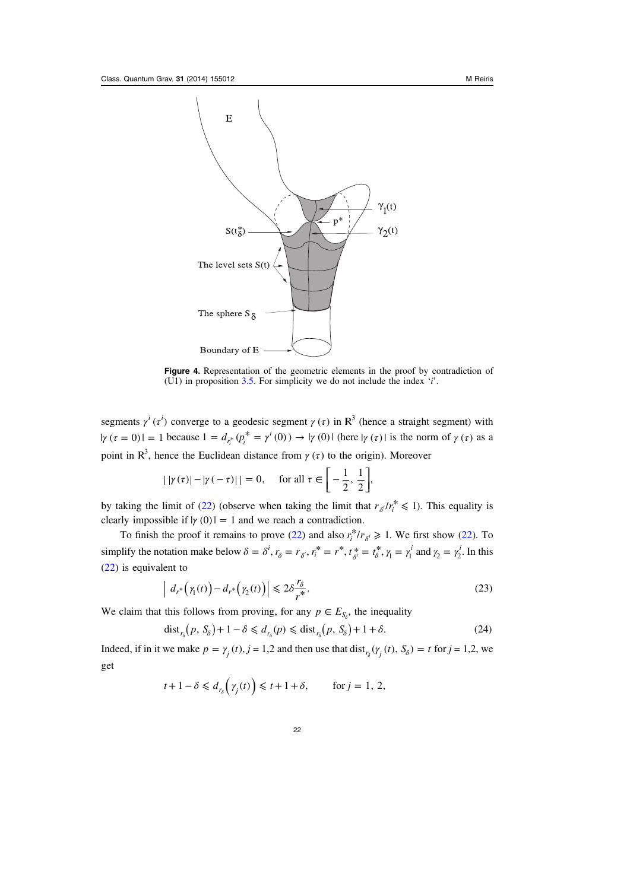**Figure 4.** Representation of the geometric elements in the proof by contradiction of (U1) in proposition 3.5. For simplicity we do not include the index '$i$'.

segments $\gamma^i(\tau^i)$ converge to a geodesic segment $\gamma(\tau)$ in $\mathbb{R}^3$ (hence a straight segment) with $|\gamma(\tau=0)|=1$ because $1 = d_{r_i^*}(p_i^* = \gamma^i(0)) \to |\gamma(0)|$ (here $|\gamma(\tau)|$ is the norm of $\gamma(\tau)$ as a point in $\mathbb{R}^3$, hence the Euclidean distance from $\gamma(\tau)$ to the origin). Moreover

$$
|\, |\gamma(\tau)| - |\gamma(-\tau)|\,| = 0, \quad \text{for all } \tau \in \left[-\frac{1}{2}, \frac{1}{2}\right],
$$

by taking the limit of (22) (observe when taking the limit that $r_{\delta^i}/r_i^* \leqslant 1$). This equality is clearly impossible if $|\gamma(0)| = 1$ and we reach a contradiction.

To finish the proof it remains to prove (22) and also $r_i^*/r_{\delta^i} \geqslant 1$. We first show (22). To simplify the notation make below $\delta = \delta^i$, $r_\delta = r_{\delta^i}$, $r_i^* = r^*$, $t_{\delta^i}^* = t_\delta^*$, $\gamma_1 = \gamma_1^i$ and $\gamma_2 = \gamma_2^i$. In this (22) is equivalent to

$$
\left| \, d_{r^*}\big(\gamma_1(t)\big) - d_{r^*}\big(\gamma_2(t)\big) \right| \leqslant 2\delta \frac{r_\delta}{r^*}. \tag{23}
$$

We claim that this follows from proving, for any $p \in E_{S_\delta}$, the inequality

$$
\operatorname{dist}_{r_\delta}\big(p, S_\delta\big) + 1 - \delta \leqslant d_{r_\delta}(p) \leqslant \operatorname{dist}_{r_\delta}\big(p, S_\delta\big) + 1 + \delta. \tag{24}
$$

Indeed, if in it we make $p = \gamma_j(t), j = 1,2$ and then use that $\operatorname{dist}_{r_\delta}(\gamma_j(t), S_\delta) = t$ for $j = 1,2$, we get

$$
t + 1 - \delta \leqslant d_{r_\delta}\big(\gamma_j(t)\big) \leqslant t + 1 + \delta, \qquad \text{for } j = 1, 2,
$$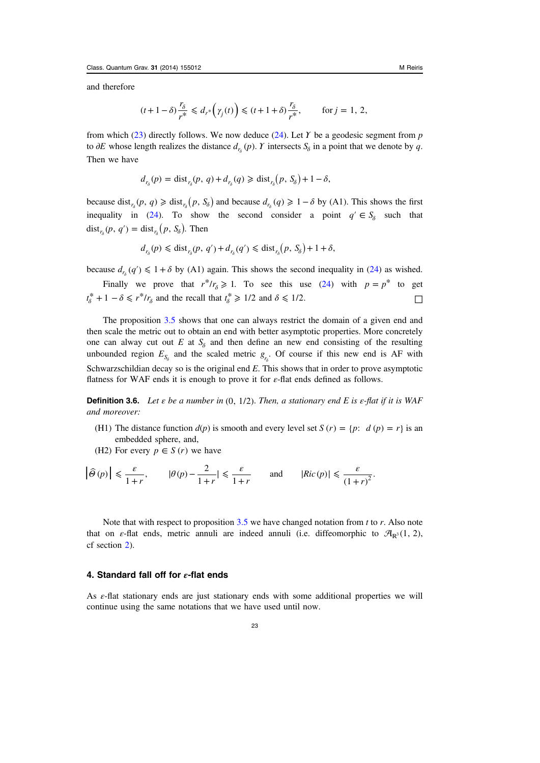and therefore

$$(t+1-\delta)\frac{r_\delta}{r^*} \leqslant d_{r^*}\left(\gamma_j(t)\right) \leqslant (t+1+\delta)\frac{r_\delta}{r^*}, \qquad \text{for } j=1,2,$$

from which (23) directly follows. We now deduce (24). Let $\Upsilon$ be a geodesic segment from $p$ to $\partial E$ whose length realizes the distance $d_{r_\delta}(p)$. $\Upsilon$ intersects $S_\delta$ in a point that we denote by $q$. Then we have

$$d_{r_\delta}(p) = \text{dist}_{r_\delta}(p,q) + d_{r_\delta}(q) \geqslant \text{dist}_{r_\delta}\left(p, S_\delta\right) + 1 - \delta,$$

because $\text{dist}_{r_\delta}(p,q) \geqslant \text{dist}_{r_\delta}\left(p, S_\delta\right)$ and because $d_{r_\delta}(q) \geqslant 1-\delta$ by (A1). This shows the first inequality in (24). To show the second consider a point $q' \in S_\delta$ such that $\text{dist}_{r_\delta}(p,q') = \text{dist}_{r_\delta}\left(p, S_\delta\right)$. Then

$$d_{r_\delta}(p) \leqslant \text{dist}_{r_\delta}(p,q') + d_{r_\delta}(q') \leqslant \text{dist}_{r_\delta}\left(p, S_\delta\right) + 1 + \delta,$$

because $d_{r_\delta}(q') \leqslant 1+\delta$ by (A1) again. This shows the second inequality in (24) as wished.

Finally we prove that $r^*/r_\delta \geqslant 1$. To see this use (24) with $p = p^*$ to get $t^*_\delta + 1 - \delta \leqslant r^*/r_\delta$ and the recall that $t^*_\delta \geqslant 1/2$ and $\delta \leqslant 1/2$. □

The proposition 3.5 shows that one can always restrict the domain of a given end and then scale the metric out to obtain an end with better asymptotic properties. More concretely one can alway cut out $E$ at $S_\delta$ and then define an new end consisting of the resulting unbounded region $E_{S_\delta}$ and the scaled metric $g_{r_\delta}$. Of course if this new end is AF with Schwarzschildian decay so is the original end $E$. This shows that in order to prove asymptotic flatness for WAF ends it is enough to prove it for $\varepsilon$-flat ends defined as follows.

**Definition 3.6.** *Let $\varepsilon$ be a number in $(0, 1/2)$. Then, a stationary end $E$ is $\varepsilon$-flat if it is WAF and moreover:*

(H1) The distance function $d(p)$ is smooth and every level set $S(r) = \{p: \ d(p) = r\}$ is an embedded sphere, and,
(H2) For every $p \in S(r)$ we have

$$\left|\widehat{\Theta}(p)\right| \leqslant \frac{\varepsilon}{1+r}, \qquad \left|\theta(p) - \frac{2}{1+r}\right| \leqslant \frac{\varepsilon}{1+r} \qquad \text{and} \qquad |Ric(p)| \leqslant \frac{\varepsilon}{(1+r)^2}.$$

Note that with respect to proposition 3.5 we have changed notation from $t$ to $r$. Also note that on $\varepsilon$-flat ends, metric annuli are indeed annuli (i.e. diffeomorphic to $\mathcal{A}_{\mathbb{R}^3}(1,2)$, cf section 2).

## 4. Standard fall off for $\varepsilon$-flat ends

As $\varepsilon$-flat stationary ends are just stationary ends with some additional properties we will continue using the same notations that we have used until now.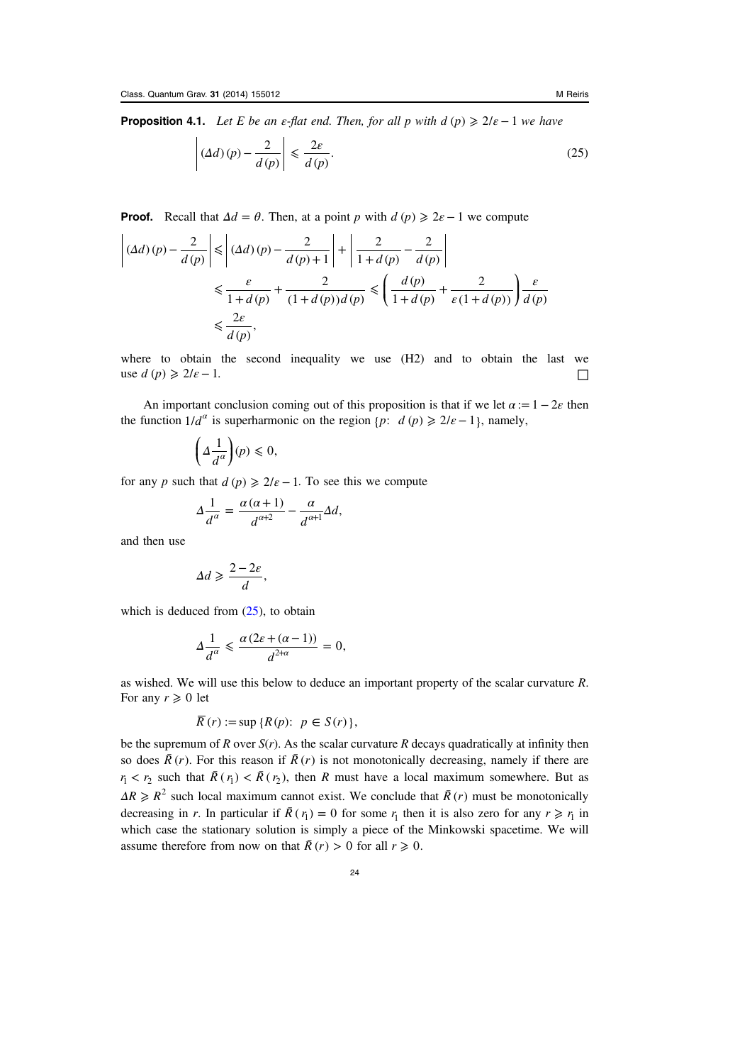**Proposition 4.1.** *Let $E$ be an $\varepsilon$-flat end. Then, for all $p$ with $d(p) \geqslant 2/\varepsilon - 1$ we have*

$$\left| (\Delta d)(p) - \frac{2}{d(p)} \right| \leqslant \frac{2\varepsilon}{d(p)}. \tag{25}$$

**Proof.** Recall that $\Delta d = \theta$. Then, at a point $p$ with $d(p) \geqslant 2\varepsilon - 1$ we compute

$$\begin{aligned}
\left| (\Delta d)(p) - \frac{2}{d(p)} \right| &\leqslant \left| (\Delta d)(p) - \frac{2}{d(p)+1} \right| + \left| \frac{2}{1+d(p)} - \frac{2}{d(p)} \right| \\
&\leqslant \frac{\varepsilon}{1+d(p)} + \frac{2}{(1+d(p))d(p)} \leqslant \left( \frac{d(p)}{1+d(p)} + \frac{2}{\varepsilon(1+d(p))} \right) \frac{\varepsilon}{d(p)} \\
&\leqslant \frac{2\varepsilon}{d(p)},
\end{aligned}$$

where to obtain the second inequality we use (H2) and to obtain the last we use $d(p) \geqslant 2/\varepsilon - 1$. $\square$

An important conclusion coming out of this proposition is that if we let $\alpha := 1 - 2\varepsilon$ then the function $1/d^{\alpha}$ is superharmonic on the region $\{p: \ d(p) \geqslant 2/\varepsilon - 1\}$, namely,

$$\left( \Delta \frac{1}{d^{\alpha}} \right)(p) \leqslant 0,$$

for any $p$ such that $d(p) \geqslant 2/\varepsilon - 1$. To see this we compute

$$\Delta \frac{1}{d^{\alpha}} = \frac{\alpha(\alpha+1)}{d^{\alpha+2}} - \frac{\alpha}{d^{\alpha+1}} \Delta d,$$

and then use

$$\Delta d \geqslant \frac{2 - 2\varepsilon}{d},$$

which is deduced from (25), to obtain

$$\Delta \frac{1}{d^{\alpha}} \leqslant \frac{\alpha(2\varepsilon + (\alpha - 1))}{d^{2+\alpha}} = 0,$$

as wished. We will use this below to deduce an important property of the scalar curvature $R$. For any $r \geqslant 0$ let

$$\overline{R}(r) := \sup\{R(p): \ p \in S(r)\},$$

be the supremum of $R$ over $S(r)$. As the scalar curvature $R$ decays quadratically at infinity then so does $\bar{R}(r)$. For this reason if $\bar{R}(r)$ is not monotonically decreasing, namely if there are $r_1 < r_2$ such that $\bar{R}(r_1) < \bar{R}(r_2)$, then $R$ must have a local maximum somewhere. But as $\Delta R \geqslant R^2$ such local maximum cannot exist. We conclude that $\bar{R}(r)$ must be monotonically decreasing in $r$. In particular if $\bar{R}(r_1) = 0$ for some $r_1$ then it is also zero for any $r \geqslant r_1$ in which case the stationary solution is simply a piece of the Minkowski spacetime. We will assume therefore from now on that $\bar{R}(r) > 0$ for all $r \geqslant 0$.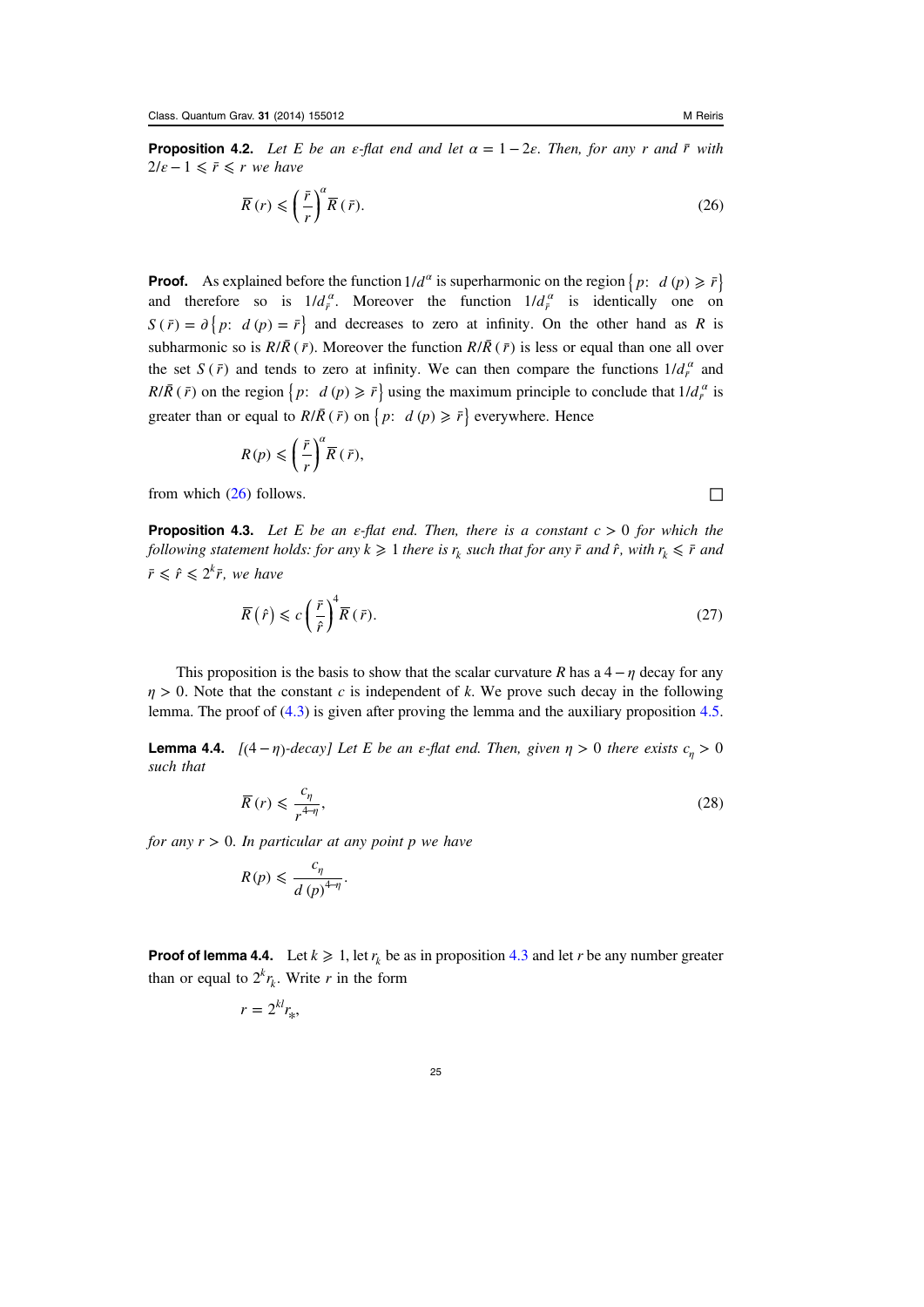**Proposition 4.2.** *Let $E$ be an $\varepsilon$-flat end and let $\alpha = 1 - 2\varepsilon$. Then, for any $r$ and $\bar{r}$ with $2/\varepsilon - 1 \leqslant \bar{r} \leqslant r$ we have*

$$\overline{R}\,(r) \leqslant \left(\frac{\bar{r}}{r}\right)^{\alpha} \overline{R}\,(\bar{r}). \tag{26}$$

**Proof.** As explained before the function $1/d^{\alpha}$ is superharmonic on the region $\{p\colon\ d\,(p) \geqslant \bar{r}\}$ and therefore so is $1/d_{\bar{r}}^{\alpha}$. Moreover the function $1/d_{\bar{r}}^{\alpha}$ is identically one on $S\,(\bar{r}) = \partial\{p\colon\ d\,(p) = \bar{r}\}$ and decreases to zero at infinity. On the other hand as $R$ is subharmonic so is $R/\bar{R}\,(\bar{r})$. Moreover the function $R/\bar{R}\,(\bar{r})$ is less or equal than one all over the set $S\,(\bar{r})$ and tends to zero at infinity. We can then compare the functions $1/d_{\bar{r}}^{\alpha}$ and $R/\bar{R}\,(\bar{r})$ on the region $\{p\colon\ d\,(p) \geqslant \bar{r}\}$ using the maximum principle to conclude that $1/d_{\bar{r}}^{\alpha}$ is greater than or equal to $R/\bar{R}\,(\bar{r})$ on $\{p\colon\ d\,(p) \geqslant \bar{r}\}$ everywhere. Hence

$$R(p) \leqslant \left(\frac{\bar{r}}{r}\right)^{\alpha} \overline{R}\,(\bar{r}),$$

from which (26) follows. □

**Proposition 4.3.** *Let $E$ be an $\varepsilon$-flat end. Then, there is a constant $c > 0$ for which the following statement holds: for any $k \geqslant 1$ there is $r_k$ such that for any $\bar{r}$ and $\hat{r}$, with $r_k \leqslant \bar{r}$ and $\bar{r} \leqslant \hat{r} \leqslant 2^k \bar{r}$, we have*

$$\overline{R}\left(\hat{r}\right) \leqslant c\left(\frac{\bar{r}}{\hat{r}}\right)^{4} \overline{R}\,(\bar{r}). \tag{27}$$

This proposition is the basis to show that the scalar curvature $R$ has a $4 - \eta$ decay for any $\eta > 0$. Note that the constant $c$ is independent of $k$. We prove such decay in the following lemma. The proof of (4.3) is given after proving the lemma and the auxiliary proposition 4.5.

**Lemma 4.4.** *[$(4-\eta)$-decay] Let $E$ be an $\varepsilon$-flat end. Then, given $\eta > 0$ there exists $c_\eta > 0$ such that*

$$\overline{R}\,(r) \leqslant \frac{c_\eta}{r^{4-\eta}}, \tag{28}$$

*for any $r > 0$. In particular at any point $p$ we have*

$$R(p) \leqslant \frac{c_\eta}{d\,(p)^{4-\eta}}.$$

**Proof of lemma 4.4.** Let $k \geqslant 1$, let $r_k$ be as in proposition 4.3 and let $r$ be any number greater than or equal to $2^k r_k$. Write $r$ in the form

$$r = 2^{kl} r_*,$$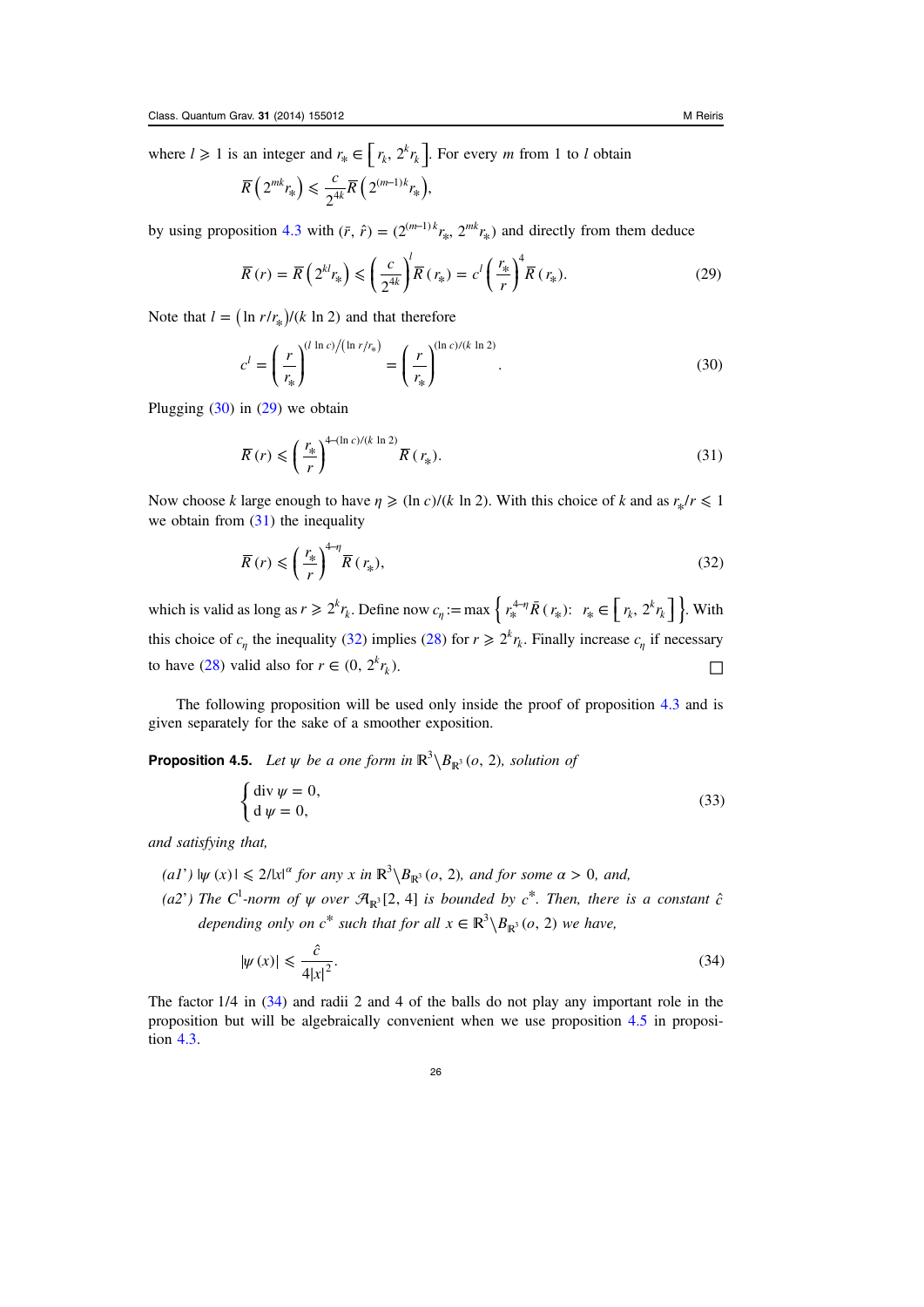where $l \geqslant 1$ is an integer and $r_* \in \left[r_k, 2^k r_k\right]$. For every $m$ from 1 to $l$ obtain

$$\bar{R}\left(2^{mk} r_*\right) \leqslant \frac{c}{2^{4k}} \bar{R}\left(2^{(m-1)k} r_*\right),$$

by using proposition 4.3 with $(\bar{r}, \hat{r}) = (2^{(m-1)k} r_*, 2^{mk} r_*)$ and directly from them deduce

$$\bar{R}(r) = \bar{R}\left(2^{kl} r_*\right) \leqslant \left(\frac{c}{2^{4k}}\right)^l \bar{R}(r_*) = c^l \left(\frac{r_*}{r}\right)^4 \bar{R}(r_*). \tag{29}$$

Note that $l = \left(\ln r/r_*\right)/(k \ln 2)$ and that therefore

$$c^l = \left(\frac{r}{r_*}\right)^{(l \ln c)/\left(\ln r/r_*\right)} = \left(\frac{r}{r_*}\right)^{(\ln c)/(k \ln 2)}. \tag{30}$$

Plugging (30) in (29) we obtain

$$\bar{R}(r) \leqslant \left(\frac{r_*}{r}\right)^{4-(\ln c)/(k \ln 2)} \bar{R}(r_*). \tag{31}$$

Now choose $k$ large enough to have $\eta \geqslant (\ln c)/(k \ln 2)$. With this choice of $k$ and as $r_*/r \leqslant 1$ we obtain from (31) the inequality

$$\bar{R}(r) \leqslant \left(\frac{r_*}{r}\right)^{4-\eta} \bar{R}(r_*), \tag{32}$$

which is valid as long as $r \geqslant 2^k r_k$. Define now $c_\eta := \max\left\{ r_*^{4-\eta} \bar{R}(r_*) : \ r_* \in \left[r_k, 2^k r_k\right]\right\}$. With this choice of $c_\eta$ the inequality (32) implies (28) for $r \geqslant 2^k r_k$. Finally increase $c_\eta$ if necessary to have (28) valid also for $r \in (0, 2^k r_k)$. □

The following proposition will be used only inside the proof of proposition 4.3 and is given separately for the sake of a smoother exposition.

**Proposition 4.5.** *Let $\psi$ be a one form in $\mathbb{R}^3 \backslash B_{\mathbb{R}^3}(o, 2)$, solution of*

$$\begin{cases} \operatorname{div} \psi = 0, \\ \mathrm{d}\, \psi = 0, \end{cases} \tag{33}$$

*and satisfying that,*

*(a1') $|\psi(x)| \leqslant 2/|x|^\alpha$ for any $x$ in $\mathbb{R}^3 \backslash B_{\mathbb{R}^3}(o, 2)$, and for some $\alpha > 0$, and,*

*(a2') The $C^1$-norm of $\psi$ over $\mathcal{A}_{\mathbb{R}^3}[2, 4]$ is bounded by $c^*$. Then, there is a constant $\hat{c}$ depending only on $c^*$ such that for all $x \in \mathbb{R}^3 \backslash B_{\mathbb{R}^3}(o, 2)$ we have,*

$$|\psi(x)| \leqslant \frac{\hat{c}}{4|x|^2}. \tag{34}$$

The factor 1/4 in (34) and radii 2 and 4 of the balls do not play any important role in the proposition but will be algebraically convenient when we use proposition 4.5 in proposition 4.3.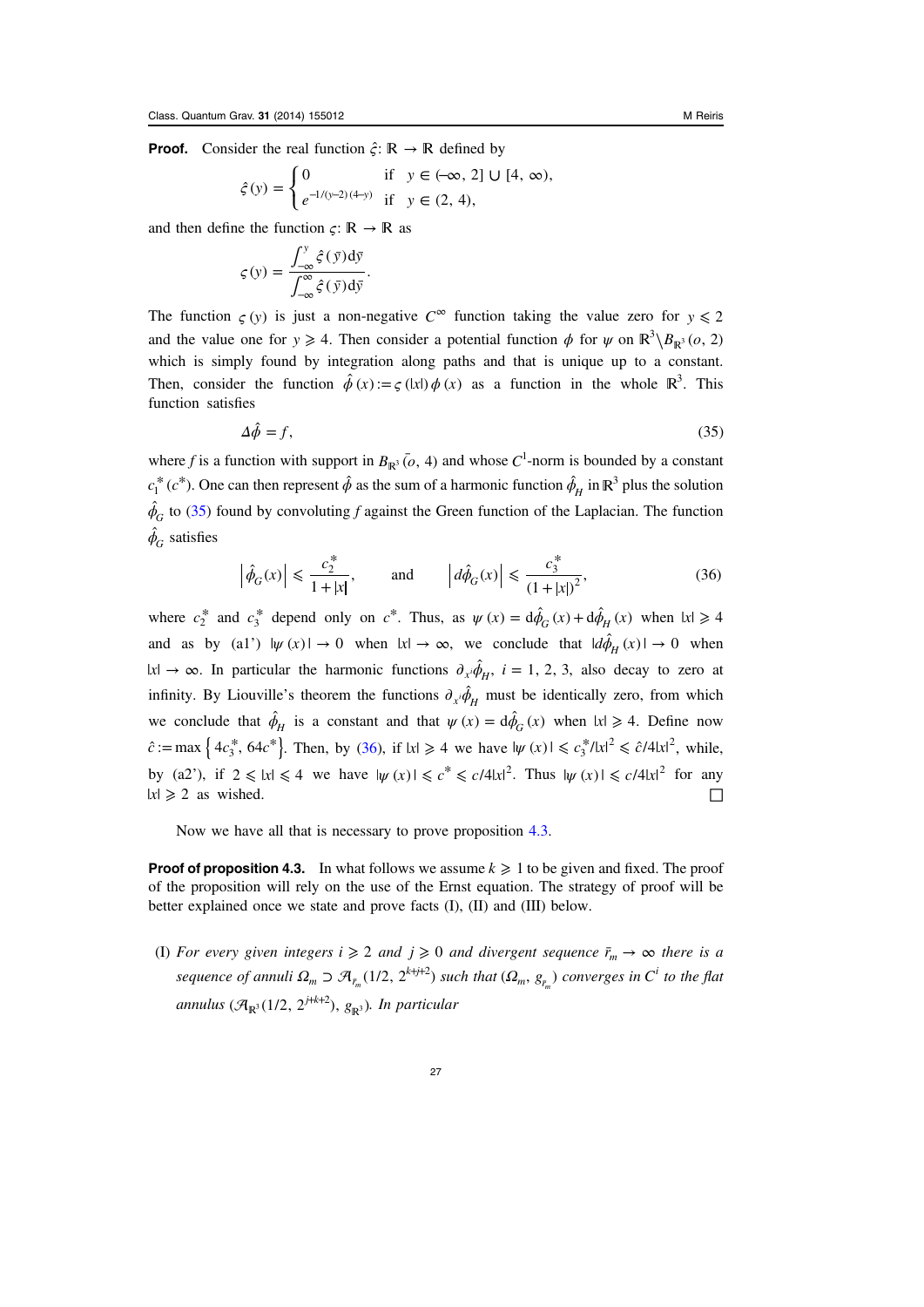**Proof.** Consider the real function $\hat{\varsigma}: \mathbb{R} \to \mathbb{R}$ defined by

$$\hat{\varsigma}(y) = \begin{cases} 0 & \text{if } \; y \in (-\infty, 2] \cup [4, \infty), \\ e^{-1/(y-2)(4-y)} & \text{if } \; y \in (2, 4), \end{cases}$$

and then define the function $\varsigma: \mathbb{R} \to \mathbb{R}$ as

$$\varsigma(y) = \frac{\int_{-\infty}^{y} \hat{\varsigma}(\bar{y}) \mathrm{d}\bar{y}}{\int_{-\infty}^{\infty} \hat{\varsigma}(\bar{y}) \mathrm{d}\bar{y}}.$$

The function $\varsigma(y)$ is just a non-negative $C^\infty$ function taking the value zero for $y \leqslant 2$ and the value one for $y \geqslant 4$. Then consider a potential function $\phi$ for $\psi$ on $\mathbb{R}^3 \setminus B_{\mathbb{R}^3}(o, 2)$ which is simply found by integration along paths and that is unique up to a constant. Then, consider the function $\hat{\phi}(x) := \varsigma(|x|)\phi(x)$ as a function in the whole $\mathbb{R}^3$. This function satisfies

$$\Delta \hat{\phi} = f, \tag{35}$$

where $f$ is a function with support in $B_{\mathbb{R}^3}(\bar{o}, 4)$ and whose $C^1$-norm is bounded by a constant $c_1^*(c^*)$. One can then represent $\hat{\phi}$ as the sum of a harmonic function $\hat{\phi}_H$ in $\mathbb{R}^3$ plus the solution $\hat{\phi}_G$ to (35) found by convoluting $f$ against the Green function of the Laplacian. The function $\hat{\phi}_G$ satisfies

$$\left|\hat{\phi}_G(x)\right| \leqslant \frac{c_2^*}{1+|x|}, \qquad \text{and} \qquad \left|d\hat{\phi}_G(x)\right| \leqslant \frac{c_3^*}{(1+|x|)^2}, \tag{36}$$

where $c_2^*$ and $c_3^*$ depend only on $c^*$. Thus, as $\psi(x) = \mathrm{d}\hat{\phi}_G(x) + \mathrm{d}\hat{\phi}_H(x)$ when $|x| \geqslant 4$ and as by (a1') $|\psi(x)| \to 0$ when $|x| \to \infty$, we conclude that $|d\hat{\phi}_H(x)| \to 0$ when $|x| \to \infty$. In particular the harmonic functions $\partial_{x^i}\hat{\phi}_H$, $i = 1, 2, 3$, also decay to zero at infinity. By Liouville's theorem the functions $\partial_{x^i}\hat{\phi}_H$ must be identically zero, from which we conclude that $\hat{\phi}_H$ is a constant and that $\psi(x) = \mathrm{d}\hat{\phi}_G(x)$ when $|x| \geqslant 4$. Define now $\hat{c} := \max\left\{4c_3^*, 64c^*\right\}$. Then, by (36), if $|x| \geqslant 4$ we have $|\psi(x)| \leqslant c_3^*/|x|^2 \leqslant \hat{c}/4|x|^2$, while, by (a2'), if $2 \leqslant |x| \leqslant 4$ we have $|\psi(x)| \leqslant c^* \leqslant c/4|x|^2$. Thus $|\psi(x)| \leqslant c/4|x|^2$ for any $|x| \geqslant 2$ as wished. $\square$

Now we have all that is necessary to prove proposition 4.3.

**Proof of proposition 4.3.** In what follows we assume $k \geqslant 1$ to be given and fixed. The proof of the proposition will rely on the use of the Ernst equation. The strategy of proof will be better explained once we state and prove facts (I), (II) and (III) below.

(I) *For every given integers $i \geqslant 2$ and $j \geqslant 0$ and divergent sequence $\bar{r}_m \to \infty$ there is a sequence of annuli $\Omega_m \supset \mathcal{A}_{\bar{r}_m}(1/2, 2^{k+j+2})$ such that $(\Omega_m, g_{\bar{r}_m})$ converges in $C^i$ to the flat annulus $(\mathcal{A}_{\mathbb{R}^3}(1/2, 2^{j+k+2}), g_{\mathbb{R}^3})$. In particular*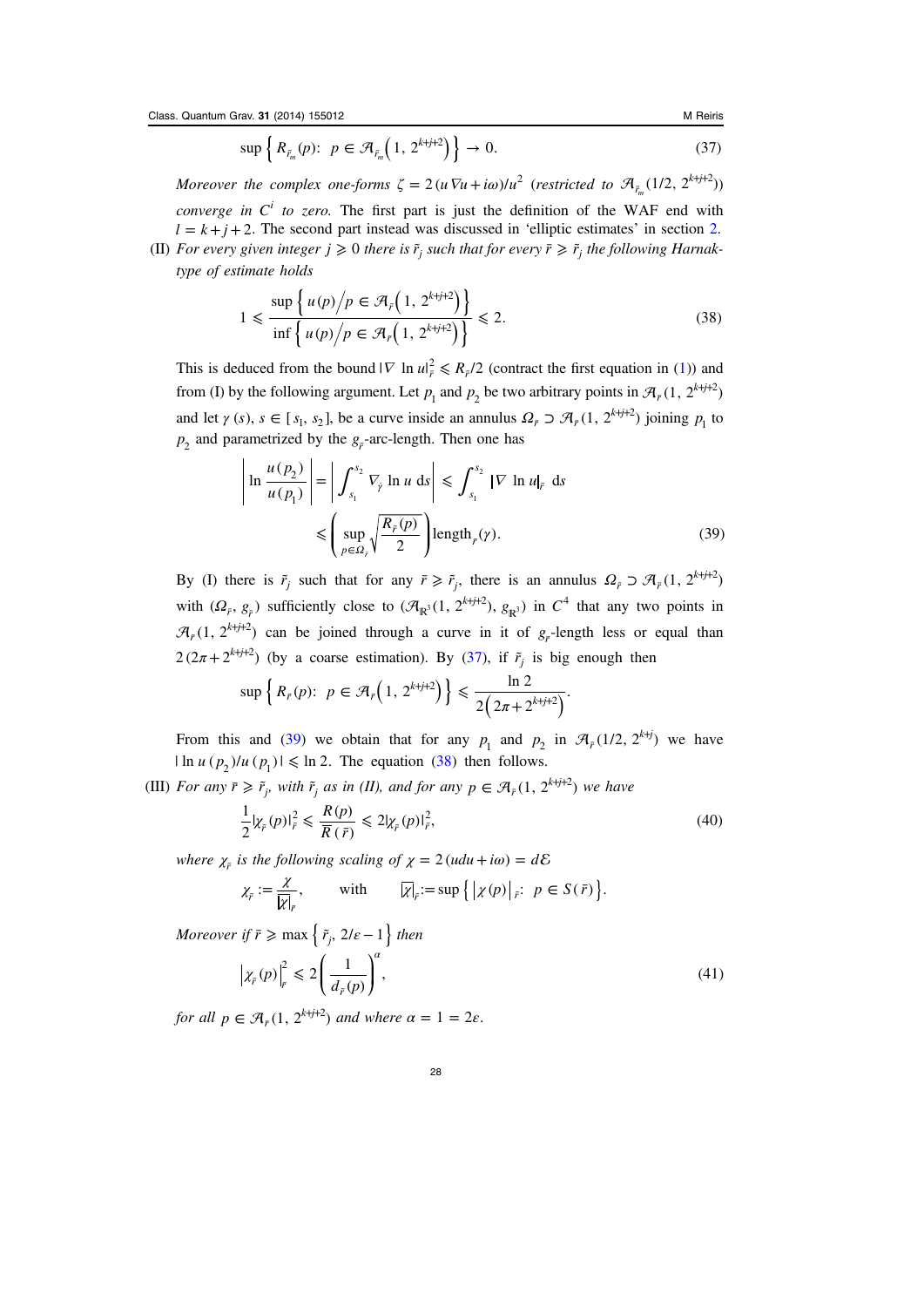$$\sup\left\{ R_{\bar{r}_m}(p):\ p \in \mathcal{A}_{\bar{r}_m}\left(1,\ 2^{k+j+2}\right) \right\} \to 0. \tag{37}$$

*Moreover the complex one-forms* $\zeta = 2\,(u\,\nabla u + i\omega)/u^2$ *(restricted to* $\mathcal{A}_{\bar{r}_m}(1/2,\ 2^{k+j+2})$*) converge in* $C^i$ *to zero.* The first part is just the definition of the WAF end with $l = k + j + 2$. The second part instead was discussed in 'elliptic estimates' in section 2.

(II) *For every given integer* $j \geqslant 0$ *there is* $\tilde{r}_j$ *such that for every* $\bar{r} \geqslant \tilde{r}_j$ *the following Harnak-type of estimate holds*

$$1 \leqslant \frac{\sup\left\{ u(p)\big/ p \in \mathcal{A}_{\bar{r}}\left(1,\ 2^{k+j+2}\right) \right\}}{\inf\left\{ u(p)\big/ p \in \mathcal{A}_{\bar{r}}\left(1,\ 2^{k+j+2}\right) \right\}} \leqslant 2. \tag{38}$$

This is deduced from the bound $|\nabla\ \ln u|^2_{\bar{r}} \leqslant R_{\bar{r}}/2$ (contract the first equation in (1)) and from (I) by the following argument. Let $p_1$ and $p_2$ be two arbitrary points in $\mathcal{A}_{\bar{r}}(1,\ 2^{k+j+2})$ and let $\gamma(s)$, $s \in [s_1, s_2]$, be a curve inside an annulus $\Omega_{\bar{r}} \supset \mathcal{A}_{\bar{r}}(1,\ 2^{k+j+2})$ joining $p_1$ to $p_2$ and parametrized by the $g_{\bar{r}}$-arc-length. Then one has

$$\begin{aligned} \left| \ln \frac{u(p_2)}{u(p_1)} \right| &= \left| \int_{s_1}^{s_2} \nabla_{\dot{\gamma}} \ln u \ \mathrm{d}s \right| \leqslant \int_{s_1}^{s_2} |\nabla\ \ln u|_{\bar{r}}\ \mathrm{d}s \\ &\leqslant \left( \sup_{p \in \Omega_{\bar{r}}} \sqrt{\frac{R_{\bar{r}}(p)}{2}} \right) \mathrm{length}_{\bar{r}}(\gamma). \end{aligned} \tag{39}$$

By (I) there is $\tilde{r}_j$ such that for any $\bar{r} \geqslant \tilde{r}_j$, there is an annulus $\Omega_{\bar{r}} \supset \mathcal{A}_{\bar{r}}(1,\ 2^{k+j+2})$ with $(\Omega_{\bar{r}},\ g_{\bar{r}})$ sufficiently close to $(\mathcal{A}_{\mathbb{R}^3}(1,\ 2^{k+j+2}),\ g_{\mathbb{R}^3})$ in $C^4$ that any two points in $\mathcal{A}_{\bar{r}}(1,\ 2^{k+j+2})$ can be joined through a curve in it of $g_{\bar{r}}$-length less or equal than $2\,(2\pi + 2^{k+j+2})$ (by a coarse estimation). By (37), if $\tilde{r}_j$ is big enough then

$$\sup\left\{ R_{\bar{r}}(p):\ p \in \mathcal{A}_{\bar{r}}\left(1,\ 2^{k+j+2}\right) \right\} \leqslant \frac{\ln 2}{2\left(2\pi + 2^{k+j+2}\right)}.$$

From this and (39) we obtain that for any $p_1$ and $p_2$ in $\mathcal{A}_{\bar{r}}(1/2,\ 2^{k+j})$ we have $|\ln u(p_2)/u(p_1)| \leqslant \ln 2$. The equation (38) then follows.

(III) *For any* $\bar{r} \geqslant \tilde{r}_j$*, with* $\tilde{r}_j$ *as in (II), and for any* $p \in \mathcal{A}_{\bar{r}}(1,\ 2^{k+j+2})$ *we have*

$$\frac{1}{2}|\chi_{\bar{r}}(p)|^2_{\bar{r}} \leqslant \frac{R(p)}{\bar{R}(\bar{r})} \leqslant 2|\chi_{\bar{r}}(p)|^2_{\bar{r}}, \tag{40}$$

*where* $\chi_{\bar{r}}$ *is the following scaling of* $\chi = 2\,(u\mathrm{d}u + i\omega) = d\mathcal{E}$

$$\chi_{\bar{r}} := \frac{\chi}{\overline{|\chi|}_{\bar{r}}}, \qquad \text{with} \qquad \overline{|\chi|}_{\bar{r}} := \sup\left\{ \left|\chi(p)\right|_{\bar{r}}:\ p \in S(\bar{r}) \right\}.$$

*Moreover if* $\bar{r} \geqslant \max\left\{ \tilde{r}_j,\ 2/\varepsilon - 1 \right\}$ *then*

$$\left|\chi_{\bar{r}}(p)\right|^2_{\bar{r}} \leqslant 2\left(\frac{1}{d_{\bar{r}}(p)}\right)^{\alpha}, \tag{41}$$

*for all* $p \in \mathcal{A}_{\bar{r}}(1,\ 2^{k+j+2})$ *and where* $\alpha = 1 = 2\varepsilon$.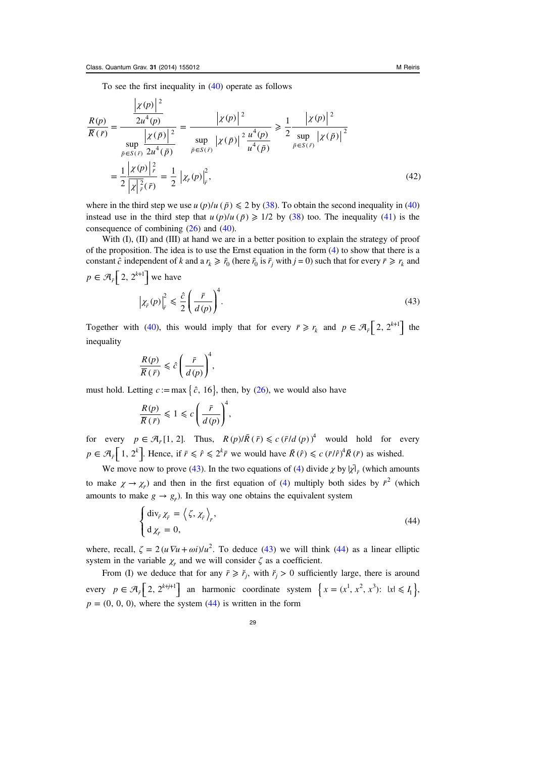To see the first inequality in (40) operate as follows

$$\frac{R(p)}{\bar{R}(\bar{r})} = \frac{\dfrac{|\chi(p)|^2}{2u^4(p)}}{\sup\limits_{\bar{p}\in S(\bar{r})} \dfrac{|\chi(\bar{p})|^2}{2u^4(\bar{p})}} = \frac{|\chi(p)|^2}{\sup\limits_{\bar{p}\in S(\bar{r})} |\chi(\bar{p})|^2 \dfrac{u^4(p)}{u^4(\bar{p})}} \geqslant \frac{1}{2}\frac{|\chi(p)|^2}{\sup\limits_{\bar{p}\in S(\bar{r})} |\chi(\bar{p})|^2}$$

$$= \frac{1}{2}\frac{|\chi(p)|^2_{\bar{r}}}{\overline{|\chi|}^2_{\bar{r}}(\bar{r})} = \frac{1}{2}\,|\chi_{\bar{r}}(p)|^2_{\bar{r}}, \tag{42}$$

where in the third step we use $u(p)/u(\bar{p}) \leqslant 2$ by (38). To obtain the second inequality in (40) instead use in the third step that $u(p)/u(\bar{p}) \geqslant 1/2$ by (38) too. The inequality (41) is the consequence of combining (26) and (40).

With (I), (II) and (III) at hand we are in a better position to explain the strategy of proof of the proposition. The idea is to use the Ernst equation in the form (4) to show that there is a constant $\hat{c}$ independent of $k$ and a $r_k \geqslant \bar{r}_0$ (here $\bar{r}_0$ is $\bar{r}_j$ with $j=0$) such that for every $\bar{r} \geqslant r_k$ and $p \in \mathcal{A}_{\bar{r}}\left[2, 2^{k+1}\right]$ we have

$$|\chi_{\bar{r}}(p)|^2_{\bar{r}} \leqslant \frac{\hat{c}}{2}\left(\frac{\bar{r}}{d(p)}\right)^4. \tag{43}$$

Together with (40), this would imply that for every $\bar{r} \geqslant r_k$ and $p \in \mathcal{A}_{\bar{r}}\left[2, 2^{k+1}\right]$ the inequality

$$\frac{R(p)}{\bar{R}(\bar{r})} \leqslant \hat{c}\left(\frac{\bar{r}}{d(p)}\right)^4,$$

must hold. Letting $c := \max\{\hat{c}, 16\}$, then, by (26), we would also have

$$\frac{R(p)}{\bar{R}(\bar{r})} \leqslant 1 \leqslant c\left(\frac{\bar{r}}{d(p)}\right)^4,$$

for every $p \in \mathcal{A}_{\bar{r}}[1, 2]$. Thus, $R(p)/\bar{R}(\bar{r}) \leqslant c(\bar{r}/d(p))^4$ would hold for every $p \in \mathcal{A}_{\bar{r}}\left[1, 2^k\right]$. Hence, if $\bar{r} \leqslant \hat{r} \leqslant 2^k \bar{r}$ we would have $\bar{R}(\hat{r}) \leqslant c(\bar{r}/\hat{r})^4 \bar{R}(\bar{r})$ as wished.

We move now to prove (43). In the two equations of (4) divide $\chi$ by $\overline{|\chi|}_{\bar{r}}$ (which amounts to make $\chi \to \chi_{\bar{r}}$) and then in the first equation of (4) multiply both sides by $\bar{r}^2$ (which amounts to make $g \to g_{\bar{r}}$). In this way one obtains the equivalent system

$$\begin{cases} \operatorname{div}_{\bar{r}} \chi_{\bar{r}} = \left\langle \zeta, \chi_{\bar{r}} \right\rangle_{\bar{r}}, \\ \mathrm{d}\,\chi_{\bar{r}} = 0, \end{cases} \tag{44}$$

where, recall, $\zeta = 2(u\nabla u + \omega i)/u^2$. To deduce (43) we will think (44) as a linear elliptic system in the variable $\chi_{\bar{r}}$ and we will consider $\zeta$ as a coefficient.

From (I) we deduce that for any $\bar{r} \geqslant \check{r}_j$, with $\check{r}_j > 0$ sufficiently large, there is around every $p \in \mathcal{A}_{\bar{r}}\left[2, 2^{k+j+1}\right]$ an harmonic coordinate system $\left\{x = (x^1, x^2, x^3) \colon |x| \leqslant I_1\right\}$, $p = (0, 0, 0)$, where the system (44) is written in the form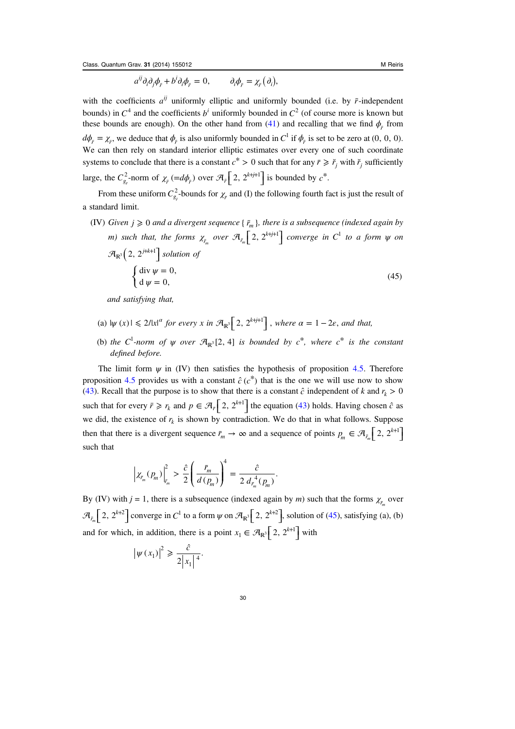$$a^{ij}\partial_i\partial_j\phi_{\bar{r}} + b^i\partial_i\phi_{\bar{r}} = 0, \qquad \partial_i\phi_{\bar{r}} = \chi_{\bar{r}}(\partial_i),$$

with the coefficients $a^{ij}$ uniformly elliptic and uniformly bounded (i.e. by $\bar{r}$-independent bounds) in $C^4$ and the coefficients $b^i$ uniformly bounded in $C^2$ (of course more is known but these bounds are enough). On the other hand from (41) and recalling that we find $\phi_{\bar{r}}$ from $d\phi_{\bar{r}} = \chi_{\bar{r}}$, we deduce that $\phi_{\bar{r}}$ is also uniformly bounded in $C^1$ if $\phi_{\bar{r}}$ is set to be zero at $(0, 0, 0)$. We can then rely on standard interior elliptic estimates over every one of such coordinate systems to conclude that there is a constant $c^* > 0$ such that for any $\bar{r} \geqslant \check{r}_j$ with $\check{r}_j$ sufficiently large, the $C^2_{g_{\bar{r}}}$-norm of $\chi_{\bar{r}}$ $(=d\phi_{\bar{r}})$ over $\mathcal{A}_{\bar{r}}\left[2, 2^{k+j+1}\right]$ is bounded by $c^*$.

From these uniform $C^2_{g_{\bar{r}}}$-bounds for $\chi_{\bar{r}}$ and (I) the following fourth fact is just the result of a standard limit.

(IV) *Given* $j \geqslant 0$ *and a divergent sequence* $\{\bar{r}_m\}$, *there is a subsequence (indexed again by* $m$*) such that, the forms* $\chi_{\bar{r}_m}$ *over* $\mathcal{A}_{\bar{r}_m}\left[2, 2^{k+j+1}\right]$ *converge in* $C^1$ *to a form* $\psi$ *on* $\mathcal{A}_{\mathbb{R}^3}\left(2, 2^{j+k+1}\right]$ *solution of*

$$\begin{cases} \operatorname{div}\psi = 0, \\ \mathrm{d}\,\psi = 0, \end{cases} \tag{45}$$

*and satisfying that,*

(a) $|\psi(x)| \leqslant 2/|x|^{\alpha}$ *for every* $x$ *in* $\mathcal{A}_{\mathbb{R}^3}\left[2, 2^{k+j+1}\right]$, *where* $\alpha = 1 - 2\epsilon$, *and that,*

(b) *the* $C^1$*-norm of* $\psi$ *over* $\mathcal{A}_{\mathbb{R}^3}[2, 4]$ *is bounded by* $c^*$, *where* $c^*$ *is the constant defined before.*

The limit form $\psi$ in (IV) then satisfies the hypothesis of proposition 4.5. Therefore proposition 4.5 provides us with a constant $\hat{c}\,(c^*)$ that is the one we will use now to show (43). Recall that the purpose is to show that there is a constant $\hat{c}$ independent of $k$ and $r_k > 0$ such that for every $\bar{r} \geqslant r_k$ and $p \in \mathcal{A}_{\bar{r}}\left[2, 2^{k+1}\right]$ the equation (43) holds. Having chosen $\hat{c}$ as we did, the existence of $r_k$ is shown by contradiction. We do that in what follows. Suppose then that there is a divergent sequence $\bar{r}_m \to \infty$ and a sequence of points $p_m \in \mathcal{A}_{\bar{r}_m}\left[2, 2^{k+1}\right]$ such that

$$\left|\chi_{\bar{r}_m}(p_m)\right|^2_{\bar{r}_m} > \frac{\hat{c}}{2}\left(\frac{\bar{r}_m}{d(p_m)}\right)^4 = \frac{\hat{c}}{2\,d^4_{\bar{r}_m}(p_m)}.$$

By (IV) with $j = 1$, there is a subsequence (indexed again by $m$) such that the forms $\chi_{\bar{r}_m}$ over $\mathcal{A}_{\bar{r}_m}\left[2, 2^{k+2}\right]$ converge in $C^1$ to a form $\psi$ on $\mathcal{A}_{\mathbb{R}^3}\left[2, 2^{k+2}\right]$, solution of (45), satisfying (a), (b) and for which, in addition, there is a point $x_1 \in \mathcal{A}_{\mathbb{R}^3}\left[2, 2^{k+1}\right]$ with

$$\left|\psi(x_1)\right|^2 \geqslant \frac{\hat{c}}{2\left|x_1\right|^4}.$$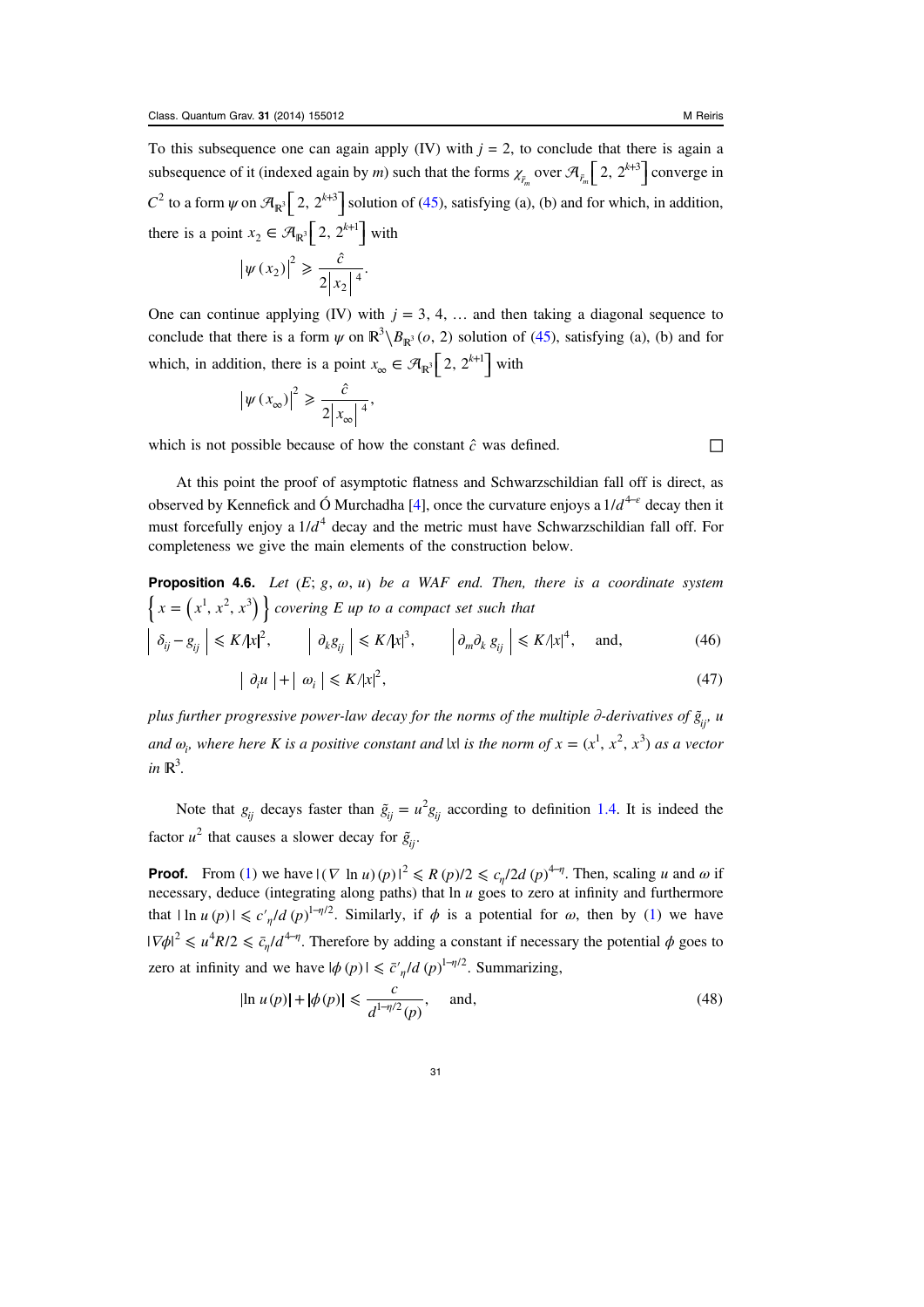To this subsequence one can again apply (IV) with $j = 2$, to conclude that there is again a subsequence of it (indexed again by $m$) such that the forms $\chi_{\bar{r}_m}$ over $\mathcal{A}_{\bar{r}_m}\left[2, 2^{k+3}\right]$ converge in $C^2$ to a form $\psi$ on $\mathcal{A}_{\mathbb{R}^3}\left[2, 2^{k+3}\right]$ solution of (45), satisfying (a), (b) and for which, in addition, there is a point $x_2 \in \mathcal{A}_{\mathbb{R}^3}\left[2, 2^{k+1}\right]$ with

$$\left|\psi\left(x_2\right)\right|^2 \geqslant \frac{\hat{c}}{2\left|x_2\right|^4}.$$

One can continue applying (IV) with $j = 3, 4, \ldots$ and then taking a diagonal sequence to conclude that there is a form $\psi$ on $\mathbb{R}^3 \backslash B_{\mathbb{R}^3}(o, 2)$ solution of (45), satisfying (a), (b) and for which, in addition, there is a point $x_\infty \in \mathcal{A}_{\mathbb{R}^3}\left[2, 2^{k+1}\right]$ with

$$\left|\psi\left(x_\infty\right)\right|^2 \geqslant \frac{\hat{c}}{2\left|x_\infty\right|^4},$$

which is not possible because of how the constant $\hat{c}$ was defined. □

At this point the proof of asymptotic flatness and Schwarzschildian fall off is direct, as observed by Kennefick and Ó Murchadha [4], once the curvature enjoys a $1/d^{4-\epsilon}$ decay then it must forcefully enjoy a $1/d^4$ decay and the metric must have Schwarzschildian fall off. For completeness we give the main elements of the construction below.

**Proposition 4.6.** *Let $(E; g, \omega, u)$ be a WAF end. Then, there is a coordinate system $\left\{x = \left(x^1, x^2, x^3\right)\right\}$ covering $E$ up to a compact set such that*

$$\left|\delta_{ij} - g_{ij}\right| \leqslant K/|x|^2, \qquad \left|\partial_k g_{ij}\right| \leqslant K/|x|^3, \qquad \left|\partial_m \partial_k g_{ij}\right| \leqslant K/|x|^4, \quad \text{and,} \tag{46}$$

$$\left|\partial_i u\right| + \left|\omega_i\right| \leqslant K/|x|^2, \tag{47}$$

*plus further progressive power-law decay for the norms of the multiple $\partial$-derivatives of $\tilde{g}_{ij}$, $u$ and $\omega_i$, where here $K$ is a positive constant and $|x|$ is the norm of $x = (x^1, x^2, x^3)$ as a vector in $\mathbb{R}^3$.*

Note that $g_{ij}$ decays faster than $\tilde{g}_{ij} = u^2 g_{ij}$ according to definition 1.4. It is indeed the factor $u^2$ that causes a slower decay for $\tilde{g}_{ij}$.

**Proof.** From (1) we have $|(\nabla \ln u)(p)|^2 \leqslant R(p)/2 \leqslant c_\eta/2d(p)^{4-\eta}$. Then, scaling $u$ and $\omega$ if necessary, deduce (integrating along paths) that $\ln u$ goes to zero at infinity and furthermore that $|\ln u(p)| \leqslant c'_\eta/d(p)^{1-\eta/2}$. Similarly, if $\phi$ is a potential for $\omega$, then by (1) we have $|\nabla\phi|^2 \leqslant u^4 R/2 \leqslant \bar{c}_\eta/d^{4-\eta}$. Therefore by adding a constant if necessary the potential $\phi$ goes to zero at infinity and we have $|\phi(p)| \leqslant \bar{c}'_\eta/d(p)^{1-\eta/2}$. Summarizing,

$$|\ln u(p)| + |\phi(p)| \leqslant \frac{c}{d^{1-\eta/2}(p)}, \quad \text{and,} \tag{48}$$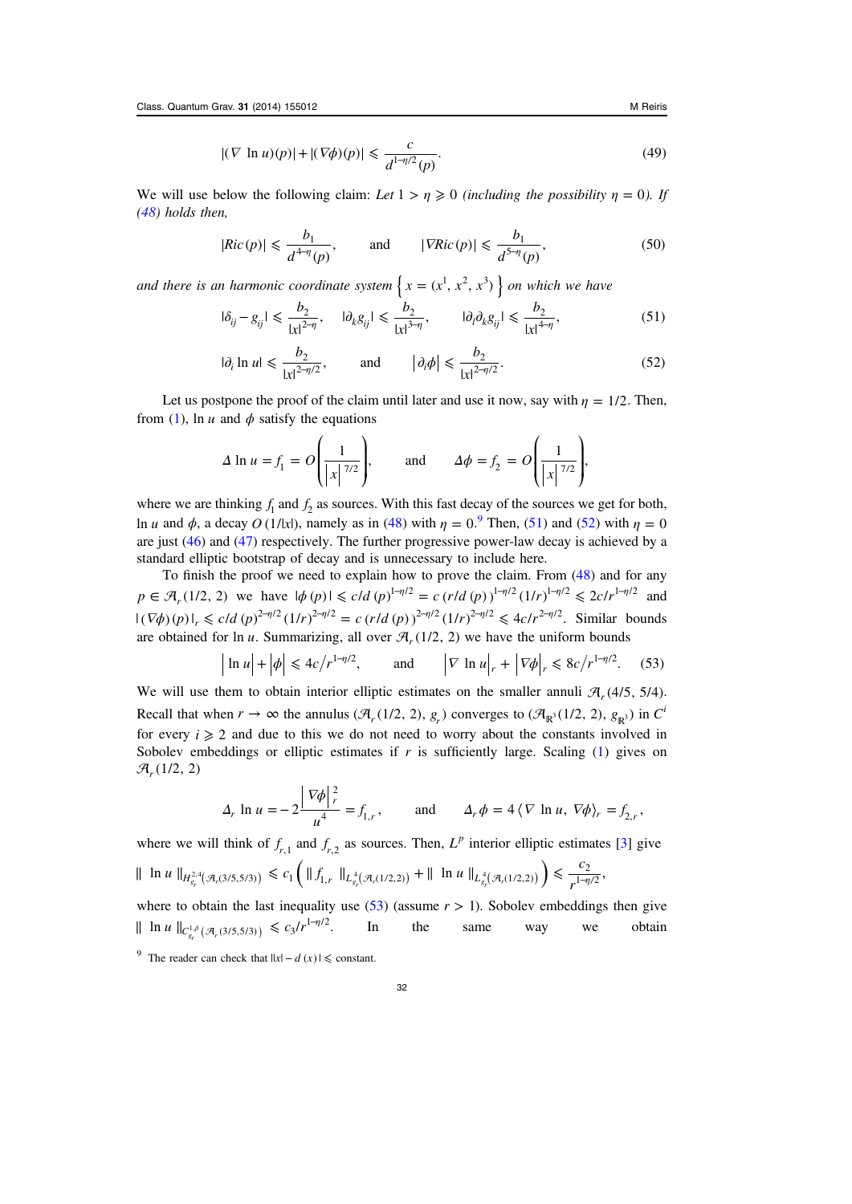$$|(\nabla \ln u)(p)| + |(\nabla\phi)(p)| \leqslant \frac{c}{d^{1-\eta/2}(p)}. \tag{49}$$

We will use below the following claim: *Let $1 > \eta \geqslant 0$ (including the possibility $\eta = 0$). If (48) holds then,*

$$|Ric(p)| \leqslant \frac{b_1}{d^{4-\eta}(p)}, \qquad \text{and} \qquad |\nabla Ric(p)| \leqslant \frac{b_1}{d^{5-\eta}(p)}, \tag{50}$$

*and there is an harmonic coordinate system $\left\{ x = (x^1, x^2, x^3) \right\}$ on which we have*

$$|\delta_{ij} - g_{ij}| \leqslant \frac{b_2}{|x|^{2-\eta}}, \quad |\partial_k g_{ij}| \leqslant \frac{b_2}{|x|^{3-\eta}}, \quad |\partial_l \partial_k g_{ij}| \leqslant \frac{b_2}{|x|^{4-\eta}}, \tag{51}$$

$$|\partial_i \ln u| \leqslant \frac{b_2}{|x|^{2-\eta/2}}, \qquad \text{and} \qquad |\partial_i \phi| \leqslant \frac{b_2}{|x|^{2-\eta/2}}. \tag{52}$$

Let us postpone the proof of the claim until later and use it now, say with $\eta = 1/2$. Then, from (1), $\ln u$ and $\phi$ satisfy the equations

$$\Delta \ln u = f_1 = O\left(\frac{1}{|x|^{7/2}}\right), \qquad \text{and} \qquad \Delta\phi = f_2 = O\left(\frac{1}{|x|^{7/2}}\right),$$

where we are thinking $f_1$ and $f_2$ as sources. With this fast decay of the sources we get for both, $\ln u$ and $\phi$, a decay $O(1/|x|)$, namely as in (48) with $\eta = 0$.[9] Then, (51) and (52) with $\eta = 0$ are just (46) and (47) respectively. The further progressive power-law decay is achieved by a standard elliptic bootstrap of decay and is unnecessary to include here.

To finish the proof we need to explain how to prove the claim. From (48) and for any $p \in \mathcal{A}_r(1/2, 2)$ we have $|\phi(p)| \leqslant c/d(p)^{1-\eta/2} = c\,(r/d(p))^{1-\eta/2}(1/r)^{1-\eta/2} \leqslant 2c/r^{1-\eta/2}$ and $|(\nabla\phi)(p)|_r \leqslant c/d(p)^{2-\eta/2}(1/r)^{2-\eta/2} = c\,(r/d(p))^{2-\eta/2}(1/r)^{2-\eta/2} \leqslant 4c/r^{2-\eta/2}$. Similar bounds are obtained for $\ln u$. Summarizing, all over $\mathcal{A}_r(1/2, 2)$ we have the uniform bounds

$$\left|\ln u\right| + \left|\phi\right| \leqslant 4c/r^{1-\eta/2}, \qquad \text{and} \qquad \left|\nabla \ln u\right|_r + \left|\nabla\phi\right|_r \leqslant 8c/r^{1-\eta/2}. \tag{53}$$

We will use them to obtain interior elliptic estimates on the smaller annuli $\mathcal{A}_r(4/5, 5/4)$. Recall that when $r \to \infty$ the annulus $(\mathcal{A}_r(1/2, 2), g_r)$ converges to $(\mathcal{A}_{\mathbb{R}^3}(1/2, 2), g_{\mathbb{R}^3})$ in $C^i$ for every $i \geqslant 2$ and due to this we do not need to worry about the constants involved in Sobolev embeddings or elliptic estimates if $r$ is sufficiently large. Scaling (1) gives on $\mathcal{A}_r(1/2, 2)$

$$\Delta_r \ln u = -2\frac{\left|\nabla\phi\right|_r^2}{u^4} = f_{1,r}, \qquad \text{and} \qquad \Delta_r\phi = 4\langle \nabla \ln u, \nabla\phi\rangle_r = f_{2,r},$$

where we will think of $f_{r,1}$ and $f_{r,2}$ as sources. Then, $L^p$ interior elliptic estimates [3] give

$$\|\ln u\|_{H^{2,4}_{g_r}(\mathcal{A}_r(3/5,5/3))} \leqslant c_1\left(\|f_{1,r}\|_{L^4_{g_r}(\mathcal{A}_r(1/2,2))} + \|\ln u\|_{L^4_{g_r}(\mathcal{A}_r(1/2,2))}\right) \leqslant \frac{c_2}{r^{1-\eta/2}},$$

where to obtain the last inequality use (53) (assume $r > 1$). Sobolev embeddings then give $\|\ln u\|_{C^{1,\beta}_{g_r}(\mathcal{A}_r(3/5,5/3))} \leqslant c_3/r^{1-\eta/2}$. In the same way we obtain

[9] The reader can check that $|\,|x| - d(x)\,| \leqslant$ constant.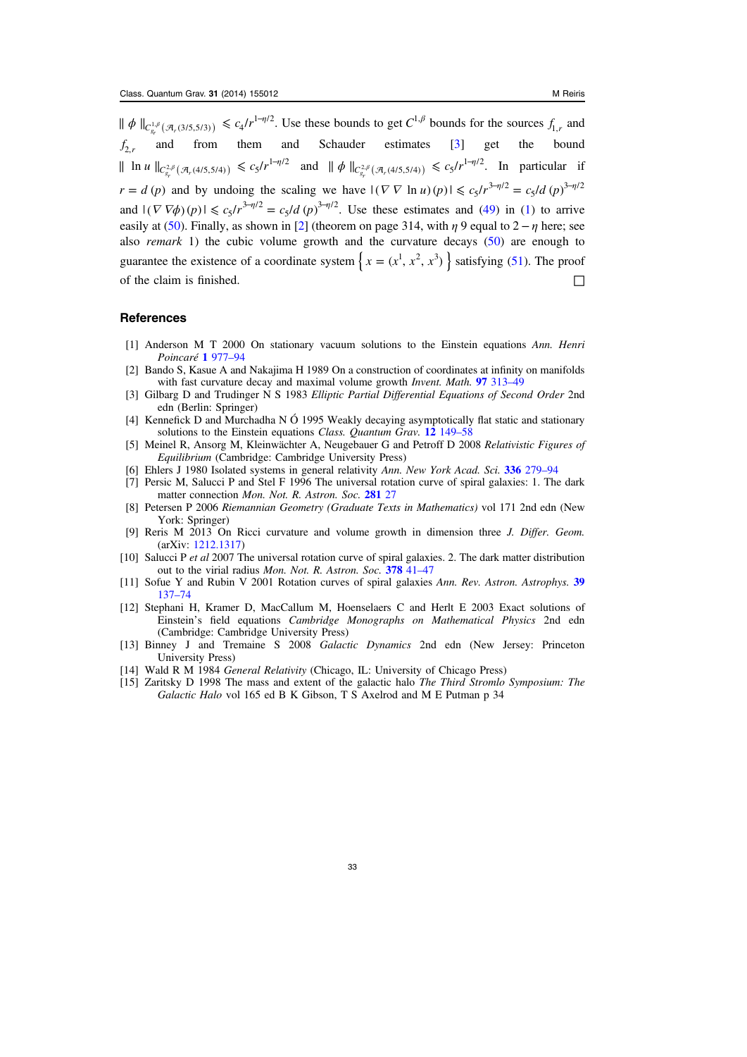$\| \phi \|_{C^{1,\beta}_{g_r}(\mathcal{A}_r(3/5,5/3))} \leqslant c_4/r^{1-\eta/2}$. Use these bounds to get $C^{1,\beta}$ bounds for the sources $f_{1,r}$ and $f_{2,r}$ and from them and Schauder estimates [3] get the bound $\| \ln u \|_{C^{2,\beta}_{g_r}(\mathcal{A}_r(4/5,5/4))} \leqslant c_5/r^{1-\eta/2}$ and $\| \phi \|_{C^{2,\beta}_{g_r}(\mathcal{A}_r(4/5,5/4))} \leqslant c_5/r^{1-\eta/2}$. In particular if $r = d(p)$ and by undoing the scaling we have $|(\nabla\nabla \ln u)(p)| \leqslant c_5/r^{3-\eta/2} = c_5/d(p)^{3-\eta/2}$ and $|(\nabla\nabla\phi)(p)| \leqslant c_5/r^{3-\eta/2} = c_5/d(p)^{3-\eta/2}$. Use these estimates and (49) in (1) to arrive easily at (50). Finally, as shown in [2] (theorem on page 314, with $\eta$ 9 equal to $2-\eta$ here; see also *remark* 1) the cubic volume growth and the curvature decays (50) are enough to guarantee the existence of a coordinate system $\left\{ x = (x^1, x^2, x^3) \right\}$ satisfying (51). The proof of the claim is finished. □

## References

[1] Anderson M T 2000 On stationary vacuum solutions to the Einstein equations *Ann. Henri Poincaré* **1** 977–94

[2] Bando S, Kasue A and Nakajima H 1989 On a construction of coordinates at infinity on manifolds with fast curvature decay and maximal volume growth *Invent. Math.* **97** 313–49

[3] Gilbarg D and Trudinger N S 1983 *Elliptic Partial Differential Equations of Second Order* 2nd edn (Berlin: Springer)

[4] Kennefick D and Murchadha N Ó 1995 Weakly decaying asymptotically flat static and stationary solutions to the Einstein equations *Class. Quantum Grav.* **12** 149–58

[5] Meinel R, Ansorg M, Kleinwächter A, Neugebauer G and Petroff D 2008 *Relativistic Figures of Equilibrium* (Cambridge: Cambridge University Press)

[6] Ehlers J 1980 Isolated systems in general relativity *Ann. New York Acad. Sci.* **336** 279–94

[7] Persic M, Salucci P and Stel F 1996 The universal rotation curve of spiral galaxies: 1. The dark matter connection *Mon. Not. R. Astron. Soc.* **281** 27

[8] Petersen P 2006 *Riemannian Geometry (Graduate Texts in Mathematics)* vol 171 2nd edn (New York: Springer)

[9] Reris M 2013 On Ricci curvature and volume growth in dimension three *J. Differ. Geom.* (arXiv: 1212.1317)

[10] Salucci P *et al* 2007 The universal rotation curve of spiral galaxies. 2. The dark matter distribution out to the virial radius *Mon. Not. R. Astron. Soc.* **378** 41–47

[11] Sofue Y and Rubin V 2001 Rotation curves of spiral galaxies *Ann. Rev. Astron. Astrophys.* **39** 137–74

[12] Stephani H, Kramer D, MacCallum M, Hoenselaers C and Herlt E 2003 Exact solutions of Einstein's field equations *Cambridge Monographs on Mathematical Physics* 2nd edn (Cambridge: Cambridge University Press)

[13] Binney J and Tremaine S 2008 *Galactic Dynamics* 2nd edn (New Jersey: Princeton University Press)

[14] Wald R M 1984 *General Relativity* (Chicago, IL: University of Chicago Press)

[15] Zaritsky D 1998 The mass and extent of the galactic halo *The Third Stromlo Symposium: The Galactic Halo* vol 165 ed B K Gibson, T S Axelrod and M E Putman p 34